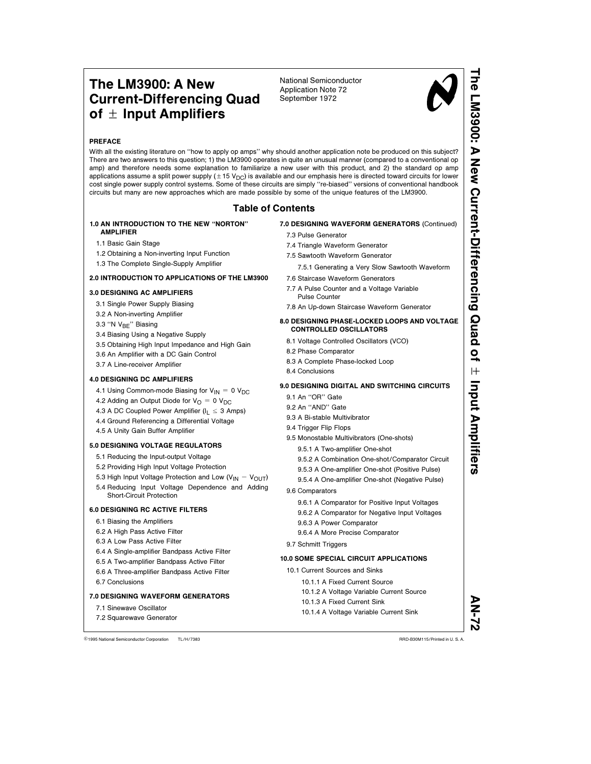# The LM3900: A New Current-Differencing Quad of ± Input Amplifiers

National Semiconductor
Application Note 72
September 1972

## PREFACE

With all the existing literature on "how to apply op amps" why should another application note be produced on this subject? There are two answers to this question; 1) the LM3900 operates in quite an unusual manner (compared to a conventional op amp) and therefore needs some explanation to familiarize a new user with this product, and 2) the standard op amp applications assume a split power supply (±15 $V_{DC}$) is available and our emphasis here is directed toward circuits for lower cost single power supply control systems. Some of these circuits are simply "re-biased" versions of conventional handbook circuits but many are new approaches which are made possible by some of the unique features of the LM3900.

## Table of Contents

**1.0 AN INTRODUCTION TO THE NEW "NORTON" AMPLIFIER**

- 1.1 Basic Gain Stage
- 1.2 Obtaining a Non-inverting Input Function
- 1.3 The Complete Single-Supply Amplifier

**2.0 INTRODUCTION TO APPLICATIONS OF THE LM3900**

**3.0 DESIGNING AC AMPLIFIERS**

- 3.1 Single Power Supply Biasing
- 3.2 A Non-inverting Amplifier
- 3.3 "N $V_{BE}$" Biasing
- 3.4 Biasing Using a Negative Supply
- 3.5 Obtaining High Input Impedance and High Gain
- 3.6 An Amplifier with a DC Gain Control
- 3.7 A Line-receiver Amplifier

**4.0 DESIGNING DC AMPLIFIERS**

- 4.1 Using Common-mode Biasing for $V_{IN}$ = 0 $V_{DC}$
- 4.2 Adding an Output Diode for $V_O$ = 0 $V_{DC}$
- 4.3 A DC Coupled Power Amplifier ($I_L \leq$ 3 Amps)
- 4.4 Ground Referencing a Differential Voltage
- 4.5 A Unity Gain Buffer Amplifier

**5.0 DESIGNING VOLTAGE REGULATORS**

- 5.1 Reducing the Input-output Voltage
- 5.2 Providing High Input Voltage Protection
- 5.3 High Input Voltage Protection and Low ($V_{IN} - V_{OUT}$)
- 5.4 Reducing Input Voltage Dependence and Adding Short-Circuit Protection

**6.0 DESIGNING RC ACTIVE FILTERS**

- 6.1 Biasing the Amplifiers
- 6.2 A High Pass Active Filter
- 6.3 A Low Pass Active Filter
- 6.4 A Single-amplifier Bandpass Active Filter
- 6.5 A Two-amplifier Bandpass Active Filter
- 6.6 A Three-amplifier Bandpass Active Filter
- 6.7 Conclusions

**7.0 DESIGNING WAVEFORM GENERATORS**

- 7.1 Sinewave Oscillator
- 7.2 Squarewave Generator
- 7.3 Pulse Generator
- 7.4 Triangle Waveform Generator
- 7.5 Sawtooth Waveform Generator
  - 7.5.1 Generating a Very Slow Sawtooth Waveform
- 7.6 Staircase Waveform Generators
- 7.7 A Pulse Counter and a Voltage Variable Pulse Counter
- 7.8 An Up-down Staircase Waveform Generator

**8.0 DESIGNING PHASE-LOCKED LOOPS AND VOLTAGE CONTROLLED OSCILLATORS**

- 8.1 Voltage Controlled Oscillators (VCO)
- 8.2 Phase Comparator
- 8.3 A Complete Phase-locked Loop
- 8.4 Conclusions

**9.0 DESIGNING DIGITAL AND SWITCHING CIRCUITS**

- 9.1 An "OR" Gate
- 9.2 An "AND" Gate
- 9.3 A Bi-stable Multivibrator
- 9.4 Trigger Flip Flops
- 9.5 Monostable Multivibrators (One-shots)
  - 9.5.1 A Two-amplifier One-shot
  - 9.5.2 A Combination One-shot/Comparator Circuit
  - 9.5.3 A One-amplifier One-shot (Positive Pulse)
  - 9.5.4 A One-amplifier One-shot (Negative Pulse)
- 9.6 Comparators
  - 9.6.1 A Comparator for Positive Input Voltages
  - 9.6.2 A Comparator for Negative Input Voltages
  - 9.6.3 A Power Comparator
  - 9.6.4 A More Precise Comparator
- 9.7 Schmitt Triggers

**10.0 SOME SPECIAL CIRCUIT APPLICATIONS**

- 10.1 Current Sources and Sinks
  - 10.1.1 A Fixed Current Source
  - 10.1.2 A Voltage Variable Current Source
  - 10.1.3 A Fixed Current Sink
  - 10.1.4 A Voltage Variable Current Sink

©1995 National Semiconductor Corporation TL/H/7383 RRD-B30M115/Printed in U. S. A.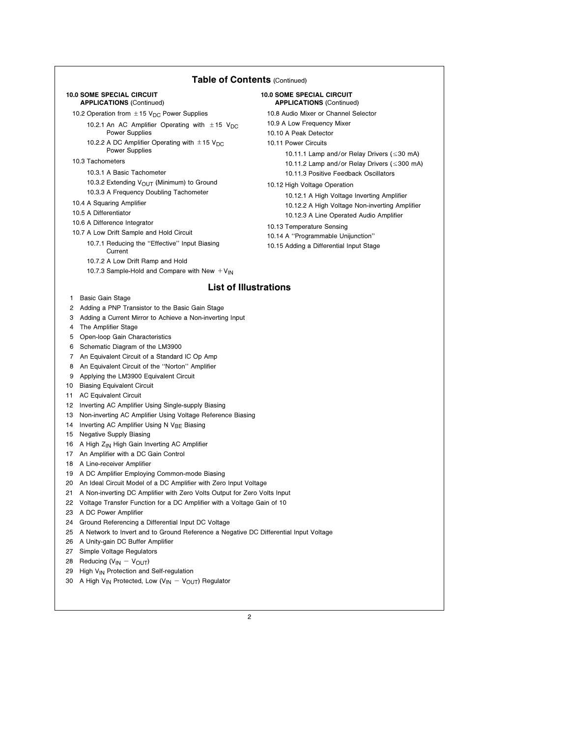## Table of Contents (Continued)

**10.0 SOME SPECIAL CIRCUIT APPLICATIONS** (Continued)

- 10.2 Operation from ±15 $V_{DC}$ Power Supplies
  - 10.2.1 An AC Amplifier Operating with ±15 $V_{DC}$ Power Supplies
  - 10.2.2 A DC Amplifier Operating with ±15 $V_{DC}$ Power Supplies
- 10.3 Tachometers
  - 10.3.1 A Basic Tachometer
  - 10.3.2 Extending $V_{OUT}$ (Minimum) to Ground
  - 10.3.3 A Frequency Doubling Tachometer
- 10.4 A Squaring Amplifier
- 10.5 A Differentiator
- 10.6 A Difference Integrator
- 10.7 A Low Drift Sample and Hold Circuit
  - 10.7.1 Reducing the ''Effective'' Input Biasing Current
  - 10.7.2 A Low Drift Ramp and Hold
  - 10.7.3 Sample-Hold and Compare with New $+V_{IN}$

**10.0 SOME SPECIAL CIRCUIT APPLICATIONS** (Continued)

- 10.8 Audio Mixer or Channel Selector
- 10.9 A Low Frequency Mixer
- 10.10 A Peak Detector
- 10.11 Power Circuits
  - 10.11.1 Lamp and/or Relay Drivers (≤30 mA)
  - 10.11.2 Lamp and/or Relay Drivers (≤300 mA)
  - 10.11.3 Positive Feedback Oscillators
- 10.12 High Voltage Operation
  - 10.12.1 A High Voltage Inverting Amplifier
  - 10.12.2 A High Voltage Non-inverting Amplifier
  - 10.12.3 A Line Operated Audio Amplifier
- 10.13 Temperature Sensing
- 10.14 A ''Programmable Unijunction''
- 10.15 Adding a Differential Input Stage

## List of Illustrations

1. Basic Gain Stage
2. Adding a PNP Transistor to the Basic Gain Stage
3. Adding a Current Mirror to Achieve a Non-inverting Input
4. The Amplifier Stage
5. Open-loop Gain Characteristics
6. Schematic Diagram of the LM3900
7. An Equivalent Circuit of a Standard IC Op Amp
8. An Equivalent Circuit of the ''Norton'' Amplifier
9. Applying the LM3900 Equivalent Circuit
10. Biasing Equivalent Circuit
11. AC Equivalent Circuit
12. Inverting AC Amplifier Using Single-supply Biasing
13. Non-inverting AC Amplifier Using Voltage Reference Biasing
14. Inverting AC Amplifier Using N $V_{BE}$ Biasing
15. Negative Supply Biasing
16. A High $Z_{IN}$ High Gain Inverting AC Amplifier
17. An Amplifier with a DC Gain Control
18. A Line-receiver Amplifier
19. A DC Amplifier Employing Common-mode Biasing
20. An Ideal Circuit Model of a DC Amplifier with Zero Input Voltage
21. A Non-inverting DC Amplifier with Zero Volts Output for Zero Volts Input
22. Voltage Transfer Function for a DC Amplifier with a Voltage Gain of 10
23. A DC Power Amplifier
24. Ground Referencing a Differential Input DC Voltage
25. A Network to Invert and to Ground Reference a Negative DC Differential Input Voltage
26. A Unity-gain DC Buffer Amplifier
27. Simple Voltage Regulators
28. Reducing ($V_{IN} - V_{OUT}$)
29. High $V_{IN}$ Protection and Self-regulation
30. A High $V_{IN}$ Protected, Low ($V_{IN} - V_{OUT}$) Regulator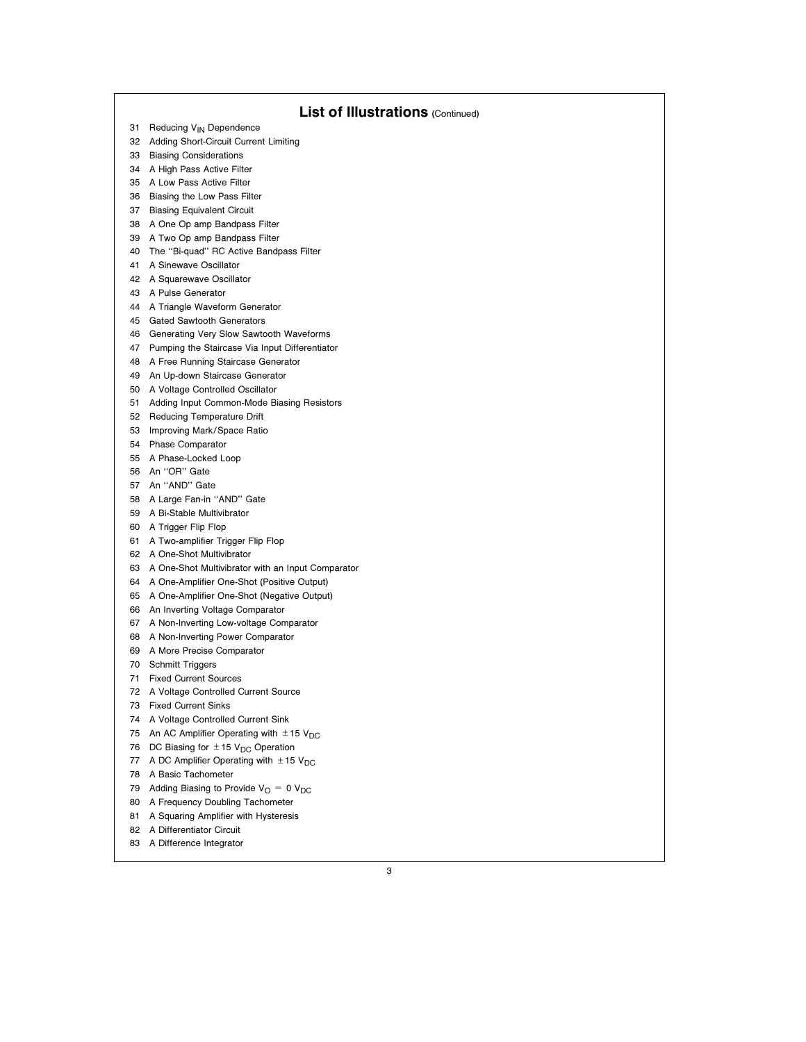## List of Illustrations (Continued)

31 Reducing $V_{IN}$ Dependence
32 Adding Short-Circuit Current Limiting
33 Biasing Considerations
34 A High Pass Active Filter
35 A Low Pass Active Filter
36 Biasing the Low Pass Filter
37 Biasing Equivalent Circuit
38 A One Op amp Bandpass Filter
39 A Two Op amp Bandpass Filter
40 The ''Bi-quad'' RC Active Bandpass Filter
41 A Sinewave Oscillator
42 A Squarewave Oscillator
43 A Pulse Generator
44 A Triangle Waveform Generator
45 Gated Sawtooth Generators
46 Generating Very Slow Sawtooth Waveforms
47 Pumping the Staircase Via Input Differentiator
48 A Free Running Staircase Generator
49 An Up-down Staircase Generator
50 A Voltage Controlled Oscillator
51 Adding Input Common-Mode Biasing Resistors
52 Reducing Temperature Drift
53 Improving Mark/Space Ratio
54 Phase Comparator
55 A Phase-Locked Loop
56 An ''OR'' Gate
57 An ''AND'' Gate
58 A Large Fan-in ''AND'' Gate
59 A Bi-Stable Multivibrator
60 A Trigger Flip Flop
61 A Two-amplifier Trigger Flip Flop
62 A One-Shot Multivibrator
63 A One-Shot Multivibrator with an Input Comparator
64 A One-Amplifier One-Shot (Positive Output)
65 A One-Amplifier One-Shot (Negative Output)
66 An Inverting Voltage Comparator
67 A Non-Inverting Low-voltage Comparator
68 A Non-Inverting Power Comparator
69 A More Precise Comparator
70 Schmitt Triggers
71 Fixed Current Sources
72 A Voltage Controlled Current Source
73 Fixed Current Sinks
74 A Voltage Controlled Current Sink
75 An AC Amplifier Operating with $\pm 15\ V_{DC}$
76 DC Biasing for $\pm 15\ V_{DC}$ Operation
77 A DC Amplifier Operating with $\pm 15\ V_{DC}$
78 A Basic Tachometer
79 Adding Biasing to Provide $V_O = 0\ V_{DC}$
80 A Frequency Doubling Tachometer
81 A Squaring Amplifier with Hysteresis
82 A Differentiator Circuit
83 A Difference Integrator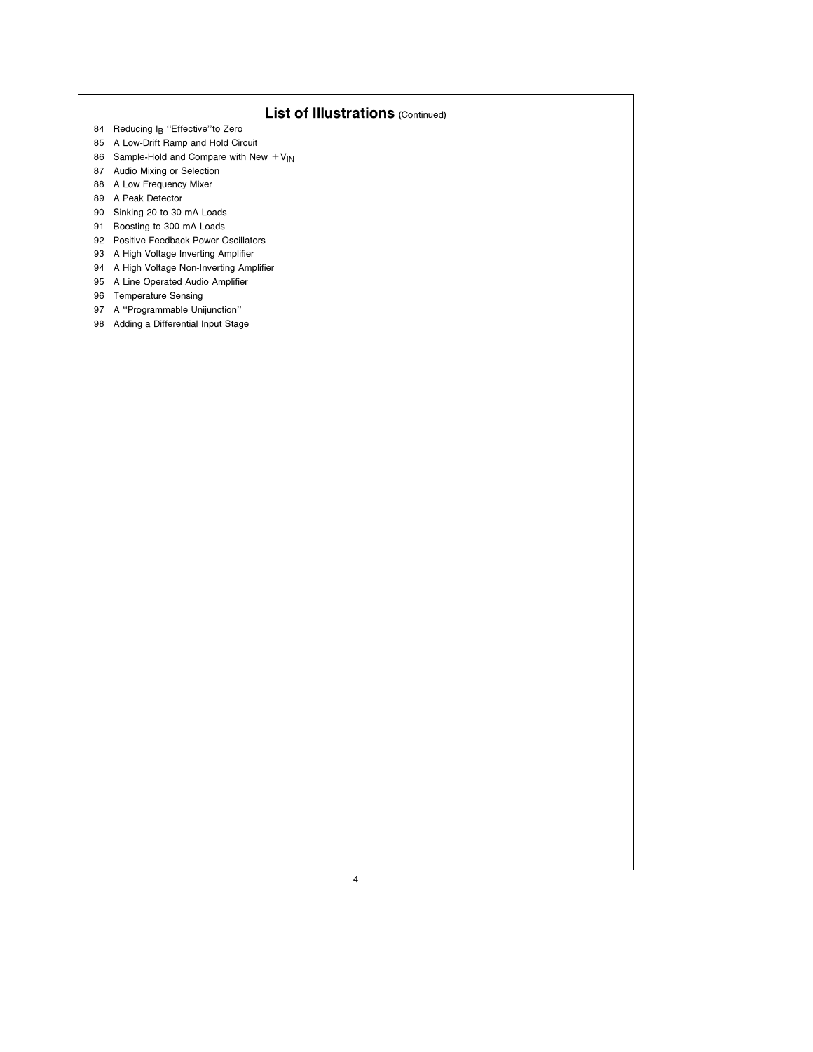## List of Illustrations (Continued)

84 Reducing $I_B$ "Effective" to Zero
85 A Low-Drift Ramp and Hold Circuit
86 Sample-Hold and Compare with New $+V_{IN}$
87 Audio Mixing or Selection
88 A Low Frequency Mixer
89 A Peak Detector
90 Sinking 20 to 30 mA Loads
91 Boosting to 300 mA Loads
92 Positive Feedback Power Oscillators
93 A High Voltage Inverting Amplifier
94 A High Voltage Non-Inverting Amplifier
95 A Line Operated Audio Amplifier
96 Temperature Sensing
97 A "Programmable Unijunction"
98 Adding a Differential Input Stage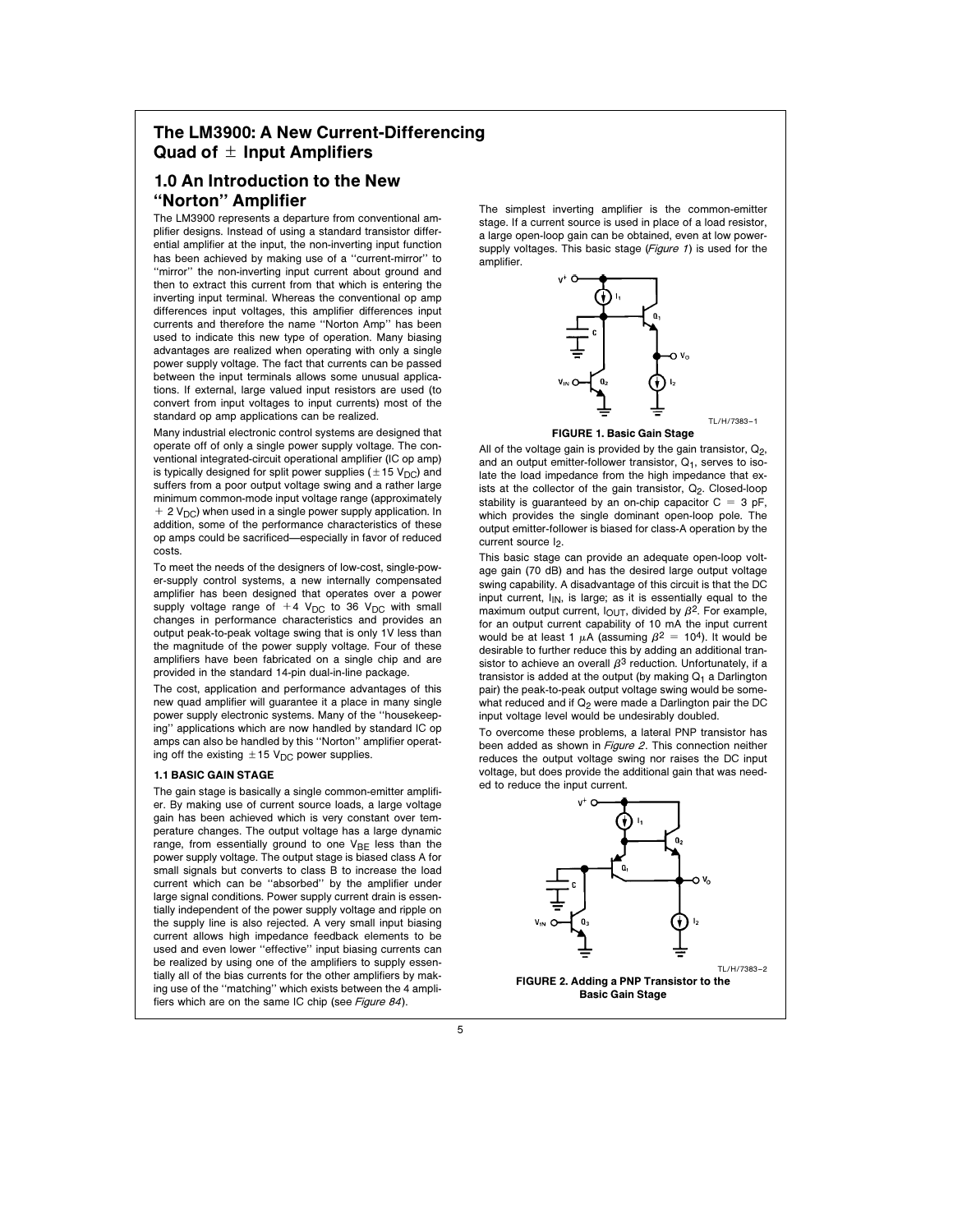# The LM3900: A New Current-Differencing Quad of ± Input Amplifiers

## 1.0 An Introduction to the New "Norton" Amplifier

The LM3900 represents a departure from conventional amplifier designs. Instead of using a standard transistor differential amplifier at the input, the non-inverting input function has been achieved by making use of a "current-mirror" to "mirror" the non-inverting input current about ground and then to extract this current from that which is entering the inverting input terminal. Whereas the conventional op amp differences input voltages, this amplifier differences input currents and therefore the name "Norton Amp" has been used to indicate this new type of operation. Many biasing advantages are realized when operating with only a single power supply voltage. The fact that currents can be passed between the input terminals allows some unusual applications. If external, large valued input resistors are used (to convert from input voltages to input currents) most of the standard op amp applications can be realized.

Many industrial electronic control systems are designed that operate off of only a single power supply voltage. The conventional integrated-circuit operational amplifier (IC op amp) is typically designed for split power supplies (±15 $V_{DC}$) and suffers from a poor output voltage swing and a rather large minimum common-mode input voltage range (approximately +2 $V_{DC}$) when used in a single power supply application. In addition, some of the performance characteristics of these op amps could be sacrificed—especially in favor of reduced costs.

To meet the needs of the designers of low-cost, single-power-supply control systems, a new internally compensated amplifier has been designed that operates over a power supply voltage range of +4 $V_{DC}$ to 36 $V_{DC}$ with small changes in performance characteristics and provides an output peak-to-peak voltage swing that is only 1V less than the magnitude of the power supply voltage. Four of these amplifiers have been fabricated on a single chip and are provided in the standard 14-pin dual-in-line package.

The cost, application and performance advantages of this new quad amplifier will guarantee it a place in many single power supply electronic systems. Many of the "housekeeping" applications which are now handled by standard IC op amps can also be handled by this "Norton" amplifier operating off the existing ±15 $V_{DC}$ power supplies.

### 1.1 BASIC GAIN STAGE

The gain stage is basically a single common-emitter amplifier. By making use of current source loads, a large voltage gain has been achieved which is very constant over temperature changes. The output voltage has a large dynamic range, from essentially ground to one $V_{BE}$ less than the power supply voltage. The output stage is biased class A for small signals but converts to class B to increase the load current which can be "absorbed" by the amplifier under large signal conditions. Power supply current drain is essentially independent of the power supply voltage and ripple on the supply line is also rejected. A very small input biasing current allows high impedance feedback elements to be used and even lower "effective" input biasing currents can be realized by using one of the amplifiers to supply essentially all of the bias currents for the other amplifiers by making use of the "matching" which exists between the 4 amplifiers which are on the same IC chip (see *Figure 84*).

The simplest inverting amplifier is the common-emitter stage. If a current source is used in place of a load resistor, a large open-loop gain can be obtained, even at low power-supply voltages. This basic stage (*Figure 1*) is used for the amplifier.

TL/H/7383–1

**FIGURE 1. Basic Gain Stage**

All of the voltage gain is provided by the gain transistor, $Q_2$, and an output emitter-follower transistor, $Q_1$, serves to isolate the load impedance from the high impedance that exists at the collector of the gain transistor, $Q_2$. Closed-loop stability is guaranteed by an on-chip capacitor C = 3 pF, which provides the single dominant open-loop pole. The output emitter-follower is biased for class-A operation by the current source $I_2$.

This basic stage can provide an adequate open-loop voltage gain (70 dB) and has the desired large output voltage swing capability. A disadvantage of this circuit is that the DC input current, $I_{IN}$, is large; as it is essentially equal to the maximum output current, $I_{OUT}$, divided by $\beta^2$. For example, for an output current capability of 10 mA the input current would be at least 1 μA (assuming $\beta^2 = 10^4$). It would be desirable to further reduce this by adding an additional transistor to achieve an overall $\beta^3$ reduction. Unfortunately, if a transistor is added at the output (by making $Q_1$ a Darlington pair) the peak-to-peak output voltage swing would be somewhat reduced and if $Q_2$ were made a Darlington pair the DC input voltage level would be undesirably doubled.

To overcome these problems, a lateral PNP transistor has been added as shown in *Figure 2*. This connection neither reduces the output voltage swing nor raises the DC input voltage, but does provide the additional gain that was needed to reduce the input current.

TL/H/7383–2

**FIGURE 2. Adding a PNP Transistor to the Basic Gain Stage**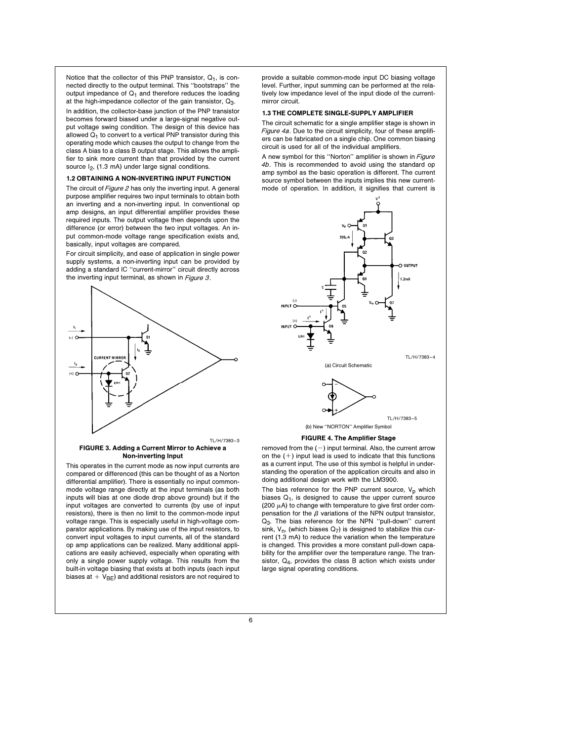Notice that the collector of this PNP transistor, $Q_1$, is connected directly to the output terminal. This ''bootstraps'' the output impedance of $Q_1$ and therefore reduces the loading at the high-impedance collector of the gain transistor, $Q_3$.

In addition, the collector-base junction of the PNP transistor becomes forward biased under a large-signal negative output voltage swing condition. The design of this device has allowed $Q_1$ to convert to a vertical PNP transistor during this operating mode which causes the output to change from the class A bias to a class B output stage. This allows the amplifier to sink more current than that provided by the current source $I_2$, (1.3 mA) under large signal conditions.

### 1.2 OBTAINING A NON-INVERTING INPUT FUNCTION

The circuit of *Figure 2* has only the inverting input. A general purpose amplifier requires two input terminals to obtain both an inverting and a non-inverting input. In conventional op amp designs, an input differential amplifier provides these required inputs. The output voltage then depends upon the difference (or error) between the two input voltages. An input common-mode voltage range specification exists and, basically, input voltages are compared.

For circuit simplicity, and ease of application in single power supply systems, a non-inverting input can be provided by adding a standard IC ''current-mirror'' circuit directly across the inverting input terminal, as shown in *Figure 3*.

TL/H/7383–3

**FIGURE 3. Adding a Current Mirror to Achieve a Non-inverting Input**

This operates in the current mode as now input currents are compared or differenced (this can be thought of as a Norton differential amplifier). There is essentially no input common-mode voltage range directly at the input terminals (as both inputs will bias at one diode drop above ground) but if the input voltages are converted to currents (by use of input resistors), there is then no limit to the common-mode input voltage range. This is especially useful in high-voltage comparator applications. By making use of the input resistors, to convert input voltages to input currents, all of the standard op amp applications can be realized. Many additional applications are easily achieved, especially when operating with only a single power supply voltage. This results from the built-in voltage biasing that exists at both inputs (each input biases at $+V_{BE}$) and additional resistors are not required to provide a suitable common-mode input DC biasing voltage level. Further, input summing can be performed at the relatively low impedance level of the input diode of the current-mirror circuit.

### 1.3 THE COMPLETE SINGLE-SUPPLY AMPLIFIER

The circuit schematic for a single amplifier stage is shown in *Figure 4a*. Due to the circuit simplicity, four of these amplifiers can be fabricated on a single chip. One common biasing circuit is used for all of the individual amplifiers.

A new symbol for this ''Norton'' amplifier is shown in *Figure 4b*. This is recommended to avoid using the standard op amp symbol as the basic operation is different. The current source symbol between the inputs implies this new current-mode of operation. In addition, it signifies that current is removed from the (−) input terminal. Also, the current arrow on the (+) input lead is used to indicate that this functions as a current input. The use of this symbol is helpful in understanding the operation of the application circuits and also in doing additional design work with the LM3900.

TL/H/7383–4

(a) Circuit Schematic

TL/H/7383–5

(b) New ''NORTON'' Amplifier Symbol

**FIGURE 4. The Amplifier Stage**

The bias reference for the PNP current source, $V_p$ which biases $Q_1$, is designed to cause the upper current source (200 μA) to change with temperature to give first order compensation for the $\beta$ variations of the NPN output transistor, $Q_3$. The bias reference for the NPN ''pull-down'' current sink, $V_n$, (which biases $Q_7$) is designed to stabilize this current (1.3 mA) to reduce the variation when the temperature is changed. This provides a more constant pull-down capability for the amplifier over the temperature range. The transistor, $Q_4$, provides the class B action which exists under large signal operating conditions.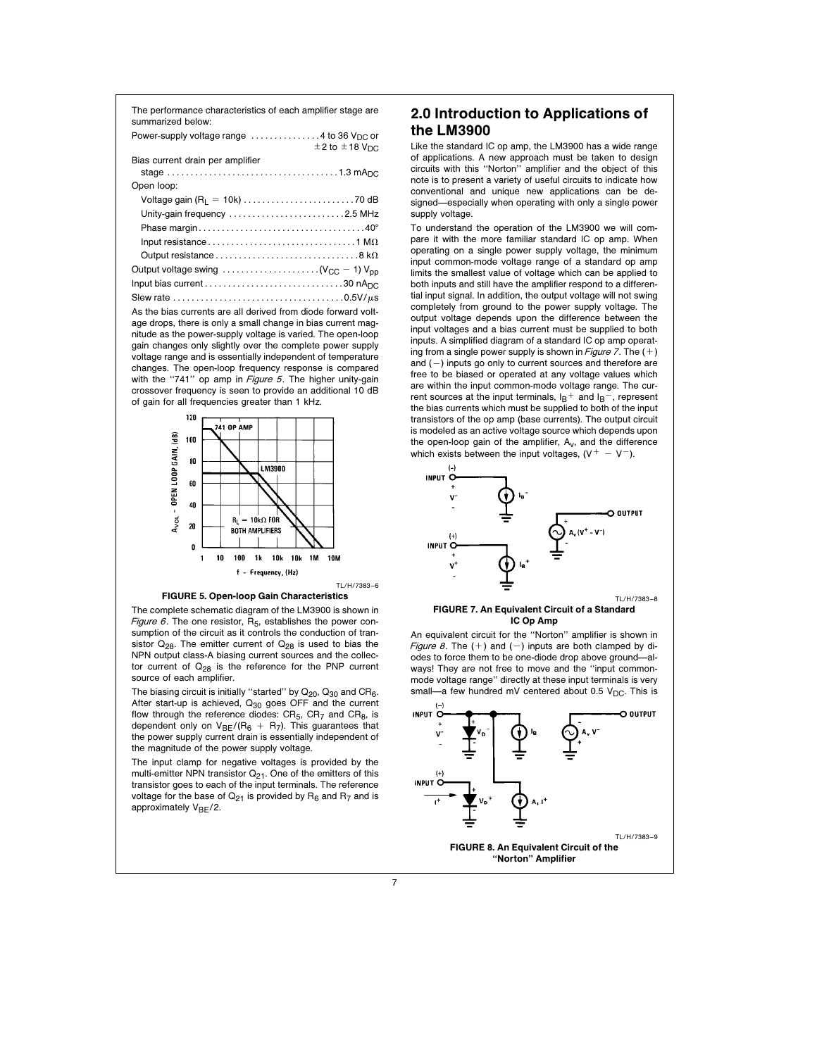The performance characteristics of each amplifier stage are summarized below:

Power-supply voltage range . . . . . . . . . . . . . . . 4 to 36 $V_{DC}$ or $\pm 2$ to $\pm 18$ $V_{DC}$

Bias current drain per amplifier stage . . . . . . . . . . . . . . . . . . . . . . . . . . . . . . . . . . . . 1.3 $mA_{DC}$

Open loop:

- Voltage gain ($R_L = 10k$) . . . . . . . . . . . . . . . . . . . . . . . 70 dB
- Unity-gain frequency . . . . . . . . . . . . . . . . . . . . . . . . 2.5 MHz
- Phase margin . . . . . . . . . . . . . . . . . . . . . . . . . . . . . . . . . . 40°
- Input resistance . . . . . . . . . . . . . . . . . . . . . . . . . . . . . . . 1 MΩ
- Output resistance . . . . . . . . . . . . . . . . . . . . . . . . . . . . . . 8 kΩ

Output voltage swing . . . . . . . . . . . . . . . . . . . . ($V_{CC} - 1$) $V_{pp}$

Input bias current . . . . . . . . . . . . . . . . . . . . . . . . . . . . . 30 $nA_{DC}$

Slew rate . . . . . . . . . . . . . . . . . . . . . . . . . . . . . . . . . . . . 0.5V/μs

As the bias currents are all derived from diode forward voltage drops, there is only a small change in bias current magnitude as the power-supply voltage is varied. The open-loop gain changes only slightly over the complete power supply voltage range and is essentially independent of temperature changes. The open-loop frequency response is compared with the "741" op amp in *Figure 5*. The higher unity-gain crossover frequency is seen to provide an additional 10 dB of gain for all frequencies greater than 1 kHz.

TL/H/7383–6

**FIGURE 5. Open-loop Gain Characteristics**

The complete schematic diagram of the LM3900 is shown in *Figure 6*. The one resistor, $R_5$, establishes the power consumption of the circuit as it controls the conduction of transistor $Q_{28}$. The emitter current of $Q_{28}$ is used to bias the NPN output class-A biasing current sources and the collector current of $Q_{28}$ is the reference for the PNP current source of each amplifier.

The biasing circuit is initially "started" by $Q_{20}$, $Q_{30}$ and $CR_6$. After start-up is achieved, $Q_{30}$ goes OFF and the current flow through the reference diodes: $CR_5$, $CR_7$ and $CR_8$, is dependent only on $V_{BE}/(R_6 + R_7)$. This guarantees that the power supply current drain is essentially independent of the magnitude of the power supply voltage.

The input clamp for negative voltages is provided by the multi-emitter NPN transistor $Q_{21}$. One of the emitters of this transistor goes to each of the input terminals. The reference voltage for the base of $Q_{21}$ is provided by $R_6$ and $R_7$ and is approximately $V_{BE}/2$.

## 2.0 Introduction to Applications of the LM3900

Like the standard IC op amp, the LM3900 has a wide range of applications. A new approach must be taken to design circuits with this "Norton" amplifier and the object of this note is to present a variety of useful circuits to indicate how conventional and unique new applications can be designed—especially when operating with only a single power supply voltage.

To understand the operation of the LM3900 we will compare it with the more familiar standard IC op amp. When operating on a single power supply voltage, the minimum input common-mode voltage range of a standard op amp limits the smallest value of voltage which can be applied to both inputs and still have the amplifier respond to a differential input signal. In addition, the output voltage will not swing completely from ground to the power supply voltage. The output voltage depends upon the difference between the input voltages and a bias current must be supplied to both inputs. A simplified diagram of a standard IC op amp operating from a single power supply is shown in *Figure 7*. The (+) and (−) inputs go only to current sources and therefore are free to be biased or operated at any voltage values which are within the input common-mode voltage range. The current sources at the input terminals, $I_B^+$ and $I_B^-$, represent the bias currents which must be supplied to both of the input transistors of the op amp (base currents). The output circuit is modeled as an active voltage source which depends upon the open-loop gain of the amplifier, $A_v$, and the difference which exists between the input voltages, ($V^+ - V^-$).

TL/H/7383–8

**FIGURE 7. An Equivalent Circuit of a Standard IC Op Amp**

An equivalent circuit for the "Norton" amplifier is shown in *Figure 8*. The (+) and (−) inputs are both clamped by diodes to force them to be one-diode drop above ground—always! They are not free to move and the "input common-mode voltage range" directly at these input terminals is very small—a few hundred mV centered about 0.5 $V_{DC}$. This is

TL/H/7383–9

**FIGURE 8. An Equivalent Circuit of the "Norton" Amplifier**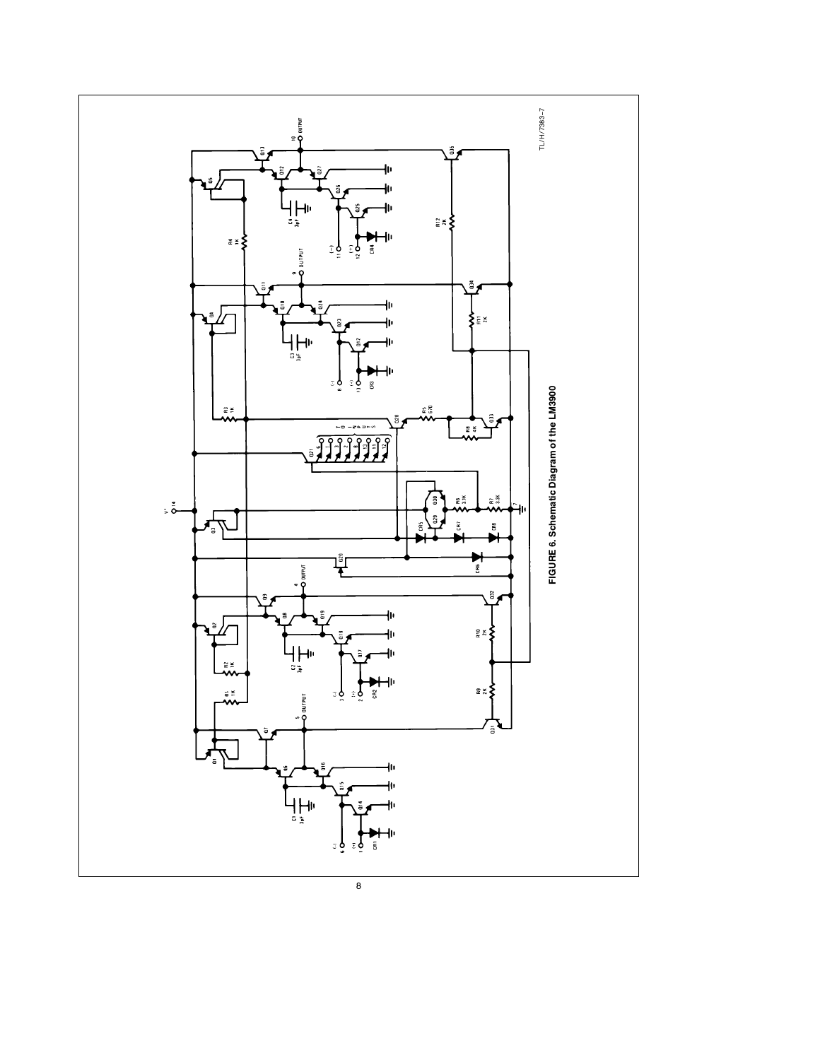FIGURE 6. Schematic Diagram of the LM3900

TL/H/7383–7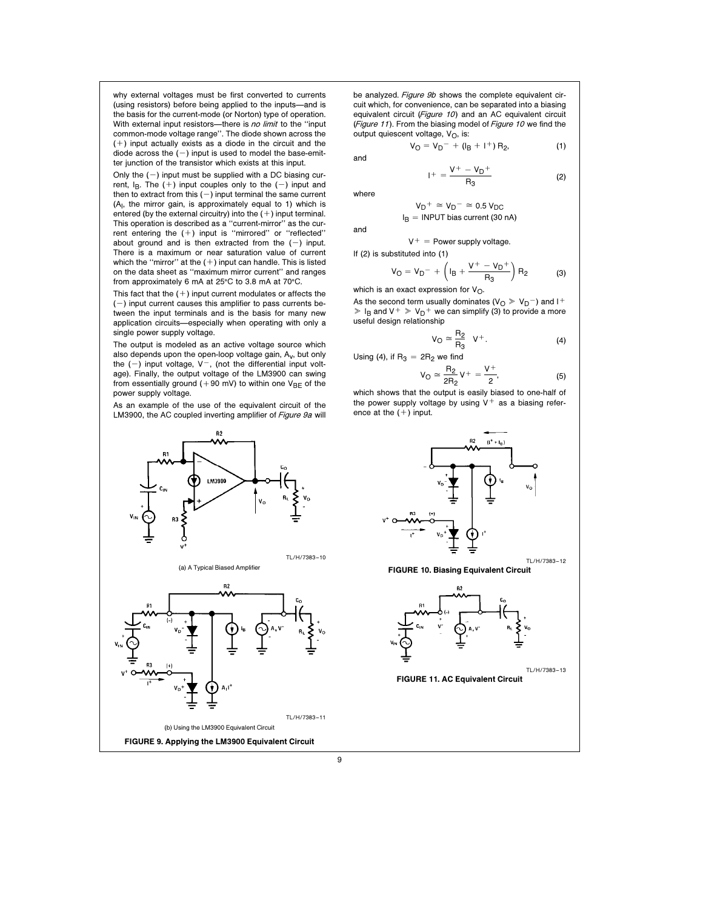why external voltages must be first converted to currents (using resistors) before being applied to the inputs—and is the basis for the current-mode (or Norton) type of operation. With external input resistors—there is *no limit* to the "input common-mode voltage range". The diode shown across the (+) input actually exists as a diode in the circuit and the diode across the (−) input is used to model the base-emitter junction of the transistor which exists at this input.

Only the (−) input must be supplied with a DC biasing current, $I_B$. The (+) input couples only to the (−) input and then to extract from this (−) input terminal the same current ($A_I$, the mirror gain, is approximately equal to 1) which is entered (by the external circuitry) into the (+) input terminal. This operation is described as a "current-mirror" as the current entering the (+) input is "mirrored" or "reflected" about ground and is then extracted from the (−) input. There is a maximum or near saturation value of current which the "mirror" at the (+) input can handle. This is listed on the data sheet as "maximum mirror current" and ranges from approximately 6 mA at 25°C to 3.8 mA at 70°C.

This fact that the (+) input current modulates or affects the (−) input current causes this amplifier to pass currents between the input terminals and is the basis for many new application circuits—especially when operating with only a single power supply voltage.

The output is modeled as an active voltage source which also depends upon the open-loop voltage gain, $A_V$, but only the (−) input voltage, $V^-$, (not the differential input voltage). Finally, the output voltage of the LM3900 can swing from essentially ground (+90 mV) to within one $V_{BE}$ of the power supply voltage.

As an example of the use of the equivalent circuit of the LM3900, the AC coupled inverting amplifier of *Figure 9a* will be analyzed. *Figure 9b* shows the complete equivalent circuit which, for convenience, can be separated into a biasing equivalent circuit (*Figure 10*) and an AC equivalent circuit (*Figure 11*). From the biasing model of *Figure 10* we find the output quiescent voltage, $V_O$, is:

$$V_O = V_D{}^- + (I_B + I^+) R_2, \tag{1}$$

and

$$I^+ = \frac{V^+ - V_D{}^+}{R_3} \tag{2}$$

where

$$V_D{}^+ \cong V_D{}^- \cong 0.5\ V_{DC}$$

$$I_B = \text{INPUT bias current (30 nA)}$$

and

$$V^+ = \text{Power supply voltage.}$$

If (2) is substituted into (1)

$$V_O = V_D{}^- + \left(I_B + \frac{V^+ - V_D{}^+}{R_3}\right) R_2 \tag{3}$$

which is an exact expression for $V_O$.

As the second term usually dominates ($V_O \gg V_D{}^-$) and $I^+ \gg I_B$ and $V^+ \gg V_D{}^+$ we can simplify (3) to provide a more useful design relationship

$$V_O \cong \frac{R_2}{R_3}\ V^+. \tag{4}$$

Using (4), if $R_3 = 2R_2$ we find

$$V_O \cong \frac{R_2}{2R_2} V^+ = \frac{V^+}{2}, \tag{5}$$

which shows that the output is easily biased to one-half of the power supply voltage by using $V^+$ as a biasing reference at the (+) input.

TL/H/7383–10

(a) A Typical Biased Amplifier

TL/H/7383–11

(b) Using the LM3900 Equivalent Circuit

**FIGURE 9. Applying the LM3900 Equivalent Circuit**

TL/H/7383–12

**FIGURE 10. Biasing Equivalent Circuit**

TL/H/7383–13

**FIGURE 11. AC Equivalent Circuit**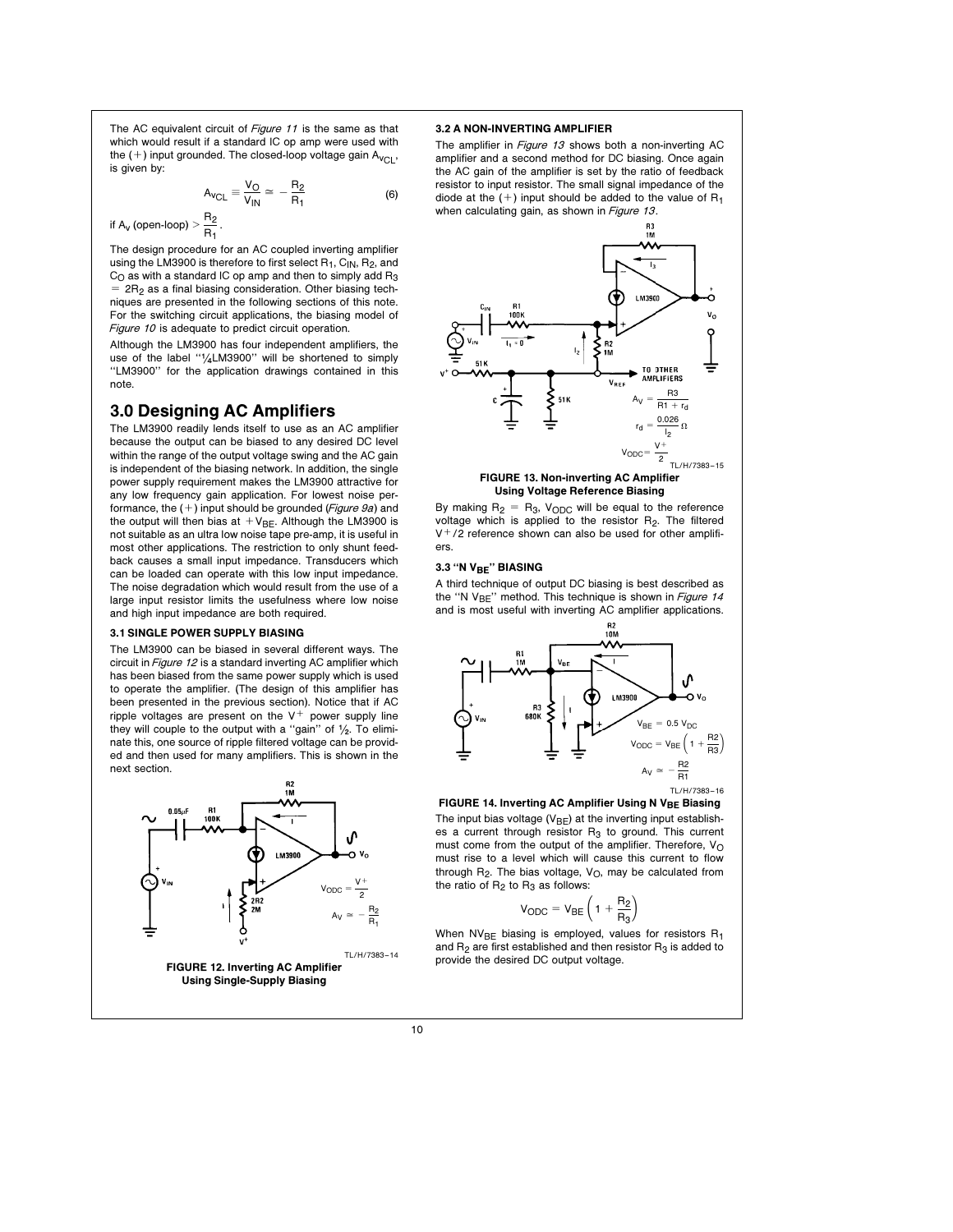The AC equivalent circuit of *Figure 11* is the same as that which would result if a standard IC op amp were used with the (+) input grounded. The closed-loop voltage gain $A_{V_{CL}}$, is given by:

$$A_{V_{CL}} \equiv \frac{V_O}{V_{IN}} \simeq -\frac{R_2}{R_1} \qquad (6)$$

if $A_V$ (open-loop) $> \frac{R_2}{R_1}$.

The design procedure for an AC coupled inverting amplifier using the LM3900 is therefore to first select $R_1$, $C_{IN}$, $R_2$, and $C_O$ as with a standard IC op amp and then to simply add $R_3 = 2R_2$ as a final biasing consideration. Other biasing techniques are presented in the following sections of this note. For the switching circuit applications, the biasing model of *Figure 10* is adequate to predict circuit operation.

Although the LM3900 has four independent amplifiers, the use of the label "¼LM3900" will be shortened to simply "LM3900" for the application drawings contained in this note.

## 3.0 Designing AC Amplifiers

The LM3900 readily lends itself to use as an AC amplifier because the output can be biased to any desired DC level within the range of the output voltage swing and the AC gain is independent of the biasing network. In addition, the single power supply requirement makes the LM3900 attractive for any low frequency gain application. For lowest noise performance, the (+) input should be grounded (*Figure 9a*) and the output will then bias at $+V_{BE}$. Although the LM3900 is not suitable as an ultra low noise tape pre-amp, it is useful in most other applications. The restriction to only shunt feedback causes a small input impedance. Transducers which can be loaded can operate with this low input impedance. The noise degradation which would result from the use of a large input resistor limits the usefulness where low noise and high input impedance are both required.

### 3.1 SINGLE POWER SUPPLY BIASING

The LM3900 can be biased in several different ways. The circuit in *Figure 12* is a standard inverting AC amplifier which has been biased from the same power supply which is used to operate the amplifier. (The design of this amplifier has been presented in the previous section). Notice that if AC ripple voltages are present on the $V^+$ power supply line they will couple to the output with a "gain" of ½. To eliminate this, one source of ripple filtered voltage can be provided and then used for many amplifiers. This is shown in the next section.

$V_{ODC} = \frac{V^+}{2}$, $A_V \simeq -\frac{R_2}{R_1}$

TL/H/7383–14

**FIGURE 12. Inverting AC Amplifier Using Single-Supply Biasing**

### 3.2 A NON-INVERTING AMPLIFIER

The amplifier in *Figure 13* shows both a non-inverting AC amplifier and a second method for DC biasing. Once again the AC gain of the amplifier is set by the ratio of feedback resistor to input resistor. The small signal impedance of the diode at the (+) input should be added to the value of $R_1$ when calculating gain, as shown in *Figure 13*.

$A_V = \frac{R3}{R1 + r_d}$, $r_d = \frac{0.026}{I_2}\ \Omega$, $V_{ODC} = \frac{V^+}{2}$

TL/H/7383–15

**FIGURE 13. Non-inverting AC Amplifier Using Voltage Reference Biasing**

By making $R_2 = R_3$, $V_{ODC}$ will be equal to the reference voltage which is applied to the resistor $R_2$. The filtered $V^+/2$ reference shown can also be used for other amplifiers.

### 3.3 "N $V_{BE}$" BIASING

A third technique of output DC biasing is best described as the "N $V_{BE}$" method. This technique is shown in *Figure 14* and is most useful with inverting AC amplifier applications.

$V_{BE} = 0.5\ V_{DC}$, $V_{ODC} = V_{BE}\left(1 + \frac{R2}{R3}\right)$, $A_V \simeq -\frac{R2}{R1}$

TL/H/7383–16

**FIGURE 14. Inverting AC Amplifier Using N $V_{BE}$ Biasing**

The input bias voltage ($V_{BE}$) at the inverting input establishes a current through resistor $R_3$ to ground. This current must come from the output of the amplifier. Therefore, $V_O$ must rise to a level which will cause this current to flow through $R_2$. The bias voltage, $V_O$, may be calculated from the ratio of $R_2$ to $R_3$ as follows:

$$V_{ODC} = V_{BE}\left(1 + \frac{R_2}{R_3}\right)$$

When $NV_{BE}$ biasing is employed, values for resistors $R_1$ and $R_2$ are first established and then resistor $R_3$ is added to provide the desired DC output voltage.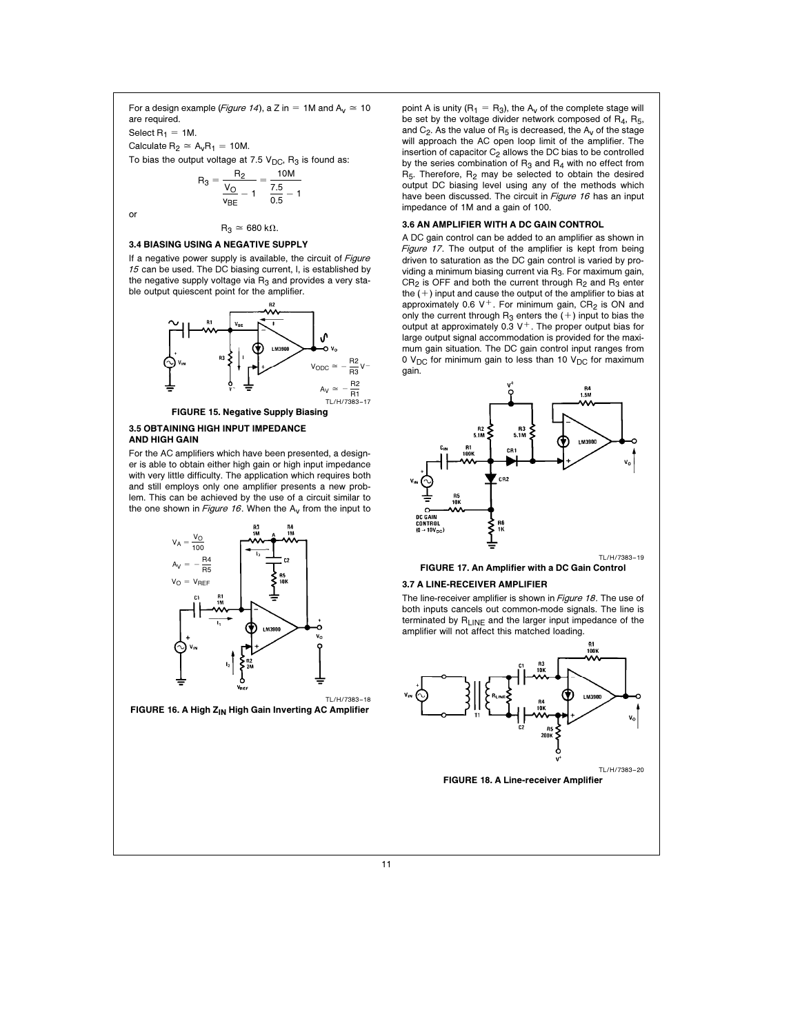For a design example (*Figure 14*), a Z in = 1M and $A_V \simeq 10$ are required.

Select $R_1$ = 1M.

Calculate $R_2 \simeq A_V R_1 = 10M$.

To bias the output voltage at 7.5 $V_{DC}$, $R_3$ is found as:

$$R_3 = \frac{R_2}{\frac{V_O}{v_{BE}} - 1} = \frac{10M}{\frac{7.5}{0.5} - 1}$$

or

$$R_3 \simeq 680 \text{ k}\Omega.$$

### 3.4 BIASING USING A NEGATIVE SUPPLY

If a negative power supply is available, the circuit of *Figure 15* can be used. The DC biasing current, I, is established by the negative supply voltage via $R_3$ and provides a very stable output quiescent point for the amplifier.

$$V_{ODC} \simeq -\frac{R2}{R3} V^-$$

$$A_V \simeq -\frac{R2}{R1}$$

TL/H/7383–17

**FIGURE 15. Negative Supply Biasing**

### 3.5 OBTAINING HIGH INPUT IMPEDANCE AND HIGH GAIN

For the AC amplifiers which have been presented, a designer is able to obtain either high gain or high input impedance with very little difficulty. The application which requires both and still employs only one amplifier presents a new problem. This can be achieved by the use of a circuit similar to the one shown in *Figure 16*. When the $A_V$ from the input to point A is unity ($R_1 = R_3$), the $A_V$ of the complete stage will be set by the voltage divider network composed of $R_4$, $R_5$, and $C_2$. As the value of $R_5$ is decreased, the $A_V$ of the stage will approach the AC open loop limit of the amplifier. The insertion of capacitor $C_2$ allows the DC bias to be controlled by the series combination of $R_3$ and $R_4$ with no effect from $R_5$. Therefore, $R_2$ may be selected to obtain the desired output DC biasing level using any of the methods which have been discussed. The circuit in *Figure 16* has an input impedance of 1M and a gain of 100.

$$V_A = \frac{V_O}{100}$$

$$A_V = -\frac{R4}{R5}$$

$$V_O = V_{REF}$$

TL/H/7383–18

**FIGURE 16. A High $Z_{IN}$ High Gain Inverting AC Amplifier**

### 3.6 AN AMPLIFIER WITH A DC GAIN CONTROL

A DC gain control can be added to an amplifier as shown in *Figure 17*. The output of the amplifier is kept from being driven to saturation as the DC gain control is varied by providing a minimum biasing current via $R_3$. For maximum gain, $CR_2$ is OFF and both the current through $R_2$ and $R_3$ enter the (+) input and cause the output of the amplifier to bias at approximately 0.6 $V^+$. For minimum gain, $CR_2$ is ON and only the current through $R_3$ enters the (+) input to bias the output at approximately 0.3 $V^+$. The proper output bias for large output signal accommodation is provided for the maximum gain situation. The DC gain control input ranges from 0 $V_{DC}$ for minimum gain to less than 10 $V_{DC}$ for maximum gain.

TL/H/7383–19

**FIGURE 17. An Amplifier with a DC Gain Control**

### 3.7 A LINE-RECEIVER AMPLIFIER

The line-receiver amplifier is shown in *Figure 18*. The use of both inputs cancels out common-mode signals. The line is terminated by $R_{LINE}$ and the larger input impedance of the amplifier will not affect this matched loading.

TL/H/7383–20

**FIGURE 18. A Line-receiver Amplifier**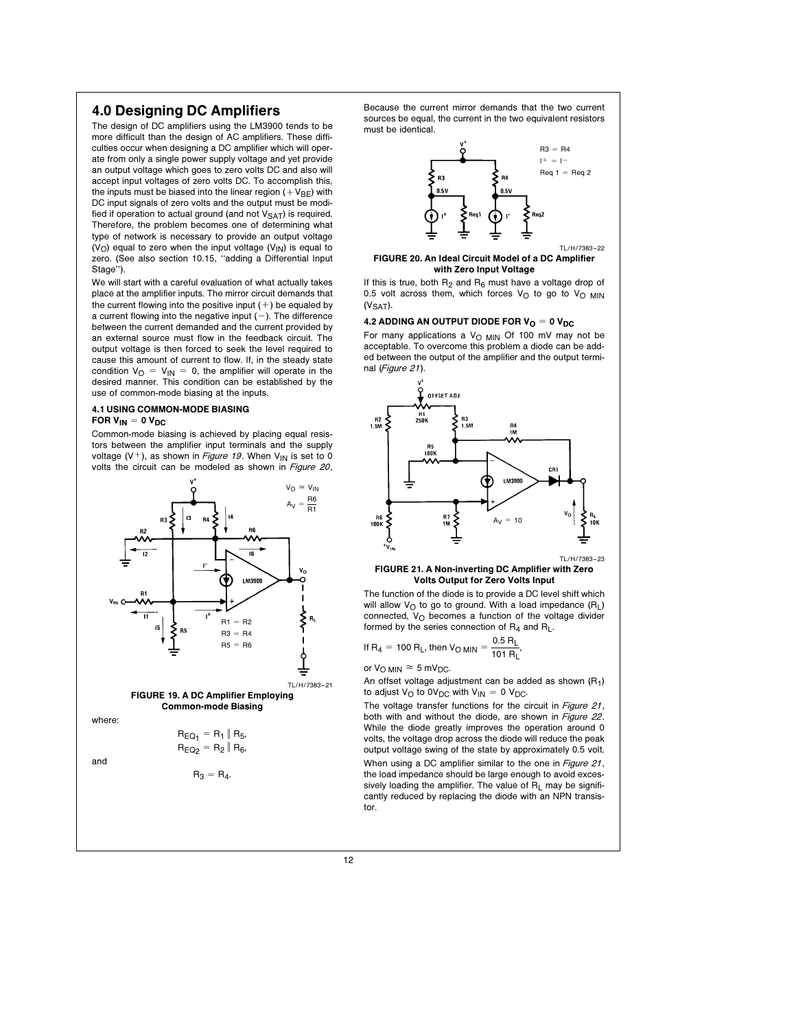# 4.0 Designing DC Amplifiers

The design of DC amplifiers using the LM3900 tends to be more difficult than the design of AC amplifiers. These difficulties occur when designing a DC amplifier which will operate from only a single power supply voltage and yet provide an output voltage which goes to zero volts DC and also will accept input voltages of zero volts DC. To accomplish this, the inputs must be biased into the linear region ($+V_{BE}$) with DC input signals of zero volts and the output must be modified if operation to actual ground (and not $V_{SAT}$) is required. Therefore, the problem becomes one of determining what type of network is necessary to provide an output voltage ($V_O$) equal to zero when the input voltage ($V_{IN}$) is equal to zero. (See also section 10.15, "adding a Differential Input Stage").

We will start with a careful evaluation of what actually takes place at the amplifier inputs. The mirror circuit demands that the current flowing into the positive input (+) be equaled by a current flowing into the negative input (−). The difference between the current demanded and the current provided by an external source must flow in the feedback circuit. The output voltage is then forced to seek the level required to cause this amount of current to flow. If, in the steady state condition $V_O = V_{IN} = 0$, the amplifier will operate in the desired manner. This condition can be established by the use of common-mode biasing at the inputs.

### 4.1 USING COMMON-MODE BIASING FOR $V_{IN} = 0\ V_{DC}$

Common-mode biasing is achieved by placing equal resistors between the amplifier input terminals and the supply voltage (V+), as shown in *Figure 19*. When $V_{IN}$ is set to 0 volts the circuit can be modeled as shown in *Figure 20*,

TL/H/7383–21

**FIGURE 19. A DC Amplifier Employing Common-mode Biasing**

where:

$$R_{EQ_1} = R_1 \parallel R_5,$$
$$R_{EQ_2} = R_2 \parallel R_6,$$

and

$$R_3 = R_4.$$

Because the current mirror demands that the two current sources be equal, the current in the two equivalent resistors must be identical.

TL/H/7383–22

**FIGURE 20. An Ideal Circuit Model of a DC Amplifier with Zero Input Voltage**

If this is true, both $R_2$ and $R_6$ must have a voltage drop of 0.5 volt across them, which forces $V_O$ to go to $V_{O\ MIN}$ ($V_{SAT}$).

### 4.2 ADDING AN OUTPUT DIODE FOR $V_O = 0\ V_{DC}$

For many applications a $V_{O\ MIN}$ Of 100 mV may not be acceptable. To overcome this problem a diode can be added between the output of the amplifier and the output terminal (*Figure 21*).

TL/H/7383–23

**FIGURE 21. A Non-inverting DC Amplifier with Zero Volts Output for Zero Volts Input**

The function of the diode is to provide a DC level shift which will allow $V_O$ to go to ground. With a load impedance ($R_L$) connected, $V_O$ becomes a function of the voltage divider formed by the series connection of $R_4$ and $R_L$.

If $R_4 = 100\ R_L$, then $V_{O\ MIN} = \dfrac{0.5\ R_L}{101\ R_L}$,

or $V_{O\ MIN} \cong 5\ mV_{DC}$.

An offset voltage adjustment can be added as shown ($R_1$) to adjust $V_O$ to $0V_{DC}$ with $V_{IN} = 0\ V_{DC}$.

The voltage transfer functions for the circuit in *Figure 21*, both with and without the diode, are shown in *Figure 22*. While the diode greatly improves the operation around 0 volts, the voltage drop across the diode will reduce the peak output voltage swing of the state by approximately 0.5 volt.

When using a DC amplifier similar to the one in *Figure 21*, the load impedance should be large enough to avoid excessively loading the amplifier. The value of $R_L$ may be significantly reduced by replacing the diode with an NPN transistor.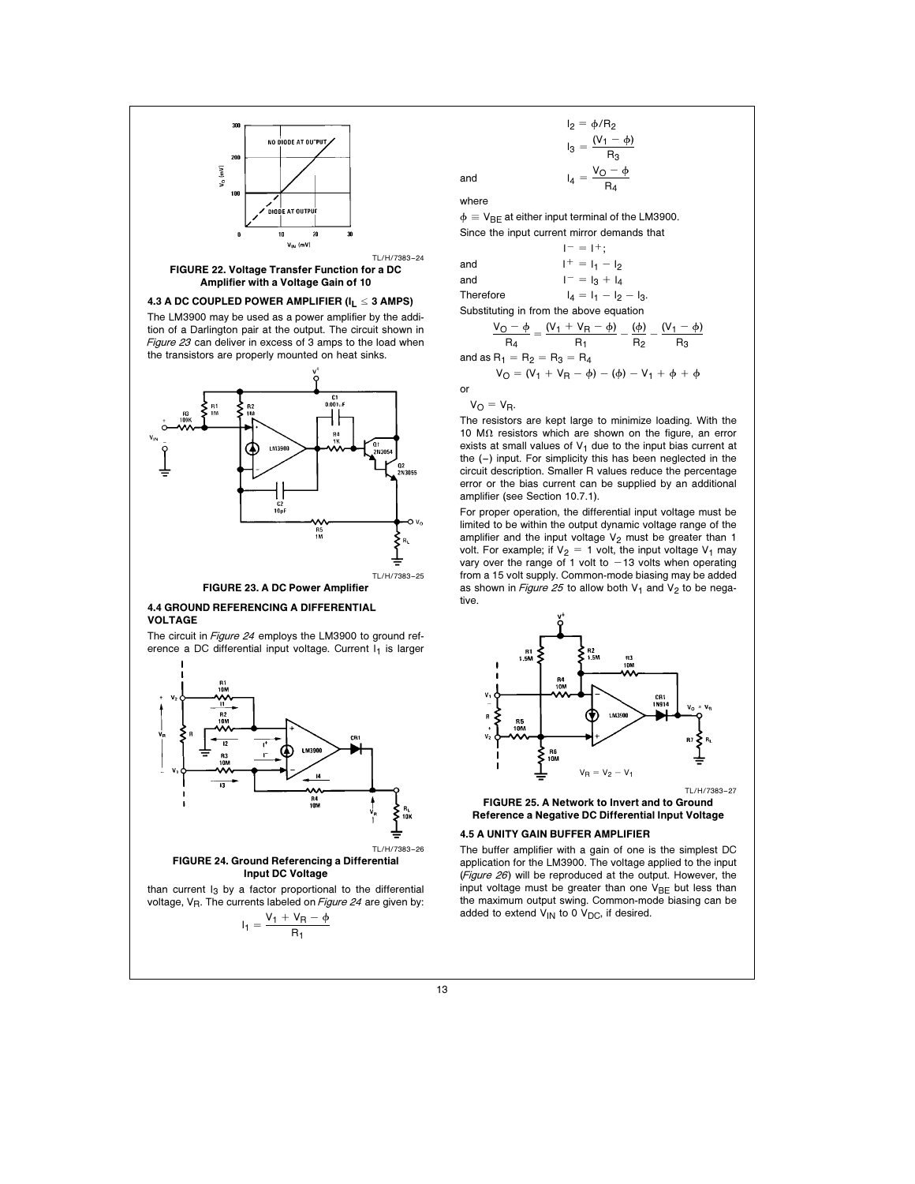TL/H/7383–24

**FIGURE 22. Voltage Transfer Function for a DC Amplifier with a Voltage Gain of 10**

### 4.3 A DC COUPLED POWER AMPLIFIER ($I_L \leq 3$ AMPS)

The LM3900 may be used as a power amplifier by the addition of a Darlington pair at the output. The circuit shown in *Figure 23* can deliver in excess of 3 amps to the load when the transistors are properly mounted on heat sinks.

TL/H/7383–25

**FIGURE 23. A DC Power Amplifier**

### 4.4 GROUND REFERENCING A DIFFERENTIAL VOLTAGE

The circuit in *Figure 24* employs the LM3900 to ground reference a DC differential input voltage. Current $I_1$ is larger than current $I_3$ by a factor proportional to the differential voltage, $V_R$. The currents labeled on *Figure 24* are given by:

TL/H/7383–26

**FIGURE 24. Ground Referencing a Differential Input DC Voltage**

$$I_1 = \frac{V_1 + V_R - \phi}{R_1}$$

$$I_2 = \phi / R_2$$

$$I_3 = \frac{(V_1 - \phi)}{R_3}$$

and

$$I_4 = \frac{V_O - \phi}{R_4}$$

where

$\phi \equiv V_{BE}$ at either input terminal of the LM3900.

Since the input current mirror demands that

$$I^- = I^+;$$

and $\quad I^+ = I_1 - I_2$

and $\quad I^- = I_3 + I_4$

Therefore $\quad I_4 = I_1 - I_2 - I_3.$

Substituting in from the above equation

$$\frac{V_O - \phi}{R_4} = \frac{(V_1 + V_R - \phi)}{R_1} - \frac{(\phi)}{R_2} - \frac{(V_1 - \phi)}{R_3}$$

and as $R_1 = R_2 = R_3 = R_4$

$$V_O = (V_1 + V_R - \phi) - (\phi) - V_1 + \phi + \phi$$

or

$$V_O = V_R.$$

The resistors are kept large to minimize loading. With the 10 MΩ resistors which are shown on the figure, an error exists at small values of $V_1$ due to the input bias current at the (−) input. For simplicity this has been neglected in the circuit description. Smaller R values reduce the percentage error or the bias current can be supplied by an additional amplifier (see Section 10.7.1).

For proper operation, the differential input voltage must be limited to be within the output dynamic voltage range of the amplifier and the input voltage $V_2$ must be greater than 1 volt. For example; if $V_2 = 1$ volt, the input voltage $V_1$ may vary over the range of 1 volt to −13 volts when operating from a 15 volt supply. Common-mode biasing may be added as shown in *Figure 25* to allow both $V_1$ and $V_2$ to be negative.

TL/H/7383–27

**FIGURE 25. A Network to Invert and to Ground Reference a Negative DC Differential Input Voltage**

### 4.5 A UNITY GAIN BUFFER AMPLIFIER

The buffer amplifier with a gain of one is the simplest DC application for the LM3900. The voltage applied to the input (*Figure 26*) will be reproduced at the output. However, the input voltage must be greater than one $V_{BE}$ but less than the maximum output swing. Common-mode biasing can be added to extend $V_{IN}$ to 0 $V_{DC}$, if desired.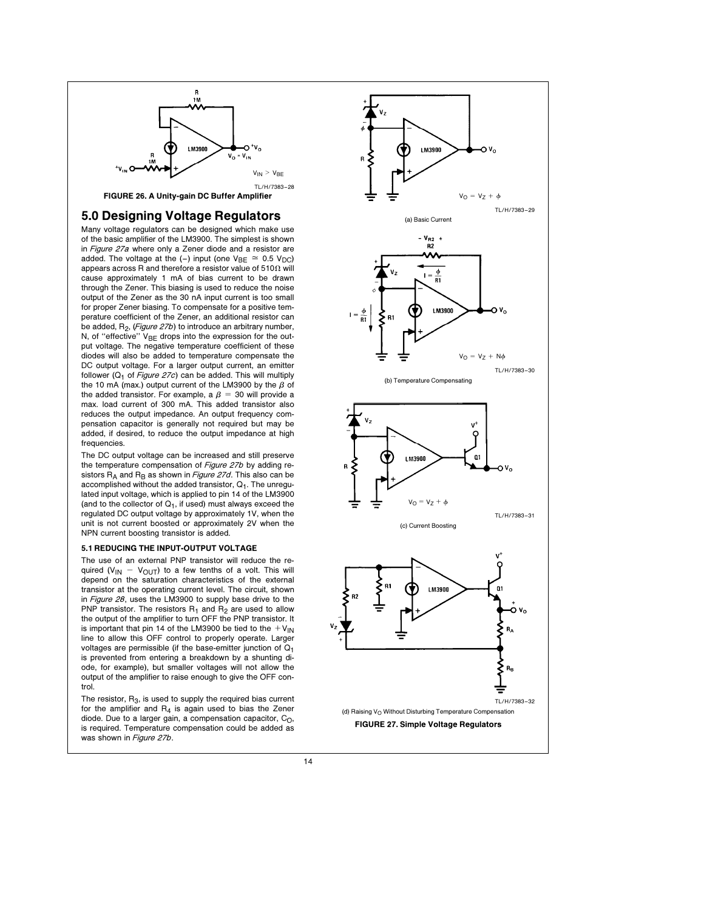$V_{IN} > V_{BE}$

TL/H/7383–28

**FIGURE 26. A Unity-gain DC Buffer Amplifier**

## 5.0 Designing Voltage Regulators

Many voltage regulators can be designed which make use of the basic amplifier of the LM3900. The simplest is shown in *Figure 27a* where only a Zener diode and a resistor are added. The voltage at the (−) input (one $V_{BE} \cong 0.5\ V_{DC}$) appears across R and therefore a resistor value of 510Ω will cause approximately 1 mA of bias current to be drawn through the Zener. This biasing is used to reduce the noise output of the Zener as the 30 nA input current is too small for proper Zener biasing. To compensate for a positive temperature coefficient of the Zener, an additional resistor can be added, $R_2$, (*Figure 27b*) to introduce an arbitrary number, N, of "effective" $V_{BE}$ drops into the expression for the output voltage. The negative temperature coefficient of these diodes will also be added to temperature compensate the DC output voltage. For a larger output current, an emitter follower ($Q_1$ of *Figure 27c*) can be added. This will multiply the 10 mA (max.) output current of the LM3900 by the $\beta$ of the added transistor. For example, a $\beta = 30$ will provide a max. load current of 300 mA. This added transistor also reduces the output impedance. An output frequency compensation capacitor is generally not required but may be added, if desired, to reduce the output impedance at high frequencies.

The DC output voltage can be increased and still preserve the temperature compensation of *Figure 27b* by adding resistors $R_A$ and $R_B$ as shown in *Figure 27d*. This also can be accomplished without the added transistor, $Q_1$. The unregulated input voltage, which is applied to pin 14 of the LM3900 (and to the collector of $Q_1$, if used) must always exceed the regulated DC output voltage by approximately 1V, when the unit is not current boosted or approximately 2V when the NPN current boosting transistor is added.

### 5.1 REDUCING THE INPUT-OUTPUT VOLTAGE

The use of an external PNP transistor will reduce the required ($V_{IN} - V_{OUT}$) to a few tenths of a volt. This will depend on the saturation characteristics of the external transistor at the operating current level. The circuit, shown in *Figure 28*, uses the LM3900 to supply base drive to the PNP transistor. The resistors $R_1$ and $R_2$ are used to allow the output of the amplifier to turn OFF the PNP transistor. It is important that pin 14 of the LM3900 be tied to the $+V_{IN}$ line to allow this OFF control to properly operate. Larger voltages are permissible (if the base-emitter junction of $Q_1$ is prevented from entering a breakdown by a shunting diode, for example), but smaller voltages will not allow the output of the amplifier to raise enough to give the OFF control.

The resistor, $R_3$, is used to supply the required bias current for the amplifier and $R_4$ is again used to bias the Zener diode. Due to a larger gain, a compensation capacitor, $C_O$, is required. Temperature compensation could be added as was shown in *Figure 27b*.

$V_O = V_Z + \phi$

TL/H/7383–29

(a) Basic Current

$V_O = V_Z + N\phi$

TL/H/7383–30

(b) Temperature Compensating

$V_O = V_Z + \phi$

TL/H/7383–31

(c) Current Boosting

TL/H/7383–32

(d) Raising $V_O$ Without Disturbing Temperature Compensation

**FIGURE 27. Simple Voltage Regulators**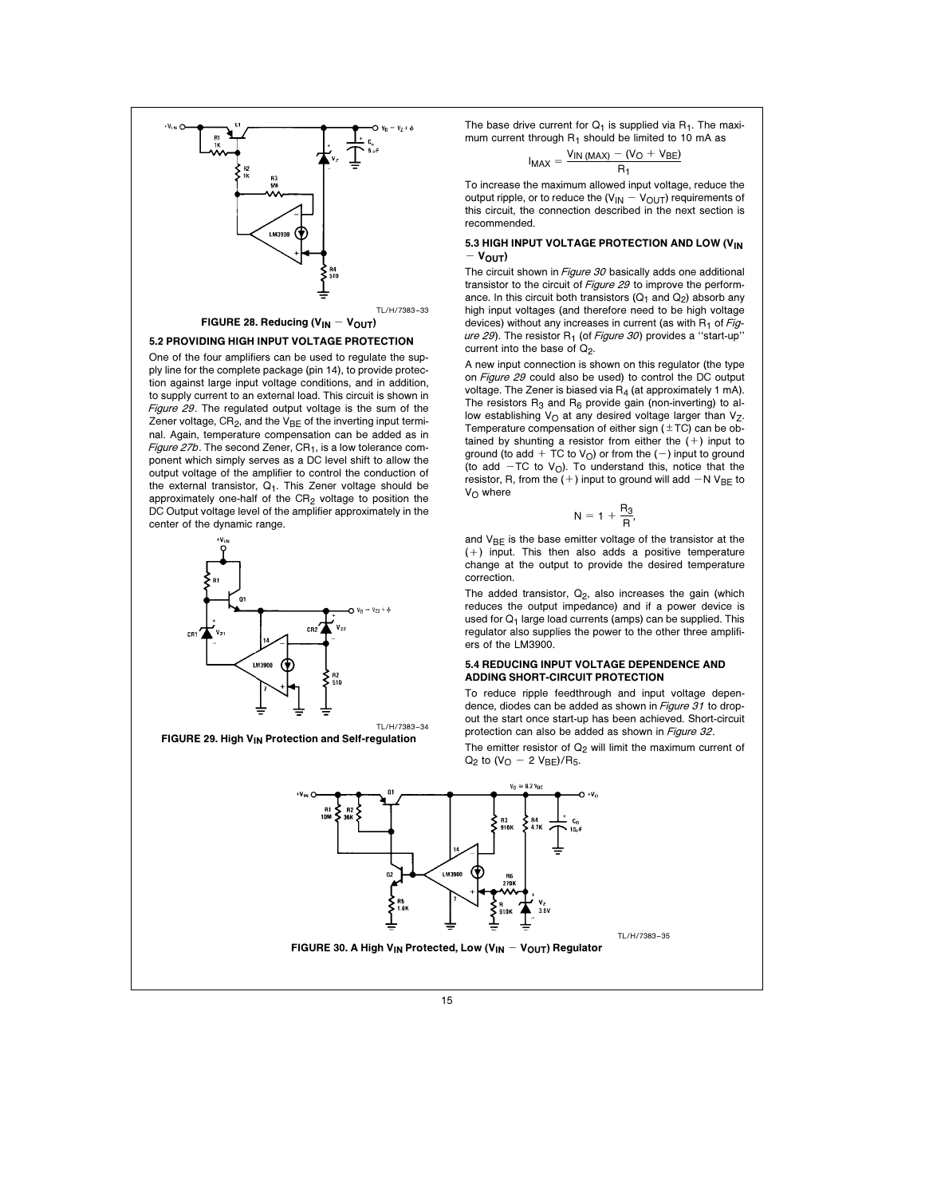TL/H/7383–33

**FIGURE 28. Reducing ($V_{IN} - V_{OUT}$)**

### 5.2 PROVIDING HIGH INPUT VOLTAGE PROTECTION

One of the four amplifiers can be used to regulate the supply line for the complete package (pin 14), to provide protection against large input voltage conditions, and in addition, to supply current to an external load. This circuit is shown in *Figure 29*. The regulated output voltage is the sum of the Zener voltage, $CR_2$, and the $V_{BE}$ of the inverting input terminal. Again, temperature compensation can be added as in *Figure 27b*. The second Zener, $CR_1$, is a low tolerance component which simply serves as a DC level shift to allow the output voltage of the amplifier to control the conduction of the external transistor, $Q_1$. This Zener voltage should be approximately one-half of the $CR_2$ voltage to position the DC Output voltage level of the amplifier approximately in the center of the dynamic range.

TL/H/7383–34

**FIGURE 29. High $V_{IN}$ Protection and Self-regulation**

The base drive current for $Q_1$ is supplied via $R_1$. The maximum current through $R_1$ should be limited to 10 mA as

$$I_{MAX} = \frac{V_{IN\,(MAX)} - (V_O + V_{BE})}{R_1}$$

To increase the maximum allowed input voltage, reduce the output ripple, or to reduce the ($V_{IN} - V_{OUT}$) requirements of this circuit, the connection described in the next section is recommended.

### 5.3 HIGH INPUT VOLTAGE PROTECTION AND LOW ($V_{IN} - V_{OUT}$)

The circuit shown in *Figure 30* basically adds one additional transistor to the circuit of *Figure 29* to improve the performance. In this circuit both transistors ($Q_1$ and $Q_2$) absorb any high input voltages (and therefore need to be high voltage devices) without any increases in current (as with $R_1$ of *Figure 29*). The resistor $R_1$ (of *Figure 30*) provides a "start-up" current into the base of $Q_2$.

A new input connection is shown on this regulator (the type on *Figure 29* could also be used) to control the DC output voltage. The Zener is biased via $R_4$ (at approximately 1 mA). The resistors $R_3$ and $R_6$ provide gain (non-inverting) to allow establishing $V_O$ at any desired voltage larger than $V_Z$. Temperature compensation of either sign (±TC) can be obtained by shunting a resistor from either the (+) input to ground (to add + TC to $V_O$) or from the (−) input to ground (to add −TC to $V_O$). To understand this, notice that the resistor, R, from the (+) input to ground will add $-N\,V_{BE}$ to $V_O$ where

$$N = 1 + \frac{R_3}{R},$$

and $V_{BE}$ is the base emitter voltage of the transistor at the (+) input. This then also adds a positive temperature change at the output to provide the desired temperature correction.

The added transistor, $Q_2$, also increases the gain (which reduces the output impedance) and if a power device is used for $Q_1$ large load currents (amps) can be supplied. This regulator also supplies the power to the other three amplifiers of the LM3900.

### 5.4 REDUCING INPUT VOLTAGE DEPENDENCE AND ADDING SHORT-CIRCUIT PROTECTION

To reduce ripple feedthrough and input voltage dependence, diodes can be added as shown in *Figure 31* to dropout the start once start-up has been achieved. Short-circuit protection can also be added as shown in *Figure 32*.

The emitter resistor of $Q_2$ will limit the maximum current of $Q_2$ to ($V_O - 2\,V_{BE}$)/$R_5$.

TL/H/7383–35

**FIGURE 30. A High $V_{IN}$ Protected, Low ($V_{IN} - V_{OUT}$) Regulator**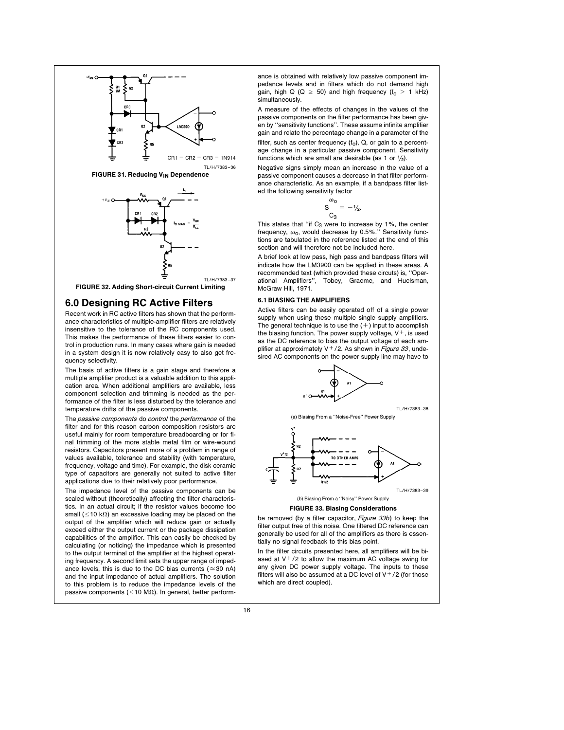CR1 = CR2 = CR3 = 1N914

TL/H/7383–36

**FIGURE 31. Reducing $V_{IN}$ Dependence**

TL/H/7383–37

**FIGURE 32. Adding Short-circuit Current Limiting**

## 6.0 Designing RC Active Filters

Recent work in RC active filters has shown that the performance characteristics of multiple-amplifier filters are relatively insensitive to the tolerance of the RC components used. This makes the performance of these filters easier to control in production runs. In many cases where gain is needed in a system design it is now relatively easy to also get frequency selectivity.

The basis of active filters is a gain stage and therefore a multiple amplifier product is a valuable addition to this application area. When additional amplifiers are available, less component selection and trimming is needed as the performance of the filter is less disturbed by the tolerance and temperature drifts of the passive components.

The *passive components* do *control* the *performance* of the filter and for this reason carbon composition resistors are useful mainly for room temperature breadboarding or for final trimming of the more stable metal film or wire-wound resistors. Capacitors present more of a problem in range of values available, tolerance and stability (with temperature, frequency, voltage and time). For example, the disk ceramic type of capacitors are generally not suited to active filter applications due to their relatively poor performance.

The impedance level of the passive components can be scaled without (theoretically) affecting the filter characteristics. In an actual circuit; if the resistor values become too small ($\leq$10 kΩ) an excessive loading may be placed on the output of the amplifier which will reduce gain or actually exceed either the output current or the package dissipation capabilities of the amplifier. This can easily be checked by calculating (or noticing) the impedance which is presented to the output terminal of the amplifier at the highest operating frequency. A second limit sets the upper range of impedance levels, this is due to the DC bias currents ($\approx$30 nA) and the input impedance of actual amplifiers. The solution to this problem is to reduce the impedance levels of the passive components ($\leq$10 MΩ). In general, better performance is obtained with relatively low passive component impedance levels and in filters which do not demand high gain, high Q ($Q \geq 50$) and high frequency ($f_O > 1$ kHz) simultaneously.

A measure of the effects of changes in the values of the passive components on the filter performance has been given by "sensitivity functions". These assume infinite amplifier gain and relate the percentage change in a parameter of the filter, such as center frequency ($f_O$), Q, or gain to a percentage change in a particular passive component. Sensitivity functions which are small are desirable (as 1 or ½).

Negative signs simply mean an increase in the value of a passive component causes a decrease in that filter performance characteristic. As an example, if a bandpass filter listed the following sensitivity factor

$$S_{C_3}^{\omega_O} = -\frac{1}{2}.$$

This states that "if $C_3$ were to increase by 1%, the center frequency, $\omega_O$, would decrease by 0.5%." Sensitivity functions are tabulated in the reference listed at the end of this section and will therefore not be included here.

A brief look at low pass, high pass and bandpass filters will indicate how the LM3900 can be applied in these areas. A recommended text (which provided these circuits) is, "Operational Amplifiers", Tobey, Graeme, and Huelsman, McGraw Hill, 1971.

### 6.1 BIASING THE AMPLIFIERS

Active filters can be easily operated off of a single power supply when using these multiple single supply amplifiers. The general technique is to use the (+) input to accomplish the biasing function. The power supply voltage, $V^+$, is used as the DC reference to bias the output voltage of each amplifier at approximately $V^+/2$. As shown in *Figure 33*, undesired AC components on the power supply line may have to be removed (by a filter capacitor, *Figure 33b*) to keep the filter output free of this noise. One filtered DC reference can generally be used for all of the amplifiers as there is essentially no signal feedback to this bias point.

TL/H/7383–38

(a) Biasing From a "Noise-Free" Power Supply

TL/H/7383–39

(b) Biasing From a "Noisy" Power Supply

**FIGURE 33. Biasing Considerations**

In the filter circuits presented here, all amplifiers will be biased at $V^+/2$ to allow the maximum AC voltage swing for any given DC power supply voltage. The inputs to these filters will also be assumed at a DC level of $V^+/2$ (for those which are direct coupled).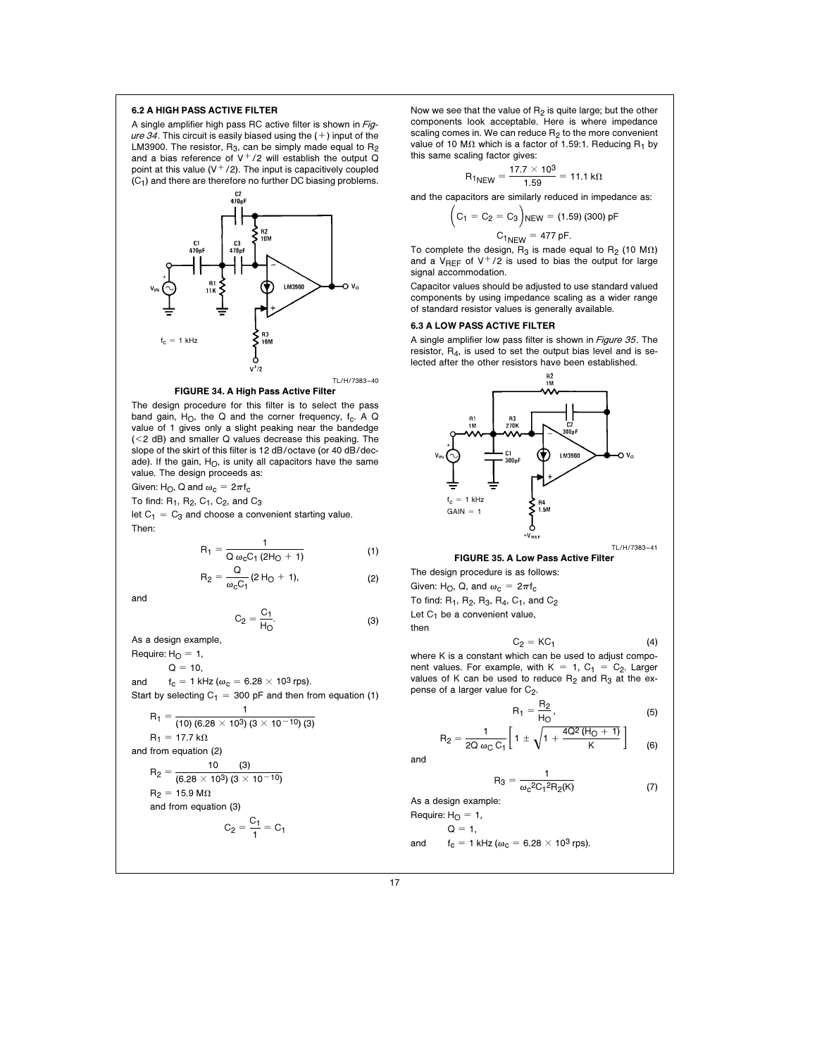### 6.2 A HIGH PASS ACTIVE FILTER

A single amplifier high pass RC active filter is shown in *Figure 34*. This circuit is easily biased using the (+) input of the LM3900. The resistor, $R_3$, can be simply made equal to $R_2$ and a bias reference of $V^+/2$ will establish the output Q point at this value ($V^+/2$). The input is capacitively coupled ($C_1$) and there are therefore no further DC biasing problems.

TL/H/7383–40

**FIGURE 34. A High Pass Active Filter**

The design procedure for this filter is to select the pass band gain, $H_O$, the Q and the corner frequency, $f_c$. A Q value of 1 gives only a slight peaking near the bandedge (<2 dB) and smaller Q values decrease this peaking. The slope of the skirt of this filter is 12 dB/octave (or 40 dB/decade). If the gain, $H_O$, is unity all capacitors have the same value. The design proceeds as:

Given: $H_O$, Q and $\omega_c = 2\pi f_c$

To find: $R_1$, $R_2$, $C_1$, $C_2$, and $C_3$

let $C_1 = C_3$ and choose a convenient starting value.

Then:

$$R_1 = \frac{1}{Q\,\omega_c C_1\,(2H_O + 1)} \tag{1}$$

$$R_2 = \frac{Q}{\omega_c C_1}\,(2\,H_O + 1), \tag{2}$$

and

$$C_2 = \frac{C_1}{H_O}. \tag{3}$$

As a design example,

Require: $H_O = 1$,

$Q = 10$,

and $f_c = 1$ kHz ($\omega_c = 6.28 \times 10^3$ rps).

Start by selecting $C_1 = 300$ pF and then from equation (1)

$$R_1 = \frac{1}{(10)\,(6.28 \times 10^3)\,(3 \times 10^{-10})\,(3)}$$

$R_1 = 17.7\ \text{k}\Omega$

and from equation (2)

$$R_2 = \frac{10 \qquad (3)}{(6.28 \times 10^3)\,(3 \times 10^{-10})}$$

$R_2 = 15.9\ \text{M}\Omega$

and from equation (3)

$$C_2 = \frac{C_1}{1} = C_1$$

Now we see that the value of $R_2$ is quite large; but the other components look acceptable. Here is where impedance scaling comes in. We can reduce $R_2$ to the more convenient value of 10 MΩ which is a factor of 1.59:1. Reducing $R_1$ by this same scaling factor gives:

$$R_{1_{NEW}} = \frac{17.7 \times 10^3}{1.59} = 11.1\ \text{k}\Omega$$

and the capacitors are similarly reduced in impedance as:

$$\Big(C_1 = C_2 = C_3\Big)_{NEW} = (1.59)\,(300)\ \text{pF}$$

$$C_{1_{NEW}} = 477\ \text{pF}.$$

To complete the design, $R_3$ is made equal to $R_2$ (10 MΩ) and a $V_{REF}$ of $V^+/2$ is used to bias the output for large signal accommodation.

Capacitor values should be adjusted to use standard valued components by using impedance scaling as a wider range of standard resistor values is generally available.

### 6.3 A LOW PASS ACTIVE FILTER

A single amplifier low pass filter is shown in *Figure 35*. The resistor, $R_4$, is used to set the output bias level and is selected after the other resistors have been established.

TL/H/7383–41

**FIGURE 35. A Low Pass Active Filter**

The design procedure is as follows:

Given: $H_O$, Q, and $\omega_c = 2\pi f_c$

To find: $R_1$, $R_2$, $R_3$, $R_4$, $C_1$, and $C_2$

Let $C_1$ be a convenient value,

then

$$C_2 = KC_1 \tag{4}$$

where K is a constant which can be used to adjust component values. For example, with $K = 1$, $C_1 = C_2$. Larger values of K can be used to reduce $R_2$ and $R_3$ at the expense of a larger value for $C_2$.

$$R_1 = \frac{R_2}{H_O}, \tag{5}$$

$$R_2 = \frac{1}{2Q\,\omega_C\,C_1}\left[1 \pm \sqrt{1 + \frac{4Q^2\,(H_O + 1)}{K}}\,\right] \tag{6}$$

and

$$R_3 = \frac{1}{\omega_c^2 C_1^2 R_2 (K)} \tag{7}$$

As a design example:

Require: $H_O = 1$,

$Q = 1$,

and $f_c = 1$ kHz ($\omega_c = 6.28 \times 10^3$ rps).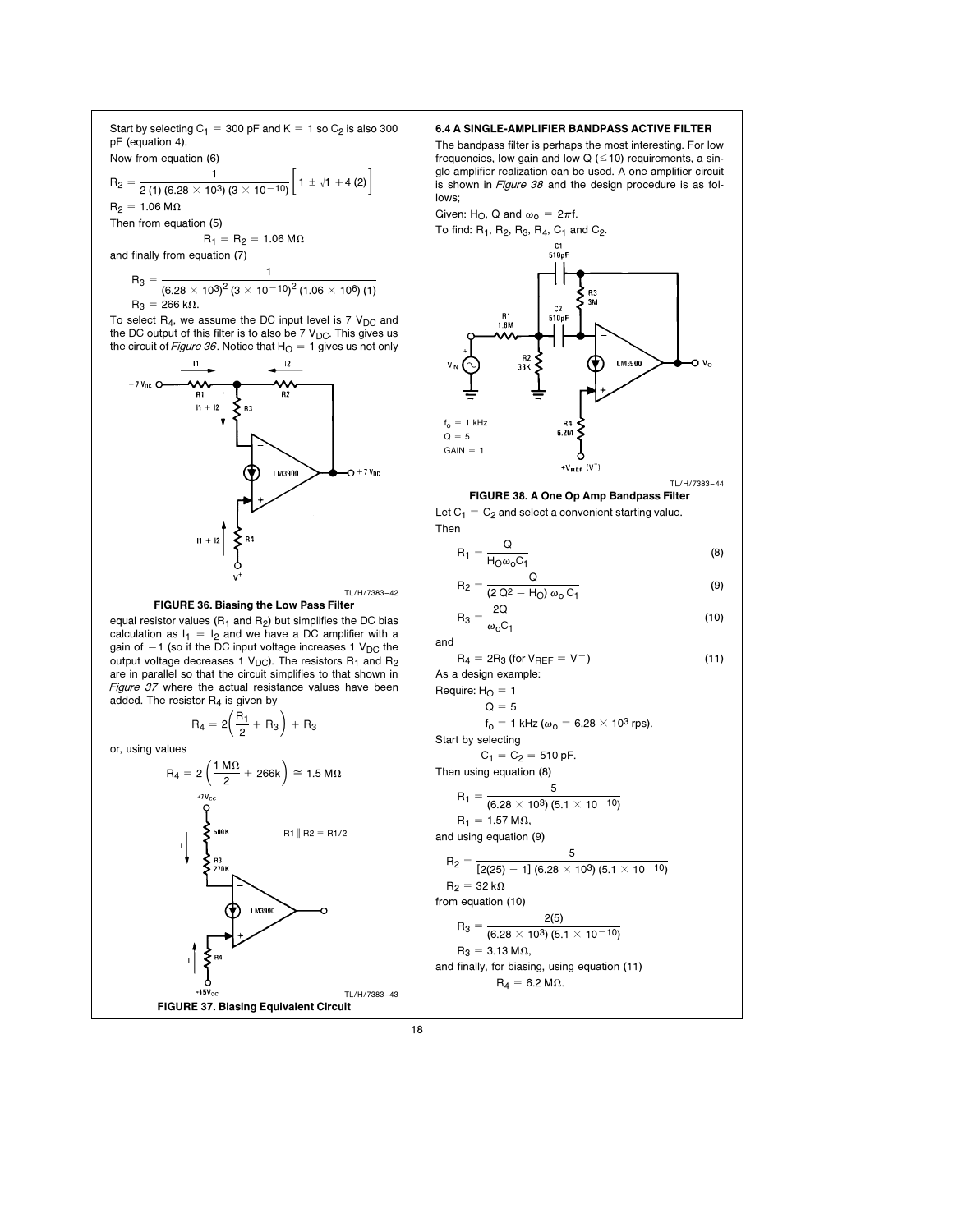Start by selecting $C_1 = 300$ pF and $K = 1$ so $C_2$ is also 300 pF (equation 4).

Now from equation (6)

$$R_2 = \frac{1}{2\,(1)\,(6.28 \times 10^3)\,(3 \times 10^{-10})} \left[ 1 \pm \sqrt{1 + 4\,(2)} \right]$$

$R_2 = 1.06$ M$\Omega$

Then from equation (5)

$$R_1 = R_2 = 1.06 \text{ M}\Omega$$

and finally from equation (7)

$$R_3 = \frac{1}{(6.28 \times 10^3)^2\,(3 \times 10^{-10})^2\,(1.06 \times 10^6)\,(1)}$$

$R_3 = 266$ k$\Omega$.

To select $R_4$, we assume the DC input level is 7 $V_{DC}$ and the DC output of this filter is to also be 7 $V_{DC}$. This gives us the circuit of *Figure 36*. Notice that $H_O = 1$ gives us not only

**FIGURE 36. Biasing the Low Pass Filter**

equal resistor values ($R_1$ and $R_2$) but simplifies the DC bias calculation as $I_1 = I_2$ and we have a DC amplifier with a gain of $-1$ (so if the DC input voltage increases 1 $V_{DC}$ the output voltage decreases 1 $V_{DC}$). The resistors $R_1$ and $R_2$ are in parallel so that the circuit simplifies to that shown in *Figure 37* where the actual resistance values have been added. The resistor $R_4$ is given by

$$R_4 = 2\left(\frac{R_1}{2} + R_3\right) + R_3$$

or, using values

$$R_4 = 2\left(\frac{1 \text{ M}\Omega}{2} + 266\text{k}\right) \simeq 1.5 \text{ M}\Omega$$

**FIGURE 37. Biasing Equivalent Circuit**

### 6.4 A SINGLE-AMPLIFIER BANDPASS ACTIVE FILTER

The bandpass filter is perhaps the most interesting. For low frequencies, low gain and low Q ($\leq 10$) requirements, a single amplifier realization can be used. A one amplifier circuit is shown in *Figure 38* and the design procedure is as follows;

Given: $H_O$, Q and $\omega_o = 2\pi f$.

To find: $R_1$, $R_2$, $R_3$, $R_4$, $C_1$ and $C_2$.

**FIGURE 38. A One Op Amp Bandpass Filter**

Let $C_1 = C_2$ and select a convenient starting value.

Then

$$R_1 = \frac{Q}{H_O \omega_o C_1} \tag{8}$$

$$R_2 = \frac{Q}{(2Q^2 - H_O)\,\omega_o\,C_1} \tag{9}$$

$$R_3 = \frac{2Q}{\omega_o C_1} \tag{10}$$

and

$$R_4 = 2R_3 \text{ (for } V_{REF} = V^+) \tag{11}$$

As a design example:

Require: $H_O = 1$

$Q = 5$

$f_o = 1$ kHz ($\omega_o = 6.28 \times 10^3$ rps).

Start by selecting

$C_1 = C_2 = 510$ pF.

Then using equation (8)

$$R_1 = \frac{5}{(6.28 \times 10^3)\,(5.1 \times 10^{-10})}$$

$R_1 = 1.57$ M$\Omega$,

and using equation (9)

$$R_2 = \frac{5}{[2(25) - 1]\,(6.28 \times 10^3)\,(5.1 \times 10^{-10})}$$

$R_2 = 32$ k$\Omega$

from equation (10)

$$R_3 = \frac{2(5)}{(6.28 \times 10^3)\,(5.1 \times 10^{-10})}$$

$R_3 = 3.13$ M$\Omega$,

and finally, for biasing, using equation (11)

$R_4 = 6.2$ M$\Omega$.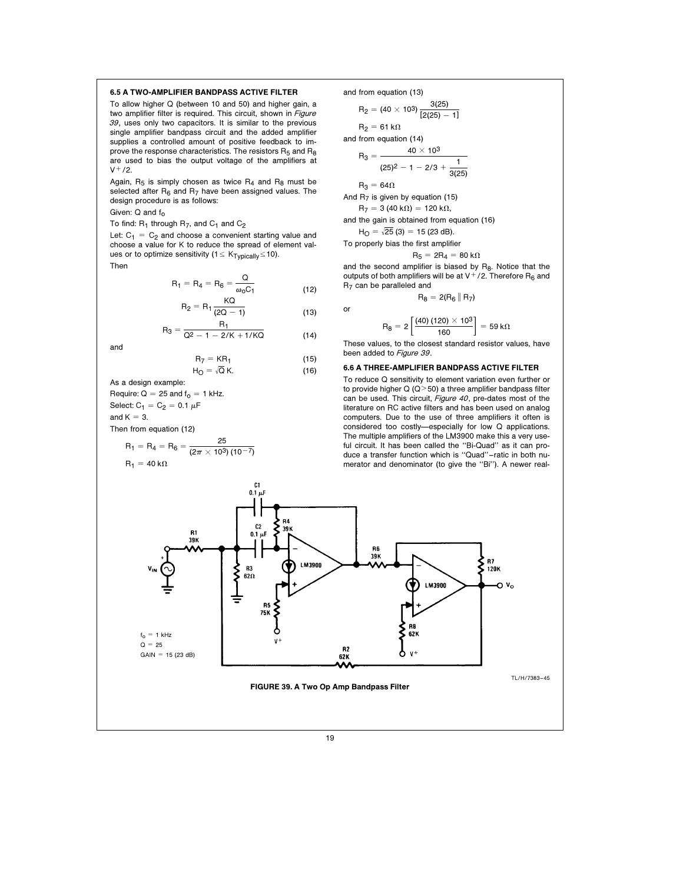### 6.5 A TWO-AMPLIFIER BANDPASS ACTIVE FILTER

To allow higher Q (between 10 and 50) and higher gain, a two amplifier filter is required. This circuit, shown in *Figure 39*, uses only two capacitors. It is similar to the previous single amplifier bandpass circuit and the added amplifier supplies a controlled amount of positive feedback to improve the response characteristics. The resistors $R_5$ and $R_8$ are used to bias the output voltage of the amplifiers at $V^+/2$.

Again, $R_5$ is simply chosen as twice $R_4$ and $R_8$ must be selected after $R_6$ and $R_7$ have been assigned values. The design procedure is as follows:

Given: Q and $f_o$

To find: $R_1$ through $R_7$, and $C_1$ and $C_2$

Let: $C_1 = C_2$ and choose a convenient starting value and choose a value for K to reduce the spread of element values or to optimize sensitivity ($1 \leq K_{Typically} \leq 10$).

Then

$$R_1 = R_4 = R_6 = \frac{Q}{\omega_o C_1} \tag{12}$$

$$R_2 = R_1 \frac{KQ}{(2Q - 1)} \tag{13}$$

$$R_3 = \frac{R_1}{Q^2 - 1 - 2/K + 1/KQ} \tag{14}$$

and

$$R_7 = KR_1 \tag{15}$$

$$H_O = \sqrt{Q}\,K. \tag{16}$$

As a design example:

Require: Q = 25 and $f_o$ = 1 kHz.

Select: $C_1 = C_2 = 0.1\ \mu F$

and K = 3.

Then from equation (12)

$$R_1 = R_4 = R_6 = \frac{25}{(2\pi \times 10^3)(10^{-7})}$$

$$R_1 = 40\ k\Omega$$

and from equation (13)

$$R_2 = (40 \times 10^3) \frac{3(25)}{[2(25) - 1]}$$

$$R_2 = 61\ k\Omega$$

and from equation (14)

$$R_3 = \frac{40 \times 10^3}{(25)^2 - 1 - 2/3 + \frac{1}{3(25)}}$$

$$R_3 = 64\Omega$$

And $R_7$ is given by equation (15)

$$R_7 = 3\ (40\ k\Omega) = 120\ k\Omega,$$

and the gain is obtained from equation (16)

$$H_O = \sqrt{25}\ (3) = 15\ (23\ dB).$$

To properly bias the first amplifier

$$R_5 = 2R_4 = 80\ k\Omega$$

and the second amplifier is biased by $R_8$. Notice that the outputs of both amplifiers will be at $V^+/2$. Therefore $R_6$ and $R_7$ can be paralleled and

$$R_8 = 2(R_6 \parallel R_7)$$

or

$$R_8 = 2\left[\frac{(40)(120) \times 10^3}{160}\right] = 59\ k\Omega$$

These values, to the closest standard resistor values, have been added to *Figure 39*.

### 6.6 A THREE-AMPLIFIER BANDPASS ACTIVE FILTER

To reduce Q sensitivity to element variation even further or to provide higher Q (Q>50) a three amplifier bandpass filter can be used. This circuit, *Figure 40*, pre-dates most of the literature on RC active filters and has been used on analog computers. Due to the use of three amplifiers it often is considered too costly—especially for low Q applications. The multiple amplifiers of the LM3900 make this a very useful circuit. It has been called the "Bi-Quad" as it can produce a transfer function which is "Quad"–ratic in both numerator and denominator (to give the "Bi"). A newer real-

$f_o$ = 1 kHz
Q = 25
GAIN = 15 (23 dB)

TL/H/7383–45

**FIGURE 39. A Two Op Amp Bandpass Filter**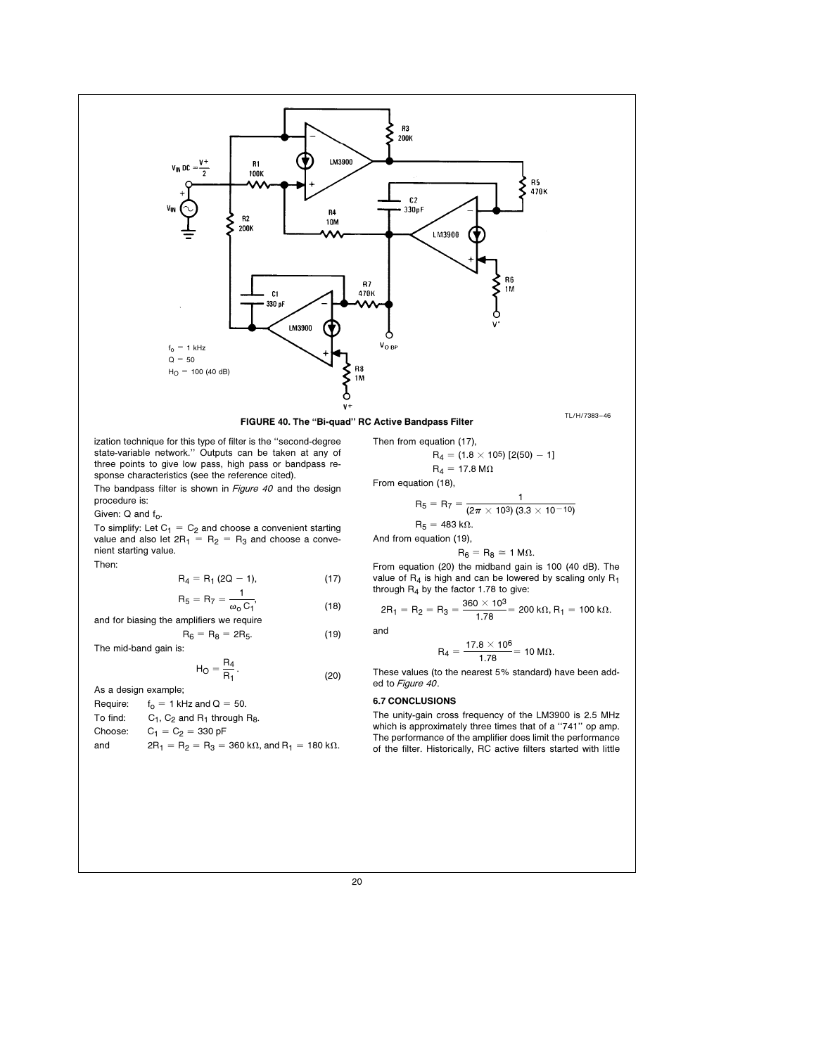FIGURE 40. The "Bi-quad" RC Active Bandpass Filter

ization technique for this type of filter is the "second-degree state-variable network." Outputs can be taken at any of three points to give low pass, high pass or bandpass response characteristics (see the reference cited).

The bandpass filter is shown in *Figure 40* and the design procedure is:

Given: Q and $f_o$.

To simplify: Let $C_1 = C_2$ and choose a convenient starting value and also let $2R_1 = R_2 = R_3$ and choose a convenient starting value.

Then:

$$R_4 = R_1 (2Q - 1), \tag{17}$$

$$R_5 = R_7 = \frac{1}{\omega_o C_1}, \tag{18}$$

and for biasing the amplifiers we require

$$R_6 = R_8 = 2R_5. \tag{19}$$

The mid-band gain is:

$$H_O = \frac{R_4}{R_1}. \tag{20}$$

As a design example;

Require: $f_o = 1$ kHz and $Q = 50$.

To find: $C_1$, $C_2$ and $R_1$ through $R_8$.

Choose: $C_1 = C_2 = 330$ pF

and $2R_1 = R_2 = R_3 = 360$ kΩ, and $R_1 = 180$ kΩ.

Then from equation (17),

$$R_4 = (1.8 \times 10^5)\,[2(50) - 1]$$

$$R_4 = 17.8\ \text{M}\Omega$$

From equation (18),

$$R_5 = R_7 = \frac{1}{(2\pi \times 10^3)\,(3.3 \times 10^{-10})}$$

$$R_5 = 483\ \text{k}\Omega.$$

And from equation (19),

$$R_6 = R_8 \simeq 1\ \text{M}\Omega.$$

From equation (20) the midband gain is 100 (40 dB). The value of $R_4$ is high and can be lowered by scaling only $R_1$ through $R_4$ by the factor 1.78 to give:

$$2R_1 = R_2 = R_3 = \frac{360 \times 10^3}{1.78} = 200\ \text{k}\Omega,\ R_1 = 100\ \text{k}\Omega.$$

and

$$R_4 = \frac{17.8 \times 10^6}{1.78} = 10\ \text{M}\Omega.$$

These values (to the nearest 5% standard) have been added to *Figure 40*.

### 6.7 CONCLUSIONS

The unity-gain cross frequency of the LM3900 is 2.5 MHz which is approximately three times that of a "741" op amp. The performance of the amplifier does limit the performance of the filter. Historically, RC active filters started with little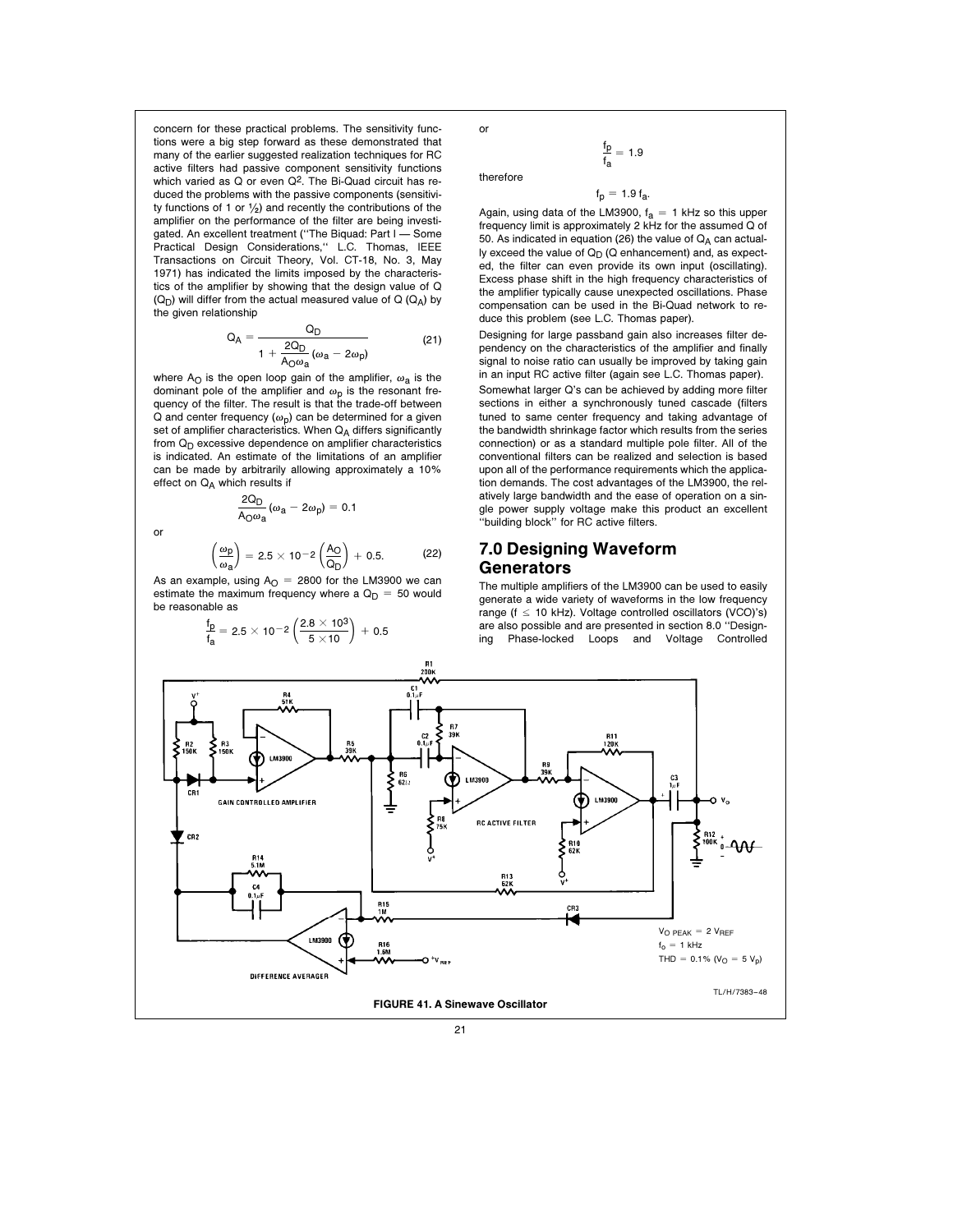concern for these practical problems. The sensitivity functions were a big step forward as these demonstrated that many of the earlier suggested realization techniques for RC active filters had passive component sensitivity functions which varied as Q or even $Q^2$. The Bi-Quad circuit has reduced the problems with the passive components (sensitivity functions of 1 or ½) and recently the contributions of the amplifier on the performance of the filter are being investigated. An excellent treatment (''The Biquad: Part I — Some Practical Design Considerations,'' L.C. Thomas, IEEE Transactions on Circuit Theory, Vol. CT-18, No. 3, May 1971) has indicated the limits imposed by the characteristics of the amplifier by showing that the design value of Q ($Q_D$) will differ from the actual measured value of Q ($Q_A$) by the given relationship

$$Q_A = \frac{Q_D}{1 + \frac{2Q_D}{A_O \omega_a}(\omega_a - 2\omega_p)} \tag{21}$$

where $A_O$ is the open loop gain of the amplifier, $\omega_a$ is the dominant pole of the amplifier and $\omega_p$ is the resonant frequency of the filter. The result is that the trade-off between Q and center frequency ($\omega_p$) can be determined for a given set of amplifier characteristics. When $Q_A$ differs significantly from $Q_D$ excessive dependence on amplifier characteristics is indicated. An estimate of the limitations of an amplifier can be made by arbitrarily allowing approximately a 10% effect on $Q_A$ which results if

$$\frac{2Q_D}{A_O \omega_a}(\omega_a - 2\omega_p) = 0.1$$

or

$$\left(\frac{\omega_p}{\omega_a}\right) = 2.5 \times 10^{-2}\left(\frac{A_O}{Q_D}\right) + 0.5. \tag{22}$$

As an example, using $A_O = 2800$ for the LM3900 we can estimate the maximum frequency where a $Q_D = 50$ would be reasonable as

$$\frac{f_p}{f_a} = 2.5 \times 10^{-2}\left(\frac{2.8 \times 10^3}{5 \times 10}\right) + 0.5$$

or

$$\frac{f_p}{f_a} = 1.9$$

therefore

$$f_p = 1.9\, f_a.$$

Again, using data of the LM3900, $f_a = 1$ kHz so this upper frequency limit is approximately 2 kHz for the assumed Q of 50. As indicated in equation (26) the value of $Q_A$ can actually exceed the value of $Q_D$ (Q enhancement) and, as expected, the filter can even provide its own input (oscillating). Excess phase shift in the high frequency characteristics of the amplifier typically cause unexpected oscillations. Phase compensation can be used in the Bi-Quad network to reduce this problem (see L.C. Thomas paper).

Designing for large passband gain also increases filter dependency on the characteristics of the amplifier and finally signal to noise ratio can usually be improved by taking gain in an input RC active filter (again see L.C. Thomas paper).

Somewhat larger Q's can be achieved by adding more filter sections in either a synchronously tuned cascade (filters tuned to same center frequency and taking advantage of the bandwidth shrinkage factor which results from the series connection) or as a standard multiple pole filter. All of the conventional filters can be realized and selection is based upon all of the performance requirements which the application demands. The cost advantages of the LM3900, the relatively large bandwidth and the ease of operation on a single power supply voltage make this product an excellent ''building block'' for RC active filters.

## 7.0 Designing Waveform Generators

The multiple amplifiers of the LM3900 can be used to easily generate a wide variety of waveforms in the low frequency range (f ≤ 10 kHz). Voltage controlled oscillators (VCO)'s) are also possible and are presented in section 8.0 ''Designing Phase-locked Loops and Voltage Controlled

$V_{O\ PEAK} = 2\ V_{REF}$
$f_o = 1$ kHz
THD = 0.1% ($V_O = 5\ V_p$)

TL/H/7383–48

**FIGURE 41. A Sinewave Oscillator**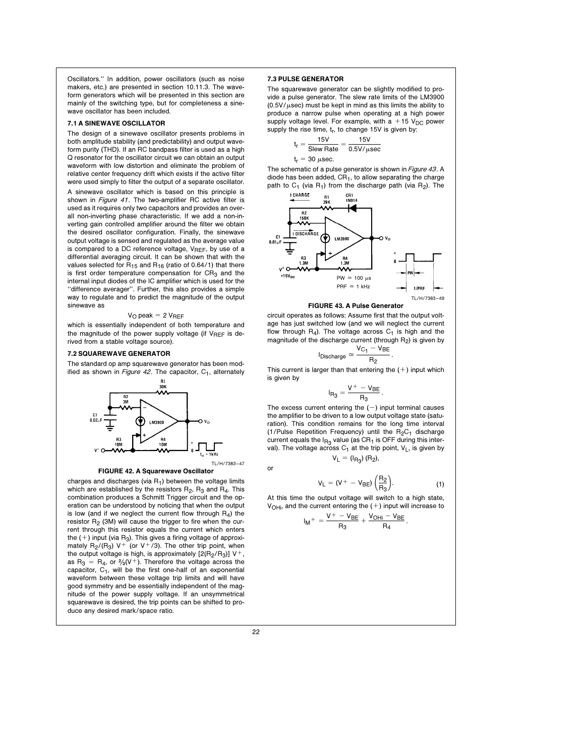Oscillators." In addition, power oscillators (such as noise makers, etc.) are presented in section 10.11.3. The waveform generators which will be presented in this section are mainly of the switching type, but for completeness a sinewave oscillator has been included.

### 7.1 A SINEWAVE OSCILLATOR

The design of a sinewave oscillator presents problems in both amplitude stability (and predictability) and output waveform purity (THD). If an RC bandpass filter is used as a high Q resonator for the oscillator circuit we can obtain an output waveform with low distortion and eliminate the problem of relative center frequency drift which exists if the active filter were used simply to filter the output of a separate oscillator.

A sinewave oscillator which is based on this principle is shown in *Figure 41*. The two-amplifier RC active filter is used as it requires only two capacitors and provides an overall non-inverting phase characteristic. If we add a non-inverting gain controlled amplifier around the filter we obtain the desired oscillator configuration. Finally, the sinewave output voltage is sensed and regulated as the average value is compared to a DC reference voltage, $V_{REF}$, by use of a differential averaging circuit. It can be shown that with the values selected for $R_{15}$ and $R_{16}$ (ratio of 0.64/1) that there is first order temperature compensation for $CR_3$ and the internal input diodes of the IC amplifier which is used for the "difference averager". Further, this also provides a simple way to regulate and to predict the magnitude of the output sinewave as

$$V_O \text{ peak} = 2\, V_{REF}$$

which is essentially independent of both temperature and the magnitude of the power supply voltage (if $V_{REF}$ is derived from a stable voltage source).

### 7.2 SQUAREWAVE GENERATOR

The standard op amp squarewave generator has been modified as shown in *Figure 42*. The capacitor, $C_1$, alternately

FIGURE 42. A Squarewave Oscillator

charges and discharges (via $R_1$) between the voltage limits which are established by the resistors $R_2$, $R_3$ and $R_4$. This combination produces a Schmitt Trigger circuit and the operation can be understood by noticing that when the output is low (and if we neglect the current flow through $R_4$) the resistor $R_2$ (3M) will cause the trigger to fire when the current through this resistor equals the current which enters the (+) input (via $R_3$). This gives a firing voltage of approximately $R_2/(R_3)\ V^+$ (or $V^+/3$). The other trip point, when the output voltage is high, is approximately $[2(R_2/R_3)]\ V^+$, as $R_3 = R_4$, or $\frac{2}{3}(V^+)$. Therefore the voltage across the capacitor, $C_1$, will be the first one-half of an exponential waveform between these voltage trip limits and will have good symmetry and be essentially independent of the magnitude of the power supply voltage. If an unsymmetrical squarewave is desired, the trip points can be shifted to produce any desired mark/space ratio.

### 7.3 PULSE GENERATOR

The squarewave generator can be slightly modified to provide a pulse generator. The slew rate limits of the LM3900 (0.5V/μsec) must be kept in mind as this limits the ability to produce a narrow pulse when operating at a high power supply voltage level. For example, with a +15 $V_{DC}$ power supply the rise time, $t_r$, to change 15V is given by:

$$t_r = \frac{15V}{\text{Slew Rate}} = \frac{15V}{0.5V/\mu\text{sec}}$$

$$t_r = 30\ \mu\text{sec.}$$

The schematic of a pulse generator is shown in *Figure 43*. A diode has been added, $CR_1$, to allow separating the charge path to $C_1$ (via $R_1$) from the discharge path (via $R_2$). The

FIGURE 43. A Pulse Generator

circuit operates as follows: Assume first that the output voltage has just switched low (and we will neglect the current flow through $R_4$). The voltage across $C_1$ is high and the magnitude of the discharge current (through $R_2$) is given by

$$I_{Discharge} \cong \frac{V_{C_1} - V_{BE}}{R_2}.$$

This current is larger than that entering the (+) input which is given by

$$I_{R_3} = \frac{V^+ - V_{BE}}{R_3}.$$

The excess current entering the (−) input terminal causes the amplifier to be driven to a low output voltage state (saturation). This condition remains for the long time interval (1/Pulse Repetition Frequency) until the $R_2C_1$ discharge current equals the $I_{R_3}$ value (as $CR_1$ is OFF during this interval). The voltage across $C_1$ at the trip point, $V_L$, is given by

$$V_L = (I_{R_3})\,(R_2),$$

or

$$V_L = (V^+ - V_{BE})\left(\frac{R_2}{R_3}\right). \tag{1}$$

At this time the output voltage will switch to a high state, $V_{OHi}$, and the current entering the (+) input will increase to

$$I_M{}^+ = \frac{V^+ - V_{BE}}{R_3} + \frac{V_{OHi} - V_{BE}}{R_4}.$$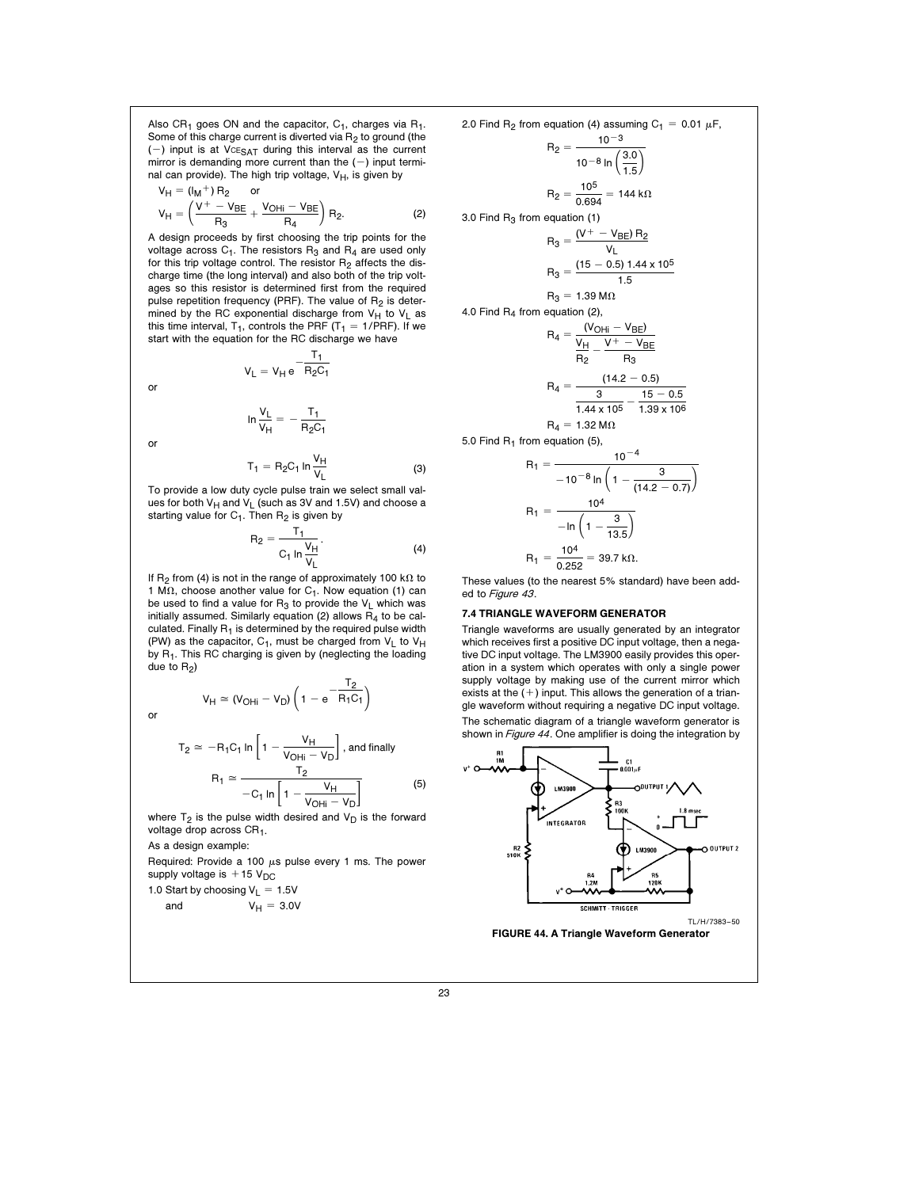Also $CR_1$ goes ON and the capacitor, $C_1$, charges via $R_1$. Some of this charge current is diverted via $R_2$ to ground (the (−) input is at $V_{CESAT}$ during this interval as the current mirror is demanding more current than the (−) input terminal can provide). The high trip voltage, $V_H$, is given by

$$V_H = (I_M{}^+)\, R_2 \quad \text{or}$$

$$V_H = \left(\frac{V^+ - V_{BE}}{R_3} + \frac{V_{OHi} - V_{BE}}{R_4}\right) R_2. \qquad (2)$$

A design proceeds by first choosing the trip points for the voltage across $C_1$. The resistors $R_3$ and $R_4$ are used only for this trip voltage control. The resistor $R_2$ affects the discharge time (the long interval) and also both of the trip voltages so this resistor is determined first from the required pulse repetition frequency (PRF). The value of $R_2$ is determined by the RC exponential discharge from $V_H$ to $V_L$ as this time interval, $T_1$, controls the PRF ($T_1 = 1/\text{PRF}$). If we start with the equation for the RC discharge we have

$$V_L = V_H\, e^{-\frac{T_1}{R_2 C_1}}$$

or

$$\ln \frac{V_L}{V_H} = -\frac{T_1}{R_2 C_1}$$

or

$$T_1 = R_2 C_1 \ln \frac{V_H}{V_L} \qquad (3)$$

To provide a low duty cycle pulse train we select small values for both $V_H$ and $V_L$ (such as 3V and 1.5V) and choose a starting value for $C_1$. Then $R_2$ is given by

$$R_2 = \frac{T_1}{C_1 \ln \frac{V_H}{V_L}}. \qquad (4)$$

If $R_2$ from (4) is not in the range of approximately 100 kΩ to 1 MΩ, choose another value for $C_1$. Now equation (1) can be used to find a value for $R_3$ to provide the $V_L$ which was initially assumed. Similarly equation (2) allows $R_4$ to be calculated. Finally $R_1$ is determined by the required pulse width (PW) as the capacitor, $C_1$, must be charged from $V_L$ to $V_H$ by $R_1$. This RC charging is given by (neglecting the loading due to $R_2$)

$$V_H \cong (V_{OHi} - V_D)\left(1 - e^{-\frac{T_2}{R_1 C_1}}\right)$$

or

$$T_2 \cong -R_1 C_1 \ln\left[1 - \frac{V_H}{V_{OHi} - V_D}\right], \text{ and finally}$$

$$R_1 \cong \frac{T_2}{-C_1 \ln\left[1 - \frac{V_H}{V_{OHi} - V_D}\right]} \qquad (5)$$

where $T_2$ is the pulse width desired and $V_D$ is the forward voltage drop across $CR_1$.

As a design example:

Required: Provide a 100 μs pulse every 1 ms. The power supply voltage is +15 $V_{DC}$

1.0 Start by choosing $V_L = 1.5V$

and $V_H = 3.0V$

2.0 Find $R_2$ from equation (4) assuming $C_1 = 0.01\ \mu F$,

$$R_2 = \frac{10^{-3}}{10^{-8} \ln\left(\frac{3.0}{1.5}\right)}$$

$$R_2 = \frac{10^5}{0.694} = 144\ k\Omega$$

3.0 Find $R_3$ from equation (1)

$$R_3 = \frac{(V^+ - V_{BE})\, R_2}{V_L}$$

$$R_3 = \frac{(15 - 0.5)\ 1.44 \times 10^5}{1.5}$$

$$R_3 = 1.39\ M\Omega$$

4.0 Find $R_4$ from equation (2),

$$R_4 = \frac{(V_{OHi} - V_{BE})}{\frac{V_H}{R_2} - \frac{V^+ - V_{BE}}{R_3}}$$

$$R_4 = \frac{(14.2 - 0.5)}{\frac{3}{1.44 \times 10^5} - \frac{15 - 0.5}{1.39 \times 10^6}}$$

$$R_4 = 1.32\ M\Omega$$

5.0 Find $R_1$ from equation (5),

$$R_1 = \frac{10^{-4}}{-10^{-8} \ln\left(1 - \frac{3}{(14.2 - 0.7)}\right)}$$

$$R_1 = \frac{10^4}{-\ln\left(1 - \frac{3}{13.5}\right)}$$

$$R_1 = \frac{10^4}{0.252} = 39.7\ k\Omega.$$

These values (to the nearest 5% standard) have been added to *Figure 43*.

### 7.4 TRIANGLE WAVEFORM GENERATOR

Triangle waveforms are usually generated by an integrator which receives first a positive DC input voltage, then a negative DC input voltage. The LM3900 easily provides this operation in a system which operates with only a single power supply voltage by making use of the current mirror which exists at the (+) input. This allows the generation of a triangle waveform without requiring a negative DC input voltage.

The schematic diagram of a triangle waveform generator is shown in *Figure 44*. One amplifier is doing the integration by

TL/H/7383–50

**FIGURE 44. A Triangle Waveform Generator**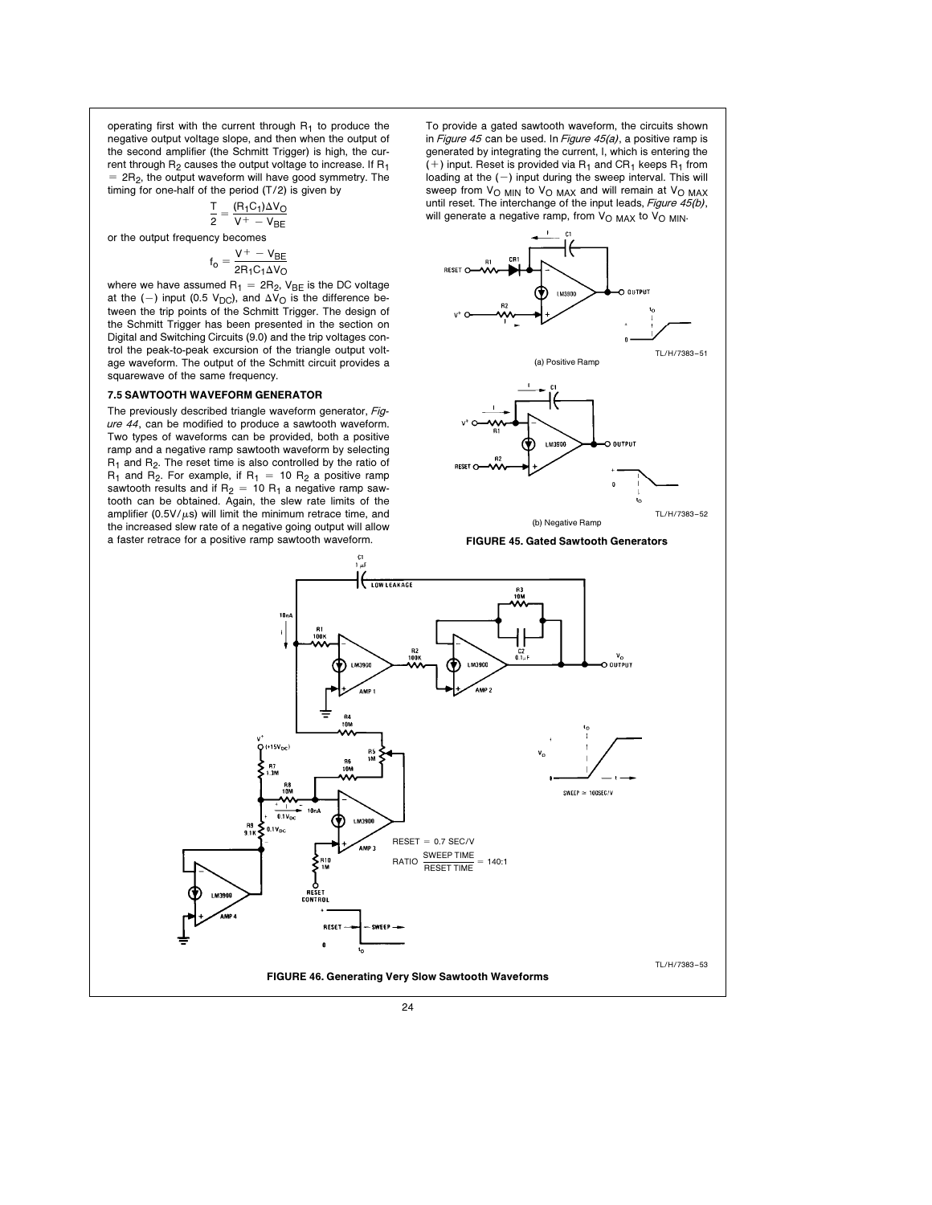operating first with the current through $R_1$ to produce the negative output voltage slope, and then when the output of the second amplifier (the Schmitt Trigger) is high, the current through $R_2$ causes the output voltage to increase. If $R_1 = 2R_2$, the output waveform will have good symmetry. The timing for one-half of the period (T/2) is given by

$$\frac{T}{2} = \frac{(R_1C_1)\Delta V_O}{V^+ - V_{BE}}$$

or the output frequency becomes

$$f_o = \frac{V^+ - V_{BE}}{2R_1C_1\Delta V_O}$$

where we have assumed $R_1 = 2R_2$, $V_{BE}$ is the DC voltage at the (−) input (0.5 $V_{DC}$), and $\Delta V_O$ is the difference between the trip points of the Schmitt Trigger. The design of the Schmitt Trigger has been presented in the section on Digital and Switching Circuits (9.0) and the trip voltages control the peak-to-peak excursion of the triangle output voltage waveform. The output of the Schmitt circuit provides a squarewave of the same frequency.

### 7.5 SAWTOOTH WAVEFORM GENERATOR

The previously described triangle waveform generator, *Figure 44*, can be modified to produce a sawtooth waveform. Two types of waveforms can be provided, both a positive ramp and a negative ramp sawtooth waveform by selecting $R_1$ and $R_2$. The reset time is also controlled by the ratio of $R_1$ and $R_2$. For example, if $R_1 = 10\ R_2$ a positive ramp sawtooth results and if $R_2 = 10\ R_1$ a negative ramp sawtooth can be obtained. Again, the slew rate limits of the amplifier (0.5V/µs) will limit the minimum retrace time, and the increased slew rate of a negative going output will allow a faster retrace for a positive ramp sawtooth waveform.

To provide a gated sawtooth waveform, the circuits shown in *Figure 45* can be used. In *Figure 45(a)*, a positive ramp is generated by integrating the current, I, which is entering the (+) input. Reset is provided via $R_1$ and $CR_1$ keeps $R_1$ from loading at the (−) input during the sweep interval. This will sweep from $V_{O\ MIN}$ to $V_{O\ MAX}$ and will remain at $V_{O\ MAX}$ until reset. The interchange of the input leads, *Figure 45(b)*, will generate a negative ramp, from $V_{O\ MAX}$ to $V_{O\ MIN}$.

TL/H/7383–51

(a) Positive Ramp

TL/H/7383–52

(b) Negative Ramp

**FIGURE 45. Gated Sawtooth Generators**

RESET = 0.7 SEC/V

$$\text{RATIO}\ \frac{\text{SWEEP TIME}}{\text{RESET TIME}} = 140{:}1$$

TL/H/7383–53

**FIGURE 46. Generating Very Slow Sawtooth Waveforms**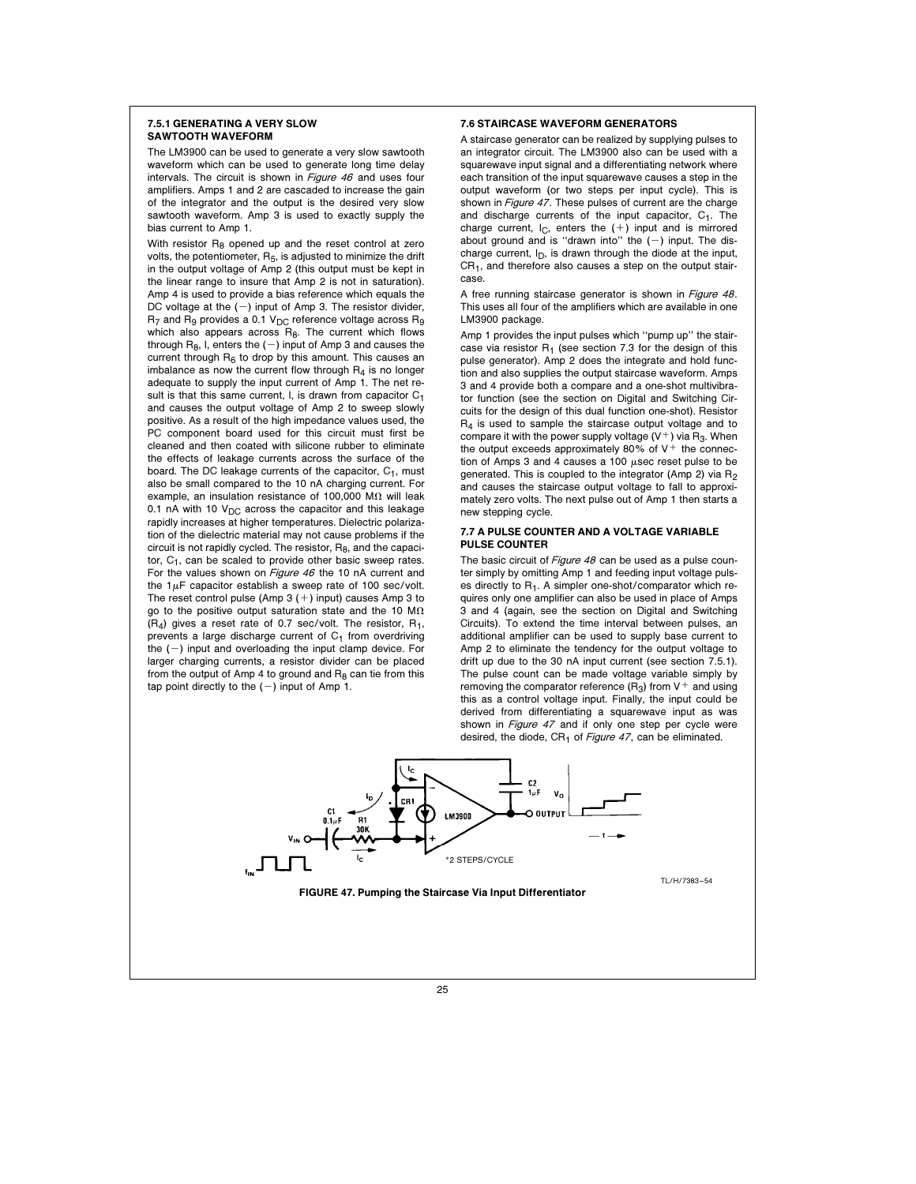### 7.5.1 GENERATING A VERY SLOW SAWTOOTH WAVEFORM

The LM3900 can be used to generate a very slow sawtooth waveform which can be used to generate long time delay intervals. The circuit is shown in *Figure 46* and uses four amplifiers. Amps 1 and 2 are cascaded to increase the gain of the integrator and the output is the desired very slow sawtooth waveform. Amp 3 is used to exactly supply the bias current to Amp 1.

With resistor $R_8$ opened up and the reset control at zero volts, the potentiometer, $R_5$, is adjusted to minimize the drift in the output voltage of Amp 2 (this output must be kept in the linear range to insure that Amp 2 is not in saturation). Amp 4 is used to provide a bias reference which equals the DC voltage at the (−) input of Amp 3. The resistor divider, $R_7$ and $R_9$ provides a 0.1 $V_{DC}$ reference voltage across $R_9$ which also appears across $R_8$. The current which flows through $R_8$, I, enters the (−) input of Amp 3 and causes the current through $R_6$ to drop by this amount. This causes an imbalance as now the current flow through $R_4$ is no longer adequate to supply the input current of Amp 1. The net result is that this same current, I, is drawn from capacitor $C_1$ and causes the output voltage of Amp 2 to sweep slowly positive. As a result of the high impedance values used, the PC component board used for this circuit must first be cleaned and then coated with silicone rubber to eliminate the effects of leakage currents across the surface of the board. The DC leakage currents of the capacitor, $C_1$, must also be small compared to the 10 nA charging current. For example, an insulation resistance of 100,000 MΩ will leak 0.1 nA with 10 $V_{DC}$ across the capacitor and this leakage rapidly increases at higher temperatures. Dielectric polarization of the dielectric material may not cause problems if the circuit is not rapidly cycled. The resistor, $R_8$, and the capacitor, $C_1$, can be scaled to provide other basic sweep rates. For the values shown on *Figure 46* the 10 nA current and the 1μF capacitor establish a sweep rate of 100 sec/volt. The reset control pulse (Amp 3 (+) input) causes Amp 3 to go to the positive output saturation state and the 10 MΩ ($R_4$) gives a reset rate of 0.7 sec/volt. The resistor, $R_1$, prevents a large discharge current of $C_1$ from overdriving the (−) input and overloading the input clamp device. For larger charging currents, a resistor divider can be placed from the output of Amp 4 to ground and $R_8$ can tie from this tap point directly to the (−) input of Amp 1.

### 7.6 STAIRCASE WAVEFORM GENERATORS

A staircase generator can be realized by supplying pulses to an integrator circuit. The LM3900 also can be used with a squarewave input signal and a differentiating network where each transition of the input squarewave causes a step in the output waveform (or two steps per input cycle). This is shown in *Figure 47*. These pulses of current are the charge and discharge currents of the input capacitor, $C_1$. The charge current, $I_C$, enters the (+) input and is mirrored about ground and is "drawn into" the (−) input. The discharge current, $I_D$, is drawn through the diode at the input, $CR_1$, and therefore also causes a step on the output staircase.

A free running staircase generator is shown in *Figure 48*. This uses all four of the amplifiers which are available in one LM3900 package.

Amp 1 provides the input pulses which "pump up" the staircase via resistor $R_1$ (see section 7.3 for the design of this pulse generator). Amp 2 does the integrate and hold function and also supplies the output staircase waveform. Amps 3 and 4 provide both a compare and a one-shot multivibrator function (see the section on Digital and Switching Circuits for the design of this dual function one-shot). Resistor $R_4$ is used to sample the staircase output voltage and to compare it with the power supply voltage (V+) via $R_3$. When the output exceeds approximately 80% of V+ the connection of Amps 3 and 4 causes a 100 μsec reset pulse to be generated. This is coupled to the integrator (Amp 2) via $R_2$ and causes the staircase output voltage to fall to approximately zero volts. The next pulse out of Amp 1 then starts a new stepping cycle.

### 7.7 A PULSE COUNTER AND A VOLTAGE VARIABLE PULSE COUNTER

The basic circuit of *Figure 48* can be used as a pulse counter simply by omitting Amp 1 and feeding input voltage pulses directly to $R_1$. A simpler one-shot/comparator which requires only one amplifier can also be used in place of Amps 3 and 4 (again, see the section on Digital and Switching Circuits). To extend the time interval between pulses, an additional amplifier can be used to supply base current to Amp 2 to eliminate the tendency for the output voltage to drift up due to the 30 nA input current (see section 7.5.1). The pulse count can be made voltage variable simply by removing the comparator reference ($R_3$) from V+ and using this as a control voltage input. Finally, the input could be derived from differentiating a squarewave input as was shown in *Figure 47* and if only one step per cycle were desired, the diode, $CR_1$ of *Figure 47*, can be eliminated.

*2 STEPS/CYCLE

TL/H/7383–54

**FIGURE 47. Pumping the Staircase Via Input Differentiator**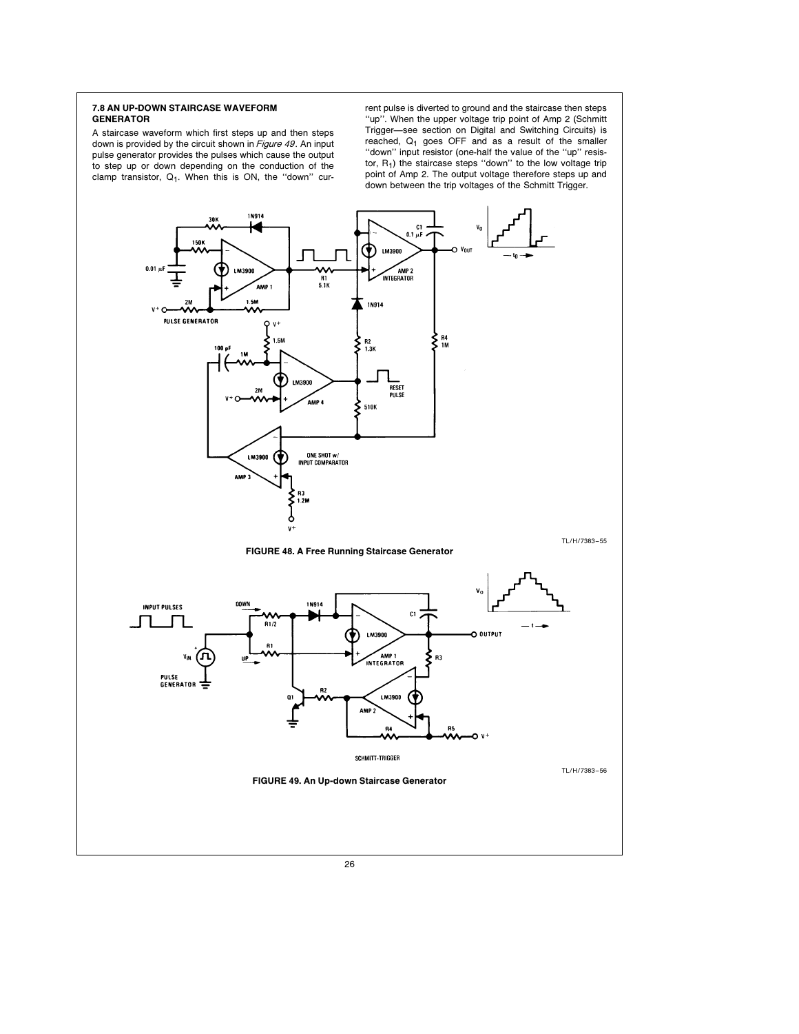### 7.8 AN UP-DOWN STAIRCASE WAVEFORM GENERATOR

A staircase waveform which first steps up and then steps down is provided by the circuit shown in *Figure 49*. An input pulse generator provides the pulses which cause the output to step up or down depending on the conduction of the clamp transistor, $Q_1$. When this is ON, the "down" current pulse is diverted to ground and the staircase then steps "up". When the upper voltage trip point of Amp 2 (Schmitt Trigger—see section on Digital and Switching Circuits) is reached, $Q_1$ goes OFF and as a result of the smaller "down" input resistor (one-half the value of the "up" resistor, $R_1$) the staircase steps "down" to the low voltage trip point of Amp 2. The output voltage therefore steps up and down between the trip voltages of the Schmitt Trigger.

TL/H/7383–55

**FIGURE 48. A Free Running Staircase Generator**

TL/H/7383–56

**FIGURE 49. An Up-down Staircase Generator**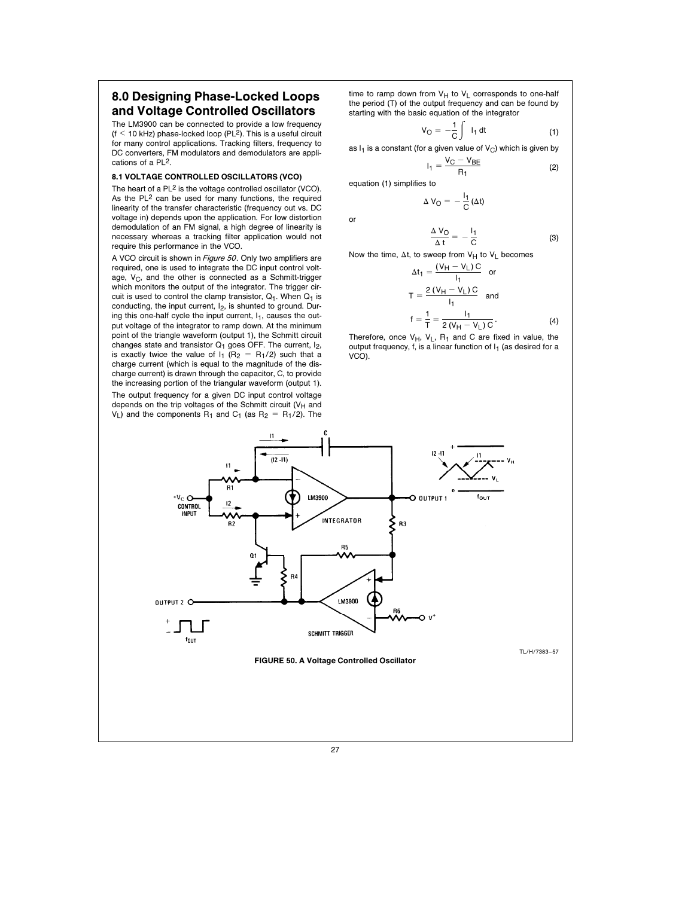## 8.0 Designing Phase-Locked Loops and Voltage Controlled Oscillators

The LM3900 can be connected to provide a low frequency ($f < 10$ kHz) phase-locked loop ($PL^2$). This is a useful circuit for many control applications. Tracking filters, frequency to DC converters, FM modulators and demodulators are applications of a $PL^2$.

### 8.1 VOLTAGE CONTROLLED OSCILLATORS (VCO)

The heart of a $PL^2$ is the voltage controlled oscillator (VCO). As the $PL^2$ can be used for many functions, the required linearity of the transfer characteristic (frequency out vs. DC voltage in) depends upon the application. For low distortion demodulation of an FM signal, a high degree of linearity is necessary whereas a tracking filter application would not require this performance in the VCO.

A VCO circuit is shown in *Figure 50*. Only two amplifiers are required, one is used to integrate the DC input control voltage, $V_C$, and the other is connected as a Schmitt-trigger which monitors the output of the integrator. The trigger circuit is used to control the clamp transistor, $Q_1$. When $Q_1$ is conducting, the input current, $I_2$, is shunted to ground. During this one-half cycle the input current, $I_1$, causes the output voltage of the integrator to ramp down. At the minimum point of the triangle waveform (output 1), the Schmitt circuit changes state and transistor $Q_1$ goes OFF. The current, $I_2$, is exactly twice the value of $I_1$ ($R_2 = R_1/2$) such that a charge current (which is equal to the magnitude of the discharge current) is drawn through the capacitor, C, to provide the increasing portion of the triangular waveform (output 1).

The output frequency for a given DC input control voltage depends on the trip voltages of the Schmitt circuit ($V_H$ and $V_L$) and the components $R_1$ and $C_1$ (as $R_2 = R_1/2$). The time to ramp down from $V_H$ to $V_L$ corresponds to one-half the period (T) of the output frequency and can be found by starting with the basic equation of the integrator

$$V_O = -\frac{1}{C}\int I_1\,dt \tag{1}$$

as $I_1$ is a constant (for a given value of $V_C$) which is given by

$$I_1 = \frac{V_C - V_{BE}}{R_1} \tag{2}$$

equation (1) simplifies to

$$\Delta V_O = -\frac{I_1}{C}(\Delta t)$$

or

$$\frac{\Delta V_O}{\Delta t} = -\frac{I_1}{C} \tag{3}$$

Now the time, $\Delta t$, to sweep from $V_H$ to $V_L$ becomes

$$\Delta t_1 = \frac{(V_H - V_L)\,C}{I_1} \quad \text{or}$$

$$T = \frac{2\,(V_H - V_L)\,C}{I_1} \quad \text{and}$$

$$f = \frac{1}{T} = \frac{I_1}{2\,(V_H - V_L)\,C}. \tag{4}$$

Therefore, once $V_H$, $V_L$, $R_1$ and C are fixed in value, the output frequency, f, is a linear function of $I_1$ (as desired for a VCO).

TL/H/7383–57

**FIGURE 50. A Voltage Controlled Oscillator**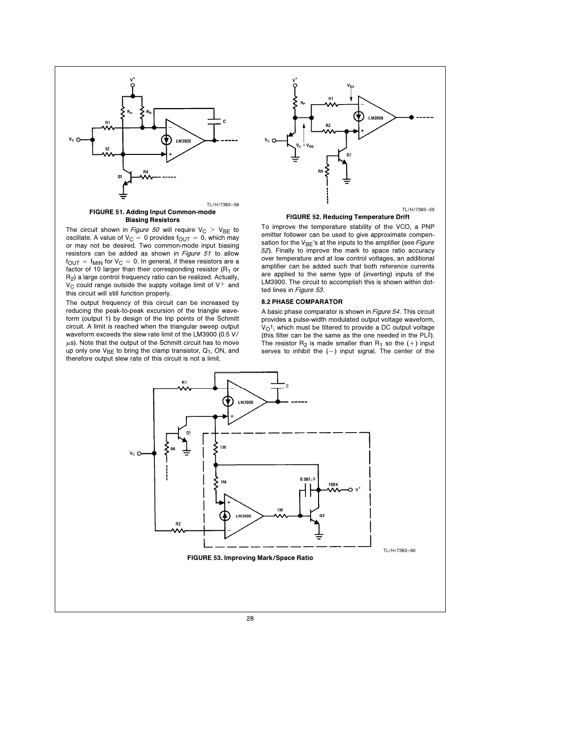TL/H/7383–58

**FIGURE 51. Adding Input Common-mode Biasing Resistors**

The circuit shown in *Figure 50* will require $V_C > V_{BE}$ to oscillate. A value of $V_C = 0$ provides $f_{OUT} = 0$, which may or may not be desired. Two common-mode input biasing resistors can be added as shown in *Figure 51* to allow $f_{OUT} = f_{MIN}$ for $V_C = 0$. In general, if these resistors are a factor of 10 larger than their corresponding resistor ($R_1$ or $R_2$) a large control frequency ratio can be realized. Actually, $V_C$ could range outside the supply voltage limit of $V^+$ and this circuit will still function properly.

The output frequency of this circuit can be increased by reducing the peak-to-peak excursion of the triangle waveform (output 1) by design of the trip points of the Schmitt circuit. A limit is reached when the triangular sweep output waveform exceeds the slew rate limit of the LM3900 (0.5 V/μs). Note that the output of the Schmitt circuit has to move up only one $V_{BE}$ to bring the clamp transistor, $Q_1$, ON, and therefore output slew rate of this circuit is not a limit.

TL/H/7383–59

**FIGURE 52. Reducing Temperature Drift**

To improve the temperature stability of the VCO, a PNP emitter follower can be used to give approximate compensation for the $V_{BE}$'s at the inputs to the amplifier (see *Figure 52*). Finally to improve the mark to space ratio accuracy over temperature and at low control voltages, an additional amplifier can be added such that both reference currents are applied to the same type of (inverting) inputs of the LM3900. The circuit to accomplish this is shown within dotted lines in *Figure 53*.

### 8.2 PHASE COMPARATOR

A basic phase comparator is shown in *Figure 54*. This circuit provides a pulse-width modulated output voltage waveform, $V_O1$, which must be filtered to provide a DC output voltage (this filter can be the same as the one needed in the PL2). The resistor $R_2$ is made smaller than $R_1$ so the (+) input serves to inhibit the (−) input signal. The center of the

TL/H/7383–60

**FIGURE 53. Improving Mark/Space Ratio**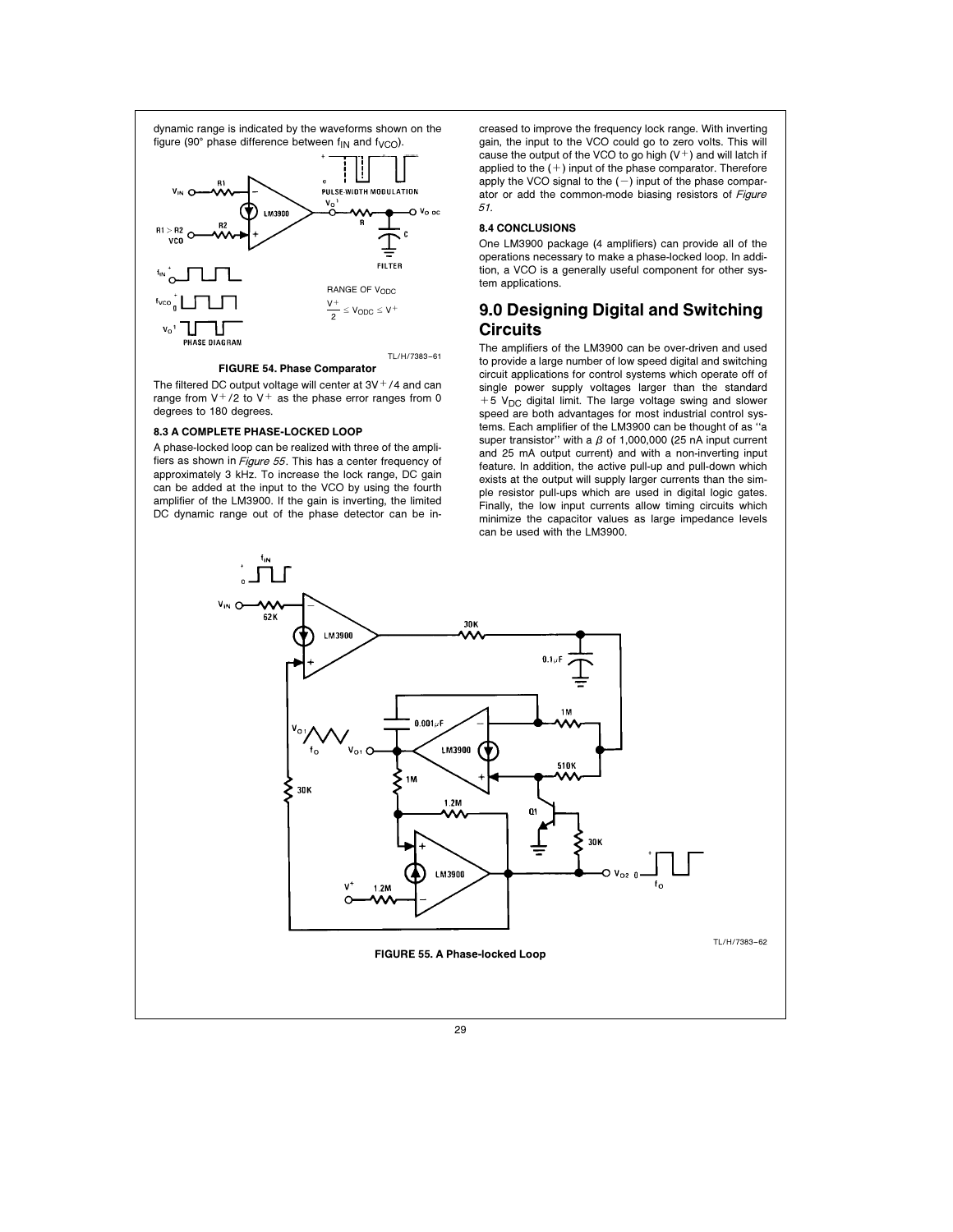dynamic range is indicated by the waveforms shown on the figure (90° phase difference between $f_{IN}$ and $f_{VCO}$).

RANGE OF $V_{ODC}$

$$\frac{V^+}{2} \leq V_{ODC} \leq V^+$$

TL/H/7383–61

**FIGURE 54. Phase Comparator**

The filtered DC output voltage will center at $3V^+/4$ and can range from $V^+/2$ to $V^+$ as the phase error ranges from 0 degrees to 180 degrees.

### 8.3 A COMPLETE PHASE-LOCKED LOOP

A phase-locked loop can be realized with three of the amplifiers as shown in *Figure 55*. This has a center frequency of approximately 3 kHz. To increase the lock range, DC gain can be added at the input to the VCO by using the fourth amplifier of the LM3900. If the gain is inverting, the limited DC dynamic range out of the phase detector can be increased to improve the frequency lock range. With inverting gain, the input to the VCO could go to zero volts. This will cause the output of the VCO to go high ($V^+$) and will latch if applied to the (+) input of the phase comparator. Therefore apply the VCO signal to the (−) input of the phase comparator or add the common-mode biasing resistors of *Figure 51*.

### 8.4 CONCLUSIONS

One LM3900 package (4 amplifiers) can provide all of the operations necessary to make a phase-locked loop. In addition, a VCO is a generally useful component for other system applications.

## 9.0 Designing Digital and Switching Circuits

The amplifiers of the LM3900 can be over-driven and used to provide a large number of low speed digital and switching circuit applications for control systems which operate off of single power supply voltages larger than the standard $+5\ V_{DC}$ digital limit. The large voltage swing and slower speed are both advantages for most industrial control systems. Each amplifier of the LM3900 can be thought of as "a super transistor" with a $\beta$ of 1,000,000 (25 nA input current and 25 mA output current) and with a non-inverting input feature. In addition, the active pull-up and pull-down which exists at the output will supply larger currents than the simple resistor pull-ups which are used in digital logic gates. Finally, the low input currents allow timing circuits which minimize the capacitor values as large impedance levels can be used with the LM3900.

TL/H/7383–62

**FIGURE 55. A Phase-locked Loop**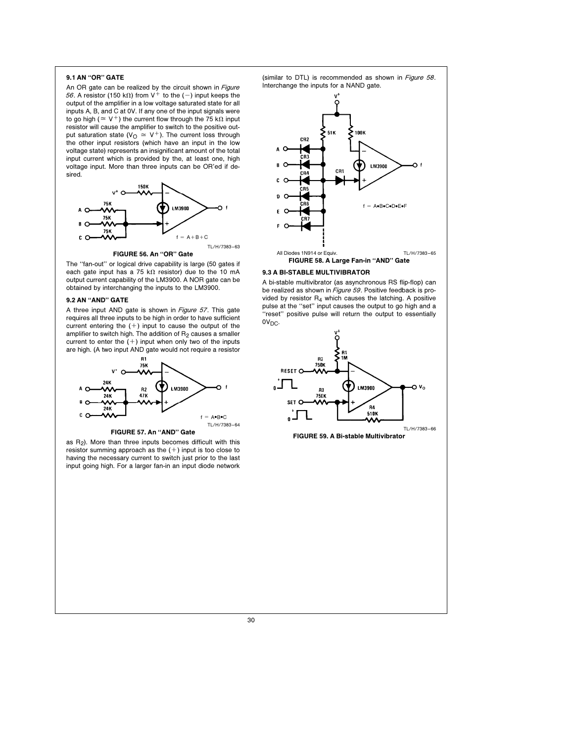### 9.1 AN "OR" GATE

An OR gate can be realized by the circuit shown in *Figure 56*. A resistor (150 kΩ) from $V^+$ to the (−) input keeps the output of the amplifier in a low voltage saturated state for all inputs A, B, and C at 0V. If any one of the input signals were to go high ($\simeq V^+$) the current flow through the 75 kΩ input resistor will cause the amplifier to switch to the positive output saturation state ($V_O \simeq V^+$). The current loss through the other input resistors (which have an input in the low voltage state) represents an insignificant amount of the total input current which is provided by the, at least one, high voltage input. More than three inputs can be OR'ed if desired.

$f = A+B+C$

TL/H/7383–63

**FIGURE 56. An "OR" Gate**

The "fan-out" or logical drive capability is large (50 gates if each gate input has a 75 kΩ resistor) due to the 10 mA output current capability of the LM3900. A NOR gate can be obtained by interchanging the inputs to the LM3900.

### 9.2 AN "AND" GATE

A three input AND gate is shown in *Figure 57*. This gate requires all three inputs to be high in order to have sufficient current entering the (+) input to cause the output of the amplifier to switch high. The addition of $R_2$ causes a smaller current to enter the (+) input when only two of the inputs are high. (A two input AND gate would not require a resistor

$f = A \bullet B \bullet C$

TL/H/7383–64

**FIGURE 57. An "AND" Gate**

as $R_2$). More than three inputs becomes difficult with this resistor summing approach as the (+) input is too close to having the necessary current to switch just prior to the last input going high. For a larger fan-in an input diode network (similar to DTL) is recommended as shown in *Figure 58*. Interchange the inputs for a NAND gate.

$f = A \bullet B \bullet C \bullet D \bullet E \bullet F$

All Diodes 1N914 or Equiv.

TL/H/7383–65

**FIGURE 58. A Large Fan-in "AND" Gate**

### 9.3 A BI-STABLE MULTIVIBRATOR

A bi-stable multivibrator (as asynchronous RS flip-flop) can be realized as shown in *Figure 59*. Positive feedback is provided by resistor $R_4$ which causes the latching. A positive pulse at the "set" input causes the output to go high and a "reset" positive pulse will return the output to essentially $0V_{DC}$.

TL/H/7383–66

**FIGURE 59. A Bi-stable Multivibrator**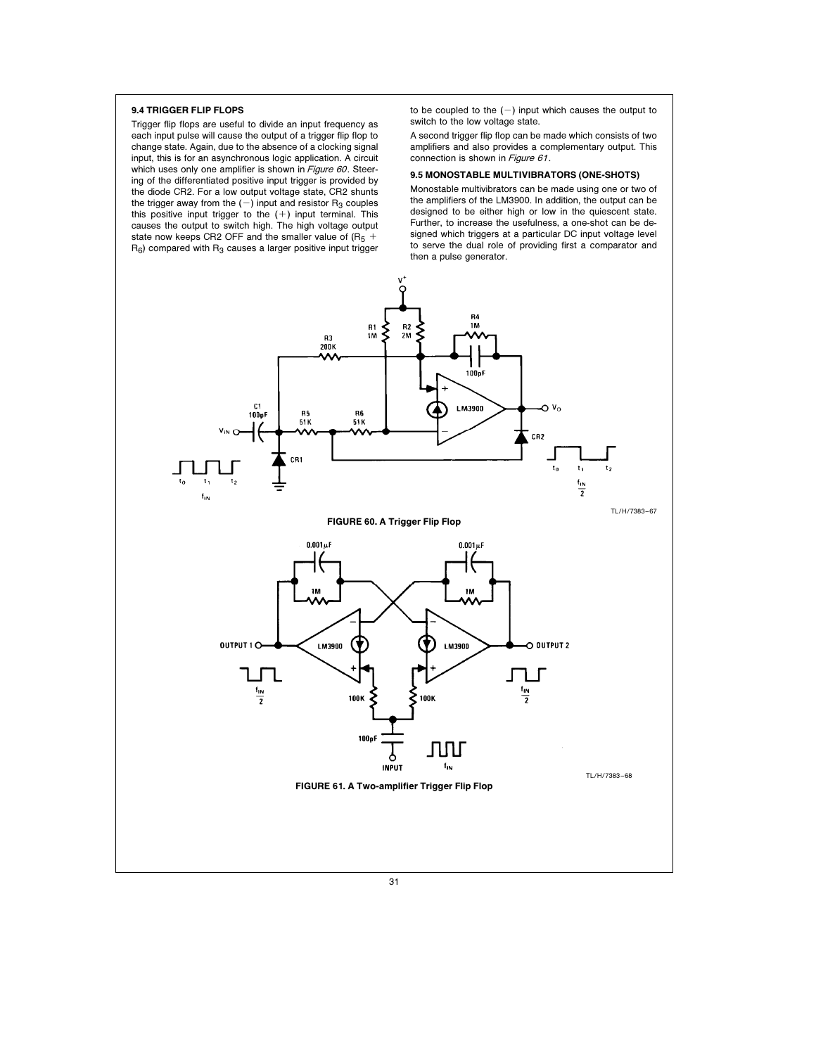### 9.4 TRIGGER FLIP FLOPS

Trigger flip flops are useful to divide an input frequency as each input pulse will cause the output of a trigger flip flop to change state. Again, due to the absence of a clocking signal input, this is for an asynchronous logic application. A circuit which uses only one amplifier is shown in *Figure 60*. Steering of the differentiated positive input trigger is provided by the diode CR2. For a low output voltage state, CR2 shunts the trigger away from the (−) input and resistor $R_3$ couples this positive input trigger to the (+) input terminal. This causes the output to switch high. The high voltage output state now keeps CR2 OFF and the smaller value of ($R_5$ + $R_6$) compared with $R_3$ causes a larger positive input trigger to be coupled to the (−) input which causes the output to switch to the low voltage state.

A second trigger flip flop can be made which consists of two amplifiers and also provides a complementary output. This connection is shown in *Figure 61*.

### 9.5 MONOSTABLE MULTIVIBRATORS (ONE-SHOTS)

Monostable multivibrators can be made using one or two of the amplifiers of the LM3900. In addition, the output can be designed to be either high or low in the quiescent state. Further, to increase the usefulness, a one-shot can be designed which triggers at a particular DC input voltage level to serve the dual role of providing first a comparator and then a pulse generator.

TL/H/7383–67

**FIGURE 60. A Trigger Flip Flop**

TL/H/7383–68

**FIGURE 61. A Two-amplifier Trigger Flip Flop**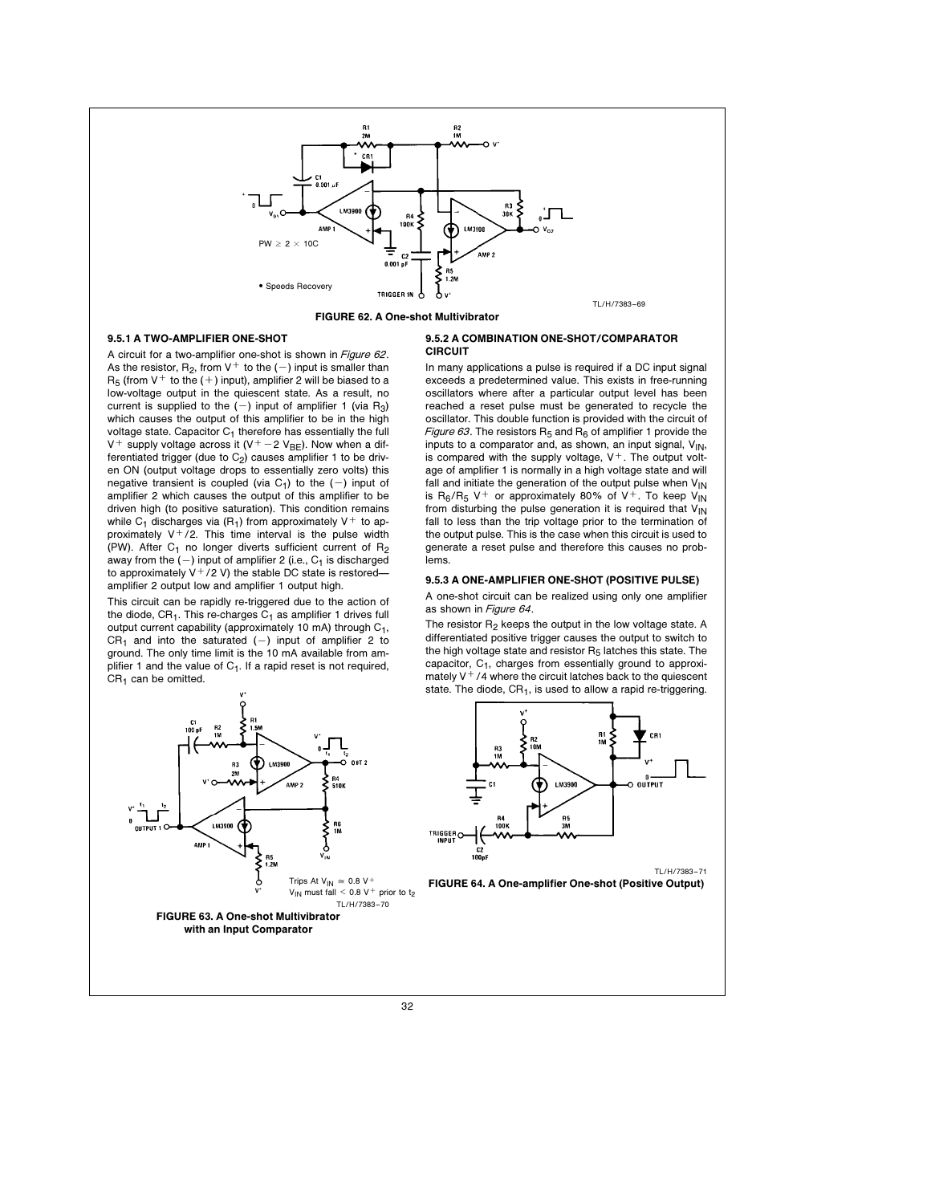PW ≥ 2 × 10C

* Speeds Recovery

TL/H/7383–69

**FIGURE 62. A One-shot Multivibrator**

### 9.5.1 A TWO-AMPLIFIER ONE-SHOT

A circuit for a two-amplifier one-shot is shown in *Figure 62*. As the resistor, $R_2$, from $V^+$ to the (−) input is smaller than $R_5$ (from $V^+$ to the (+) input), amplifier 2 will be biased to a low-voltage output in the quiescent state. As a result, no current is supplied to the (−) input of amplifier 1 (via $R_3$) which causes the output of this amplifier to be in the high voltage state. Capacitor $C_1$ therefore has essentially the full $V^+$ supply voltage across it ($V^+ - 2\ V_{BE}$). Now when a differentiated trigger (due to $C_2$) causes amplifier 1 to be driven ON (output voltage drops to essentially zero volts) this negative transient is coupled (via $C_1$) to the (−) input of amplifier 2 which causes the output of this amplifier to be driven high (to positive saturation). This condition remains while $C_1$ discharges via ($R_1$) from approximately $V^+$ to approximately $V^+/2$. This time interval is the pulse width (PW). After $C_1$ no longer diverts sufficient current of $R_2$ away from the (−) input of amplifier 2 (i.e., $C_1$ is discharged to approximately $V^+/2$ V) the stable DC state is restored—amplifier 2 output low and amplifier 1 output high.

This circuit can be rapidly re-triggered due to the action of the diode, $CR_1$. This re-charges $C_1$ as amplifier 1 drives full output current capability (approximately 10 mA) through $C_1$, $CR_1$ and into the saturated (−) input of amplifier 2 to ground. The only time limit is the 10 mA available from amplifier 1 and the value of $C_1$. If a rapid reset is not required, $CR_1$ can be omitted.

Trips At $V_{IN} \cong 0.8\ V^+$

$V_{IN}$ must fall $< 0.8\ V^+$ prior to $t_2$

TL/H/7383–70

**FIGURE 63. A One-shot Multivibrator with an Input Comparator**

### 9.5.2 A COMBINATION ONE-SHOT/COMPARATOR CIRCUIT

In many applications a pulse is required if a DC input signal exceeds a predetermined value. This exists in free-running oscillators where after a particular output level has been reached a reset pulse must be generated to recycle the oscillator. This double function is provided with the circuit of *Figure 63*. The resistors $R_5$ and $R_6$ of amplifier 1 provide the inputs to a comparator and, as shown, an input signal, $V_{IN}$, is compared with the supply voltage, $V^+$. The output voltage of amplifier 1 is normally in a high voltage state and will fall and initiate the generation of the output pulse when $V_{IN}$ is $R_6/R_5\ V^+$ or approximately 80% of $V^+$. To keep $V_{IN}$ from disturbing the pulse generation it is required that $V_{IN}$ fall to less than the trip voltage prior to the termination of the output pulse. This is the case when this circuit is used to generate a reset pulse and therefore this causes no problems.

### 9.5.3 A ONE-AMPLIFIER ONE-SHOT (POSITIVE PULSE)

A one-shot circuit can be realized using only one amplifier as shown in *Figure 64*.

The resistor $R_2$ keeps the output in the low voltage state. A differentiated positive trigger causes the output to switch to the high voltage state and resistor $R_5$ latches this state. The capacitor, $C_1$, charges from essentially ground to approximately $V^+/4$ where the circuit latches back to the quiescent state. The diode, $CR_1$, is used to allow a rapid re-triggering.

TL/H/7383–71

**FIGURE 64. A One-amplifier One-shot (Positive Output)**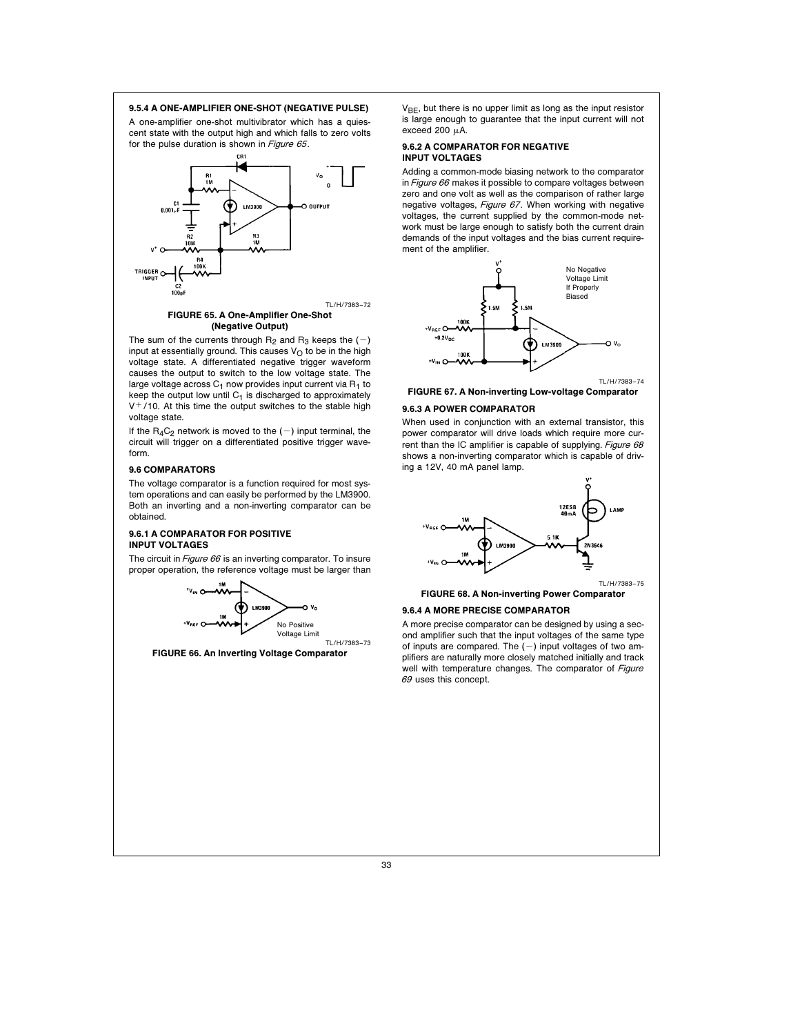#### 9.5.4 A ONE-AMPLIFIER ONE-SHOT (NEGATIVE PULSE)

A one-amplifier one-shot multivibrator which has a quiescent state with the output high and which falls to zero volts for the pulse duration is shown in *Figure 65*.

TL/H/7383–72

**FIGURE 65. A One-Amplifier One-Shot (Negative Output)**

The sum of the currents through $R_2$ and $R_3$ keeps the (−) input at essentially ground. This causes $V_O$ to be in the high voltage state. A differentiated negative trigger waveform causes the output to switch to the low voltage state. The large voltage across $C_1$ now provides input current via $R_1$ to keep the output low until $C_1$ is discharged to approximately $V^+/10$. At this time the output switches to the stable high voltage state.

If the $R_4C_2$ network is moved to the (−) input terminal, the circuit will trigger on a differentiated positive trigger waveform.

### 9.6 COMPARATORS

The voltage comparator is a function required for most system operations and can easily be performed by the LM3900. Both an inverting and a non-inverting comparator can be obtained.

#### 9.6.1 A COMPARATOR FOR POSITIVE INPUT VOLTAGES

The circuit in *Figure 66* is an inverting comparator. To insure proper operation, the reference voltage must be larger than $V_{BE}$, but there is no upper limit as long as the input resistor is large enough to guarantee that the input current will not exceed 200 µA.

No Positive Voltage Limit

TL/H/7383–73

**FIGURE 66. An Inverting Voltage Comparator**

#### 9.6.2 A COMPARATOR FOR NEGATIVE INPUT VOLTAGES

Adding a common-mode biasing network to the comparator in *Figure 66* makes it possible to compare voltages between zero and one volt as well as the comparison of rather large negative voltages, *Figure 67*. When working with negative voltages, the current supplied by the common-mode network must be large enough to satisfy both the current drain demands of the input voltages and the bias current requirement of the amplifier.

No Negative Voltage Limit If Properly Biased

TL/H/7383–74

**FIGURE 67. A Non-inverting Low-voltage Comparator**

#### 9.6.3 A POWER COMPARATOR

When used in conjunction with an external transistor, this power comparator will drive loads which require more current than the IC amplifier is capable of supplying. *Figure 68* shows a non-inverting comparator which is capable of driving a 12V, 40 mA panel lamp.

TL/H/7383–75

**FIGURE 68. A Non-inverting Power Comparator**

#### 9.6.4 A MORE PRECISE COMPARATOR

A more precise comparator can be designed by using a second amplifier such that the input voltages of the same type of inputs are compared. The (−) input voltages of two amplifiers are naturally more closely matched initially and track well with temperature changes. The comparator of *Figure 69* uses this concept.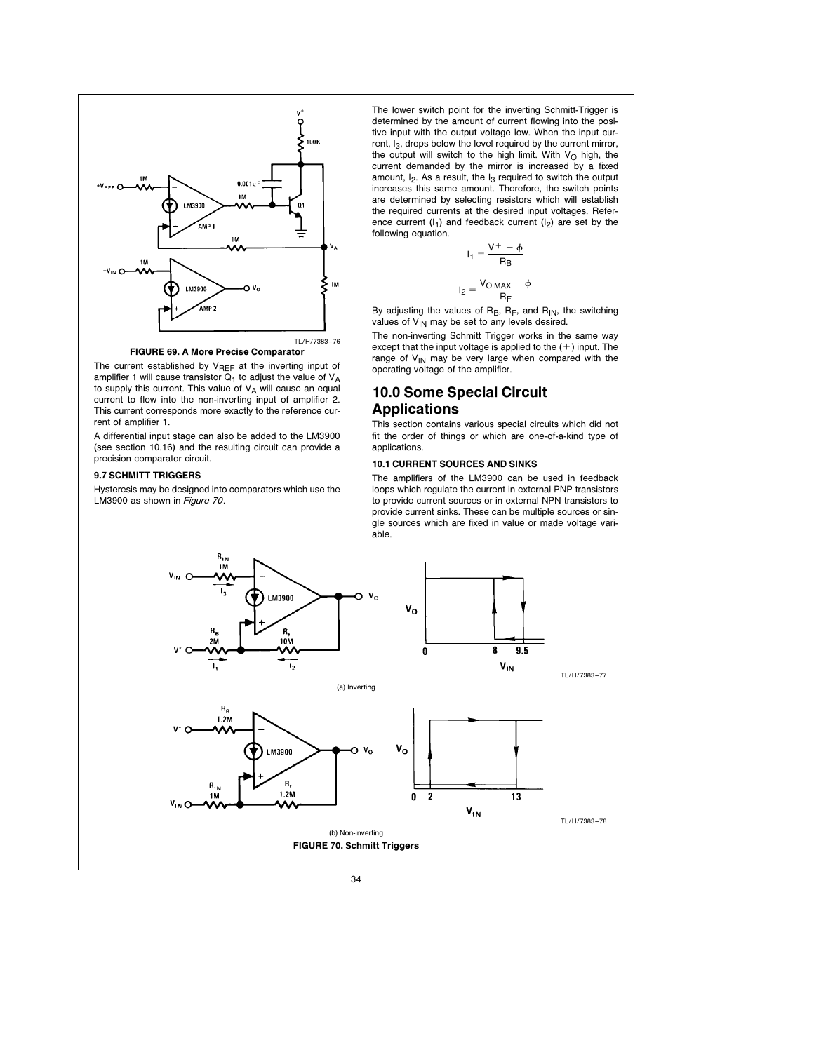FIGURE 69. A More Precise Comparator

The current established by $V_{REF}$ at the inverting input of amplifier 1 will cause transistor $Q_1$ to adjust the value of $V_A$ to supply this current. This value of $V_A$ will cause an equal current to flow into the non-inverting input of amplifier 2. This current corresponds more exactly to the reference current of amplifier 1.

A differential input stage can also be added to the LM3900 (see section 10.16) and the resulting circuit can provide a precision comparator circuit.

### 9.7 SCHMITT TRIGGERS

Hysteresis may be designed into comparators which use the LM3900 as shown in *Figure 70*.

The lower switch point for the inverting Schmitt-Trigger is determined by the amount of current flowing into the positive input with the output voltage low. When the input current, $I_3$, drops below the level required by the current mirror, the output will switch to the high limit. With $V_O$ high, the current demanded by the mirror is increased by a fixed amount, $I_2$. As a result, the $I_3$ required to switch the output increases this same amount. Therefore, the switch points are determined by selecting resistors which will establish the required currents at the desired input voltages. Reference current ($I_1$) and feedback current ($I_2$) are set by the following equation.

$$I_1 = \frac{V^+ - \phi}{R_B}$$

$$I_2 = \frac{V_{O\,MAX} - \phi}{R_F}$$

By adjusting the values of $R_B$, $R_F$, and $R_{IN}$, the switching values of $V_{IN}$ may be set to any levels desired.

The non-inverting Schmitt Trigger works in the same way except that the input voltage is applied to the (+) input. The range of $V_{IN}$ may be very large when compared with the operating voltage of the amplifier.

## 10.0 Some Special Circuit Applications

This section contains various special circuits which did not fit the order of things or which are one-of-a-kind type of applications.

### 10.1 CURRENT SOURCES AND SINKS

The amplifiers of the LM3900 can be used in feedback loops which regulate the current in external PNP transistors to provide current sources or in external NPN transistors to provide current sinks. These can be multiple sources or single sources which are fixed in value or made voltage variable.

(a) Inverting

(b) Non-inverting

FIGURE 70. Schmitt Triggers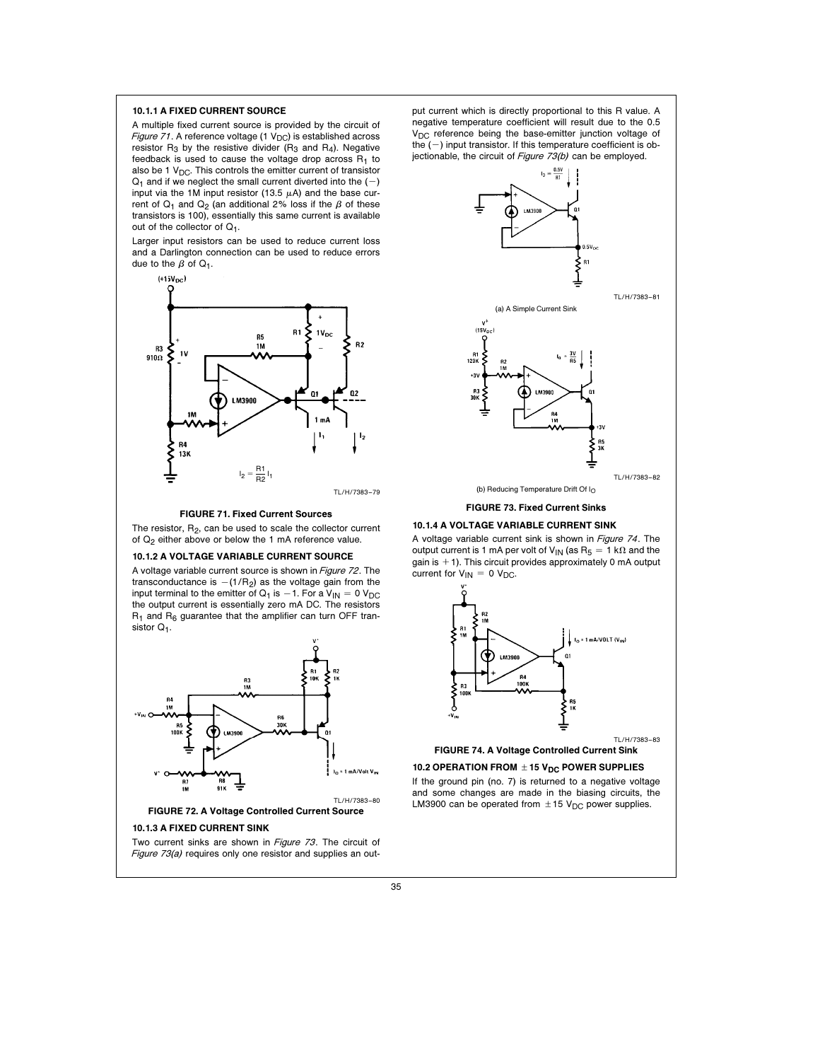### 10.1.1 A FIXED CURRENT SOURCE

A multiple fixed current source is provided by the circuit of *Figure 71*. A reference voltage (1 $V_{DC}$) is established across resistor $R_3$ by the resistive divider ($R_3$ and $R_4$). Negative feedback is used to cause the voltage drop across $R_1$ to also be 1 $V_{DC}$. This controls the emitter current of transistor $Q_1$ and if we neglect the small current diverted into the (−) input via the 1M input resistor (13.5 μA) and the base current of $Q_1$ and $Q_2$ (an additional 2% loss if the β of these transistors is 100), essentially this same current is available out of the collector of $Q_1$.

Larger input resistors can be used to reduce current loss and a Darlington connection can be used to reduce errors due to the β of $Q_1$.

TL/H/7383–79

**FIGURE 71. Fixed Current Sources**

The resistor, $R_2$, can be used to scale the collector current of $Q_2$ either above or below the 1 mA reference value.

### 10.1.2 A VOLTAGE VARIABLE CURRENT SOURCE

A voltage variable current source is shown in *Figure 72*. The transconductance is $-(1/R_2)$ as the voltage gain from the input terminal to the emitter of $Q_1$ is −1. For a $V_{IN} = 0\ V_{DC}$ the output current is essentially zero mA DC. The resistors $R_1$ and $R_6$ guarantee that the amplifier can turn OFF transistor $Q_1$.

TL/H/7383–80

**FIGURE 72. A Voltage Controlled Current Source**

### 10.1.3 A FIXED CURRENT SINK

Two current sinks are shown in *Figure 73*. The circuit of *Figure 73(a)* requires only one resistor and supplies an output current which is directly proportional to this R value. A negative temperature coefficient will result due to the 0.5 $V_{DC}$ reference being the base-emitter junction voltage of the (−) input transistor. If this temperature coefficient is objectionable, the circuit of *Figure 73(b)* can be employed.

TL/H/7383–81

(a) A Simple Current Sink

TL/H/7383–82

(b) Reducing Temperature Drift Of $I_O$

**FIGURE 73. Fixed Current Sinks**

### 10.1.4 A VOLTAGE VARIABLE CURRENT SINK

A voltage variable current sink is shown in *Figure 74*. The output current is 1 mA per volt of $V_{IN}$ (as $R_5 = 1\ k\Omega$ and the gain is +1). This circuit provides approximately 0 mA output current for $V_{IN} = 0\ V_{DC}$.

TL/H/7383–83

**FIGURE 74. A Voltage Controlled Current Sink**

## 10.2 OPERATION FROM ±15 $V_{DC}$ POWER SUPPLIES

If the ground pin (no. 7) is returned to a negative voltage and some changes are made in the biasing circuits, the LM3900 can be operated from ±15 $V_{DC}$ power supplies.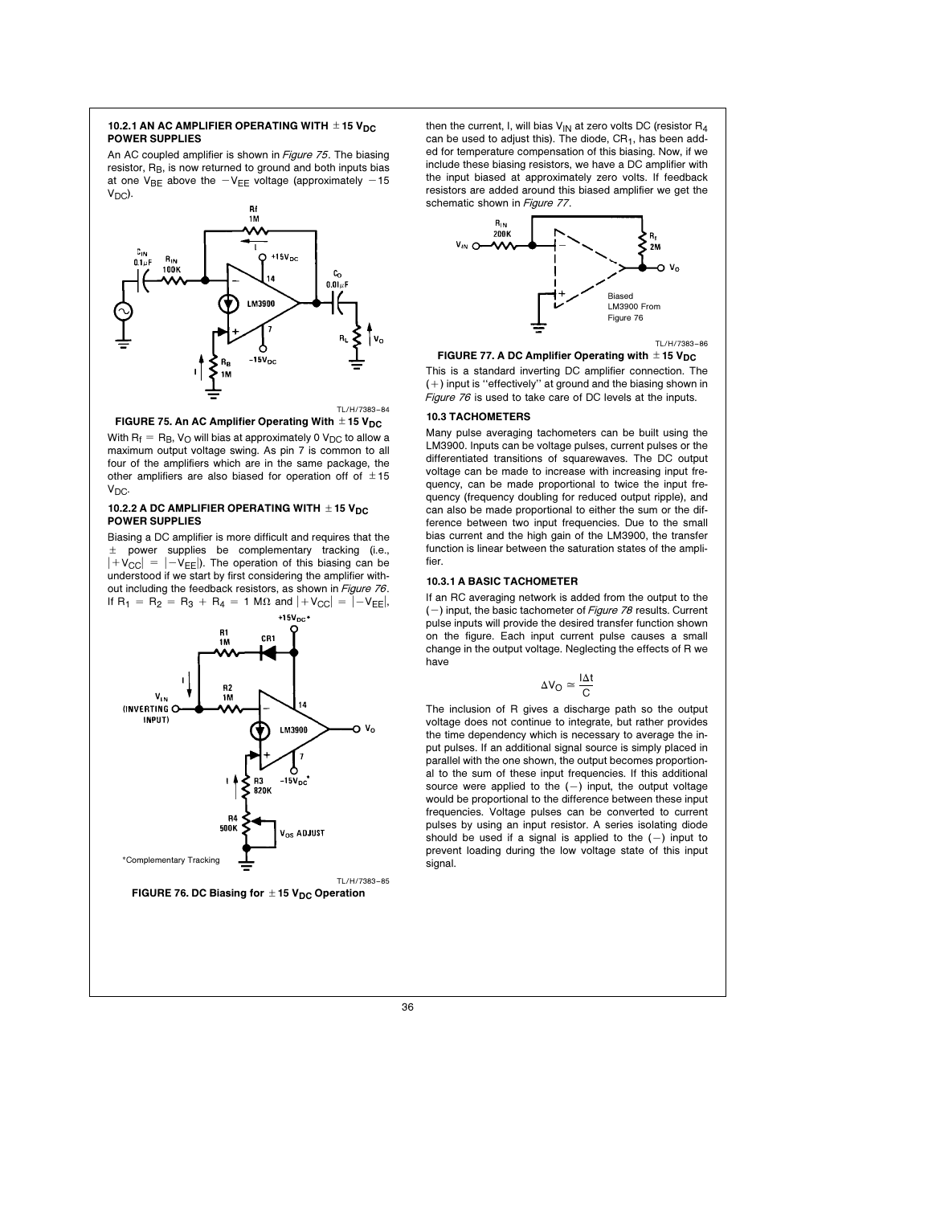#### 10.2.1 AN AC AMPLIFIER OPERATING WITH $\pm 15\ V_{DC}$ POWER SUPPLIES

An AC coupled amplifier is shown in *Figure 75*. The biasing resistor, $R_B$, is now returned to ground and both inputs bias at one $V_{BE}$ above the $-V_{EE}$ voltage (approximately $-15\ V_{DC}$).

TL/H/7383–84

**FIGURE 75. An AC Amplifier Operating With $\pm 15\ V_{DC}$**

With $R_f = R_B$, $V_O$ will bias at approximately $0\ V_{DC}$ to allow a maximum output voltage swing. As pin 7 is common to all four of the amplifiers which are in the same package, the other amplifiers are also biased for operation off of $\pm 15\ V_{DC}$.

#### 10.2.2 A DC AMPLIFIER OPERATING WITH $\pm 15\ V_{DC}$ POWER SUPPLIES

Biasing a DC amplifier is more difficult and requires that the $\pm$ power supplies be complementary tracking (i.e., $|+V_{CC}| = |-V_{EE}|$). The operation of this biasing can be understood if we start by first considering the amplifier without including the feedback resistors, as shown in *Figure 76*. If $R_1 = R_2 = R_3 + R_4 = 1\ M\Omega$ and $|+V_{CC}| = |-V_{EE}|$,

*Complementary Tracking

TL/H/7383–85

**FIGURE 76. DC Biasing for $\pm 15\ V_{DC}$ Operation**

then the current, I, will bias $V_{IN}$ at zero volts DC (resistor $R_4$ can be used to adjust this). The diode, $CR_1$, has been added for temperature compensation of this biasing. Now, if we include these biasing resistors, we have a DC amplifier with the input biased at approximately zero volts. If feedback resistors are added around this biased amplifier we get the schematic shown in *Figure 77*.

TL/H/7383–86

**FIGURE 77. A DC Amplifier Operating with $\pm 15\ V_{DC}$**

This is a standard inverting DC amplifier connection. The (+) input is "effectively" at ground and the biasing shown in *Figure 76* is used to take care of DC levels at the inputs.

### 10.3 TACHOMETERS

Many pulse averaging tachometers can be built using the LM3900. Inputs can be voltage pulses, current pulses or the differentiated transitions of squarewaves. The DC output voltage can be made to increase with increasing input frequency, can be made proportional to twice the input frequency (frequency doubling for reduced output ripple), and can also be made proportional to either the sum or the difference between two input frequencies. Due to the small bias current and the high gain of the LM3900, the transfer function is linear between the saturation states of the amplifier.

#### 10.3.1 A BASIC TACHOMETER

If an RC averaging network is added from the output to the (−) input, the basic tachometer of *Figure 78* results. Current pulse inputs will provide the desired transfer function shown on the figure. Each input current pulse causes a small change in the output voltage. Neglecting the effects of R we have

$$\Delta V_O \simeq \frac{I\Delta t}{C}$$

The inclusion of R gives a discharge path so the output voltage does not continue to integrate, but rather provides the time dependency which is necessary to average the input pulses. If an additional signal source is simply placed in parallel with the one shown, the output becomes proportional to the sum of these input frequencies. If this additional source were applied to the (−) input, the output voltage would be proportional to the difference between these input frequencies. Voltage pulses can be converted to current pulses by using an input resistor. A series isolating diode should be used if a signal is applied to the (−) input to prevent loading during the low voltage state of this input signal.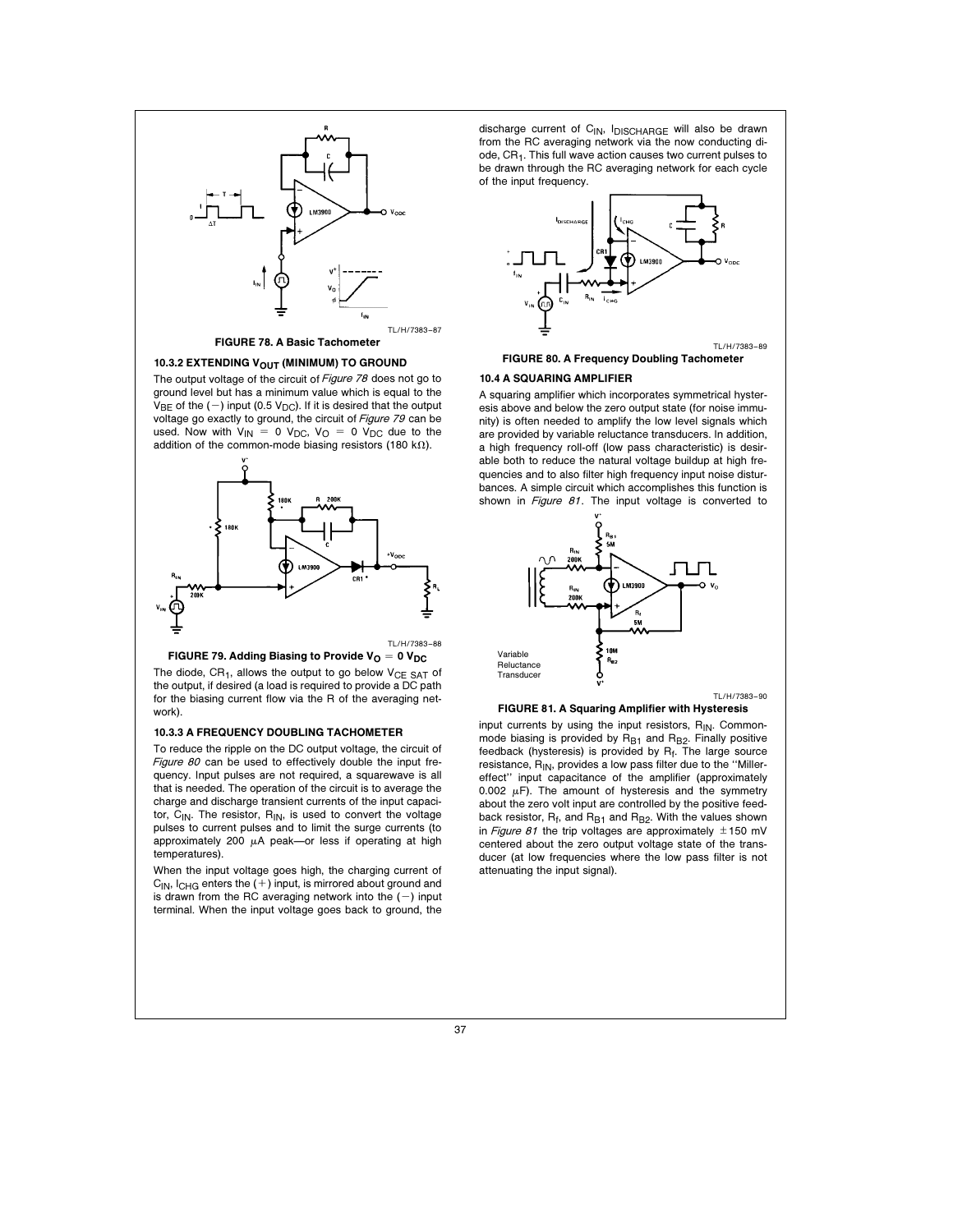FIGURE 78. A Basic Tachometer

### 10.3.2 EXTENDING $V_{OUT}$ (MINIMUM) TO GROUND

The output voltage of the circuit of *Figure 78* does not go to ground level but has a minimum value which is equal to the $V_{BE}$ of the (−) input (0.5 $V_{DC}$). If it is desired that the output voltage go exactly to ground, the circuit of *Figure 79* can be used. Now with $V_{IN} = 0\ V_{DC}$, $V_O = 0\ V_{DC}$ due to the addition of the common-mode biasing resistors (180 kΩ).

FIGURE 79. Adding Biasing to Provide $V_O = 0\ V_{DC}$

The diode, $CR_1$, allows the output to go below $V_{CE\ SAT}$ of the output, if desired (a load is required to provide a DC path for the biasing current flow via the R of the averaging network).

### 10.3.3 A FREQUENCY DOUBLING TACHOMETER

To reduce the ripple on the DC output voltage, the circuit of *Figure 80* can be used to effectively double the input frequency. Input pulses are not required, a squarewave is all that is needed. The operation of the circuit is to average the charge and discharge transient currents of the input capacitor, $C_{IN}$. The resistor, $R_{IN}$, is used to convert the voltage pulses to current pulses and to limit the surge currents (to approximately 200 μA peak—or less if operating at high temperatures).

When the input voltage goes high, the charging current of $C_{IN}$, $I_{CHG}$ enters the (+) input, is mirrored about ground and is drawn from the RC averaging network into the (−) input terminal. When the input voltage goes back to ground, the discharge current of $C_{IN}$, $I_{DISCHARGE}$ will also be drawn from the RC averaging network via the now conducting diode, $CR_1$. This full wave action causes two current pulses to be drawn through the RC averaging network for each cycle of the input frequency.

FIGURE 80. A Frequency Doubling Tachometer

## 10.4 A SQUARING AMPLIFIER

A squaring amplifier which incorporates symmetrical hysteresis above and below the zero output state (for noise immunity) is often needed to amplify the low level signals which are provided by variable reluctance transducers. In addition, a high frequency roll-off (low pass characteristic) is desirable both to reduce the natural voltage buildup at high frequencies and to also filter high frequency input noise disturbances. A simple circuit which accomplishes this function is shown in *Figure 81*. The input voltage is converted to input currents by using the input resistors, $R_{IN}$. Common-mode biasing is provided by $R_{B1}$ and $R_{B2}$. Finally positive feedback (hysteresis) is provided by $R_f$. The large source resistance, $R_{IN}$, provides a low pass filter due to the "Miller-effect" input capacitance of the amplifier (approximately 0.002 μF). The amount of hysteresis and the symmetry about the zero volt input are controlled by the positive feedback resistor, $R_f$, and $R_{B1}$ and $R_{B2}$. With the values shown in *Figure 81* the trip voltages are approximately ±150 mV centered about the zero output voltage state of the transducer (at low frequencies where the low pass filter is not attenuating the input signal).

FIGURE 81. A Squaring Amplifier with Hysteresis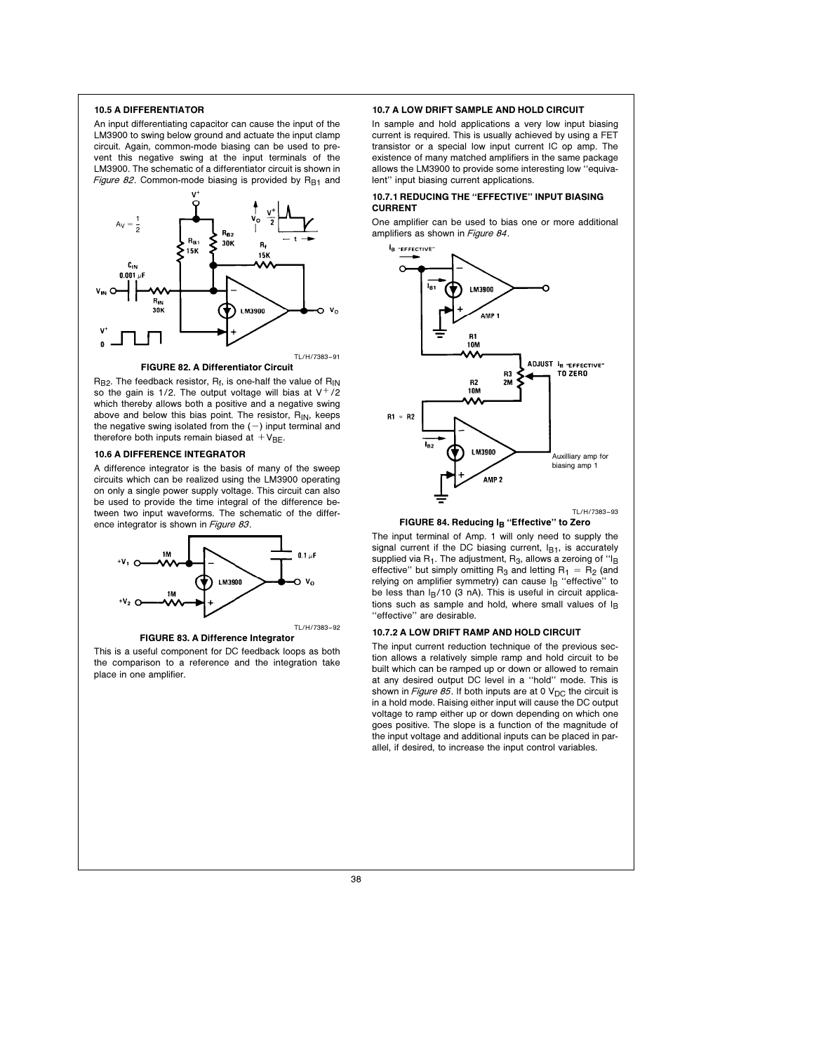### 10.5 A DIFFERENTIATOR

An input differentiating capacitor can cause the input of the LM3900 to swing below ground and actuate the input clamp circuit. Again, common-mode biasing can be used to prevent this negative swing at the input terminals of the LM3900. The schematic of a differentiator circuit is shown in *Figure 82*. Common-mode biasing is provided by $R_{B1}$ and $R_{B2}$. The feedback resistor, $R_f$, is one-half the value of $R_{IN}$ so the gain is 1/2. The output voltage will bias at $V^+/2$ which thereby allows both a positive and a negative swing above and below this bias point. The resistor, $R_{IN}$, keeps the negative swing isolated from the (−) input terminal and therefore both inputs remain biased at $+V_{BE}$.

TL/H/7383–91

**FIGURE 82. A Differentiator Circuit**

### 10.6 A DIFFERENCE INTEGRATOR

A difference integrator is the basis of many of the sweep circuits which can be realized using the LM3900 operating on only a single power supply voltage. This circuit can also be used to provide the time integral of the difference between two input waveforms. The schematic of the difference integrator is shown in *Figure 83*.

TL/H/7383–92

**FIGURE 83. A Difference Integrator**

This is a useful component for DC feedback loops as both the comparison to a reference and the integration take place in one amplifier.

### 10.7 A LOW DRIFT SAMPLE AND HOLD CIRCUIT

In sample and hold applications a very low input biasing current is required. This is usually achieved by using a FET transistor or a special low input current IC op amp. The existence of many matched amplifiers in the same package allows the LM3900 to provide some interesting low "equivalent" input biasing current applications.

#### 10.7.1 REDUCING THE "EFFECTIVE" INPUT BIASING CURRENT

One amplifier can be used to bias one or more additional amplifiers as shown in *Figure 84*.

TL/H/7383–93

**FIGURE 84. Reducing $I_B$ "Effective" to Zero**

The input terminal of Amp. 1 will only need to supply the signal current if the DC biasing current, $I_{B1}$, is accurately supplied via $R_1$. The adjustment, $R_3$, allows a zeroing of "$I_B$ effective" but simply omitting $R_3$ and letting $R_1 = R_2$ (and relying on amplifier symmetry) can cause $I_B$ "effective" to be less than $I_B/10$ (3 nA). This is useful in circuit applications such as sample and hold, where small values of $I_B$ "effective" are desirable.

#### 10.7.2 A LOW DRIFT RAMP AND HOLD CIRCUIT

The input current reduction technique of the previous section allows a relatively simple ramp and hold circuit to be built which can be ramped up or down or allowed to remain at any desired output DC level in a "hold" mode. This is shown in *Figure 85*. If both inputs are at 0 $V_{DC}$ the circuit is in a hold mode. Raising either input will cause the DC output voltage to ramp either up or down depending on which one goes positive. The slope is a function of the magnitude of the input voltage and additional inputs can be placed in parallel, if desired, to increase the input control variables.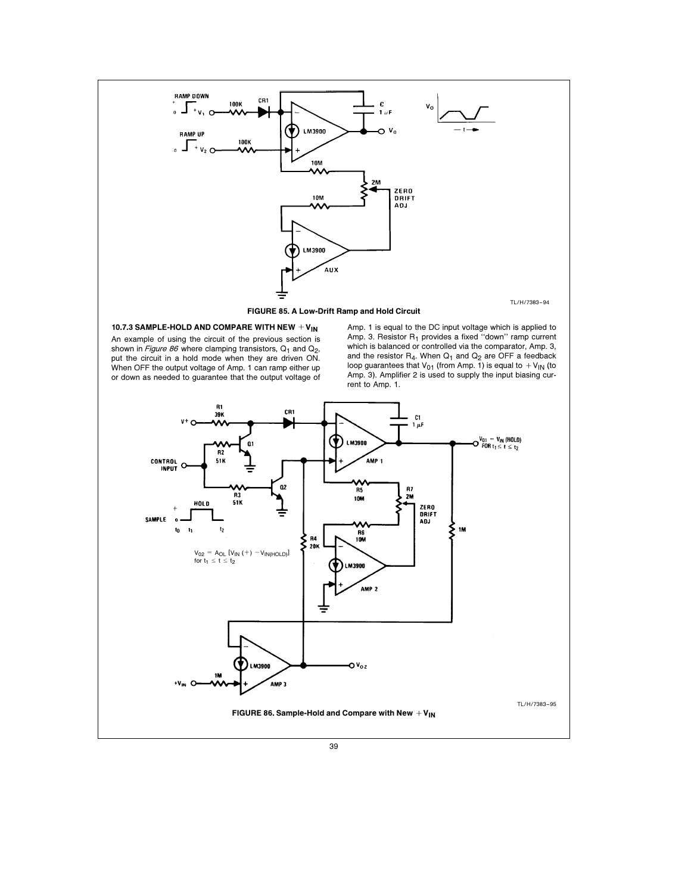FIGURE 85. A Low-Drift Ramp and Hold Circuit

### 10.7.3 SAMPLE-HOLD AND COMPARE WITH NEW $+V_{IN}$

An example of using the circuit of the previous section is shown in *Figure 86* where clamping transistors, $Q_1$ and $Q_2$, put the circuit in a hold mode when they are driven ON. When OFF the output voltage of Amp. 1 can ramp either up or down as needed to guarantee that the output voltage of Amp. 1 is equal to the DC input voltage which is applied to Amp. 3. Resistor $R_1$ provides a fixed "down" ramp current which is balanced or controlled via the comparator, Amp. 3, and the resistor $R_4$. When $Q_1$ and $Q_2$ are OFF a feedback loop guarantees that $V_{01}$ (from Amp. 1) is equal to $+V_{IN}$ (to Amp. 3). Amplifier 2 is used to supply the input biasing current to Amp. 1.

$V_{02} = A_{OL}\,[V_{IN}\,(+) - V_{IN(HOLD)}]$
for $t_1 \leq t \leq t_2$

FIGURE 86. Sample-Hold and Compare with New $+V_{IN}$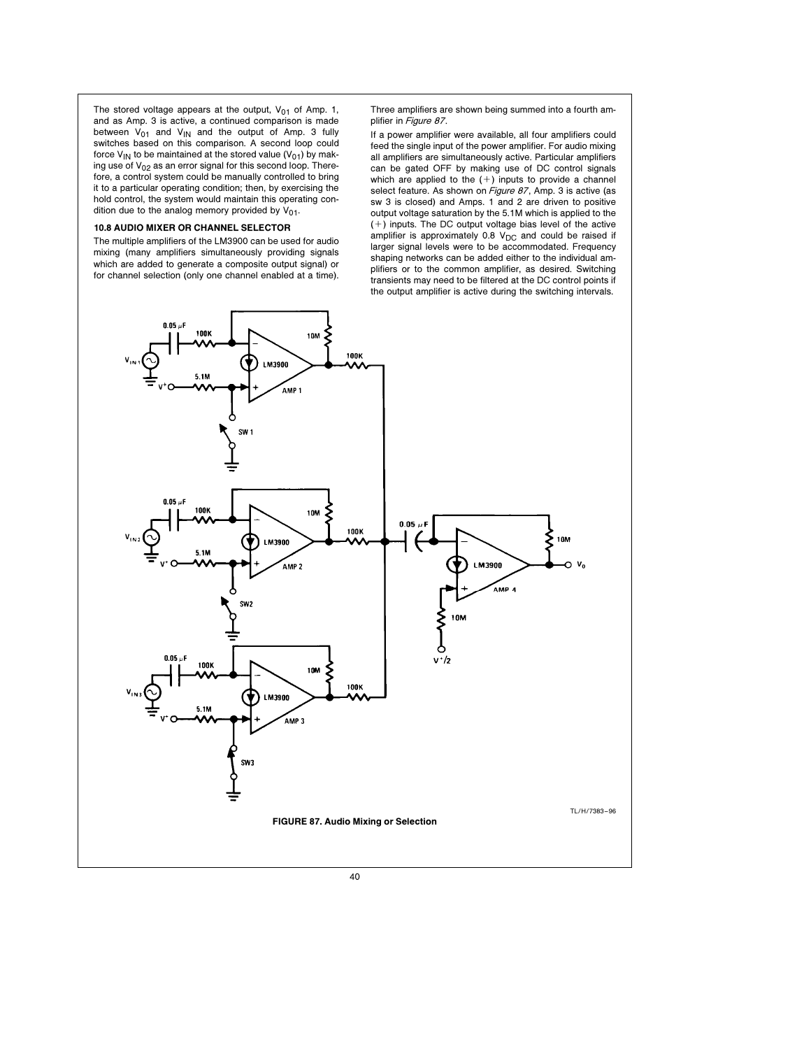The stored voltage appears at the output, $V_{01}$ of Amp. 1, and as Amp. 3 is active, a continued comparison is made between $V_{01}$ and $V_{IN}$ and the output of Amp. 3 fully switches based on this comparison. A second loop could force $V_{IN}$ to be maintained at the stored value ($V_{01}$) by making use of $V_{02}$ as an error signal for this second loop. Therefore, a control system could be manually controlled to bring it to a particular operating condition; then, by exercising the hold control, the system would maintain this operating condition due to the analog memory provided by $V_{01}$.

### 10.8 AUDIO MIXER OR CHANNEL SELECTOR

The multiple amplifiers of the LM3900 can be used for audio mixing (many amplifiers simultaneously providing signals which are added to generate a composite output signal) or for channel selection (only one channel enabled at a time). Three amplifiers are shown being summed into a fourth amplifier in *Figure 87*.

If a power amplifier were available, all four amplifiers could feed the single input of the power amplifier. For audio mixing all amplifiers are simultaneously active. Particular amplifiers can be gated OFF by making use of DC control signals which are applied to the (+) inputs to provide a channel select feature. As shown on *Figure 87*, Amp. 3 is active (as sw 3 is closed) and Amps. 1 and 2 are driven to positive output voltage saturation by the 5.1M which is applied to the (+) inputs. The DC output voltage bias level of the active amplifier is approximately 0.8 $V_{DC}$ and could be raised if larger signal levels were to be accommodated. Frequency shaping networks can be added either to the individual amplifiers or to the common amplifier, as desired. Switching transients may need to be filtered at the DC control points if the output amplifier is active during the switching intervals.

TL/H/7383–96

**FIGURE 87. Audio Mixing or Selection**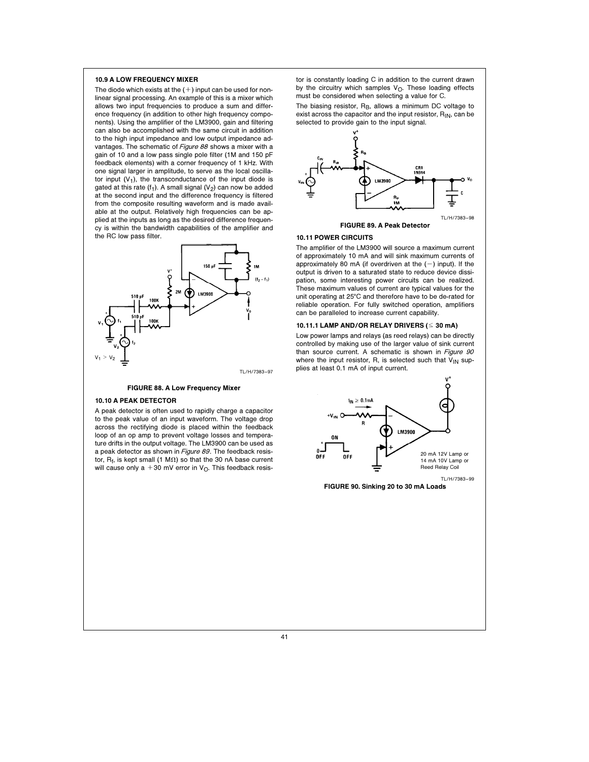### 10.9 A LOW FREQUENCY MIXER

The diode which exists at the (+) input can be used for nonlinear signal processing. An example of this is a mixer which allows two input frequencies to produce a sum and difference frequency (in addition to other high frequency components). Using the amplifier of the LM3900, gain and filtering can also be accomplished with the same circuit in addition to the high input impedance and low output impedance advantages. The schematic of *Figure 88* shows a mixer with a gain of 10 and a low pass single pole filter (1M and 150 pF feedback elements) with a corner frequency of 1 kHz. With one signal larger in amplitude, to serve as the local oscillator input ($V_1$), the transconductance of the input diode is gated at this rate ($f_1$). A small signal ($V_2$) can now be added at the second input and the difference frequency is filtered from the composite resulting waveform and is made available at the output. Relatively high frequencies can be applied at the inputs as long as the desired difference frequency is within the bandwidth capabilities of the amplifier and the RC low pass filter.

$V_1 > V_2$

TL/H/7383–97

**FIGURE 88. A Low Frequency Mixer**

### 10.10 A PEAK DETECTOR

A peak detector is often used to rapidly charge a capacitor to the peak value of an input waveform. The voltage drop across the rectifying diode is placed within the feedback loop of an op amp to prevent voltage losses and temperature drifts in the output voltage. The LM3900 can be used as a peak detector as shown in *Figure 89*. The feedback resistor, $R_f$, is kept small (1 MΩ) so that the 30 nA base current will cause only a +30 mV error in $V_O$. This feedback resistor is constantly loading C in addition to the current drawn by the circuitry which samples $V_O$. These loading effects must be considered when selecting a value for C.

The biasing resistor, $R_B$, allows a minimum DC voltage to exist across the capacitor and the input resistor, $R_{IN}$, can be selected to provide gain to the input signal.

TL/H/7383–98

**FIGURE 89. A Peak Detector**

### 10.11 POWER CIRCUITS

The amplifier of the LM3900 will source a maximum current of approximately 10 mA and will sink maximum currents of approximately 80 mA (if overdriven at the (−) input). If the output is driven to a saturated state to reduce device dissipation, some interesting power circuits can be realized. These maximum values of current are typical values for the unit operating at 25°C and therefore have to be de-rated for reliable operation. For fully switched operation, amplifiers can be paralleled to increase current capability.

#### 10.11.1 LAMP AND/OR RELAY DRIVERS (≤ 30 mA)

Low power lamps and relays (as reed relays) can be directly controlled by making use of the larger value of sink current than source current. A schematic is shown in *Figure 90* where the input resistor, R, is selected such that $V_{IN}$ supplies at least 0.1 mA of input current.

20 mA 12V Lamp or
14 mA 10V Lamp or
Reed Relay Coil

TL/H/7383–99

**FIGURE 90. Sinking 20 to 30 mA Loads**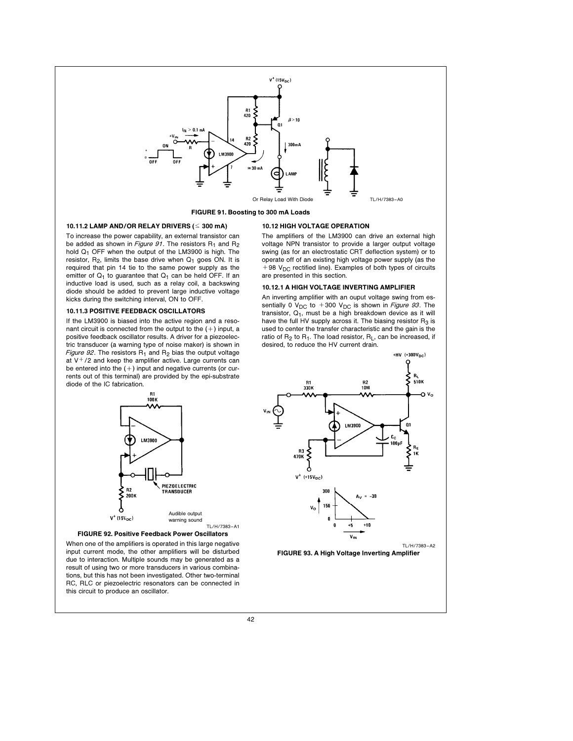FIGURE 91. Boosting to 300 mA Loads

### 10.11.2 LAMP AND/OR RELAY DRIVERS (≤ 300 mA)

To increase the power capability, an external transistor can be added as shown in *Figure 91*. The resistors $R_1$ and $R_2$ hold $Q_1$ OFF when the output of the LM3900 is high. The resistor, $R_2$, limits the base drive when $Q_1$ goes ON. It is required that pin 14 tie to the same power supply as the emitter of $Q_1$ to guarantee that $Q_1$ can be held OFF. If an inductive load is used, such as a relay coil, a backswing diode should be added to prevent large inductive voltage kicks during the switching interval, ON to OFF.

### 10.11.3 POSITIVE FEEDBACK OSCILLATORS

If the LM3900 is biased into the active region and a resonant circuit is connected from the output to the (+) input, a positive feedback oscillator results. A driver for a piezoelectric transducer (a warning type of noise maker) is shown in *Figure 92*. The resistors $R_1$ and $R_2$ bias the output voltage at $V^+/2$ and keep the amplifier active. Large currents can be entered into the (+) input and negative currents (or currents out of this terminal) are provided by the epi-substrate diode of the IC fabrication.

FIGURE 92. Positive Feedback Power Oscillators

When one of the amplifiers is operated in this large negative input current mode, the other amplifiers will be disturbed due to interaction. Multiple sounds may be generated as a result of using two or more transducers in various combinations, but this has not been investigated. Other two-terminal RC, RLC or piezoelectric resonators can be connected in this circuit to produce an oscillator.

### 10.12 HIGH VOLTAGE OPERATION

The amplifiers of the LM3900 can drive an external high voltage NPN transistor to provide a larger output voltage swing (as for an electrostatic CRT deflection system) or to operate off of an existing high voltage power supply (as the $+98\ V_{DC}$ rectified line). Examples of both types of circuits are presented in this section.

### 10.12.1 A HIGH VOLTAGE INVERTING AMPLIFIER

An inverting amplifier with an ouput voltage swing from essentially $0\ V_{DC}$ to $+300\ V_{DC}$ is shown in *Figure 93*. The transistor, $Q_1$, must be a high breakdown device as it will have the full HV supply across it. The biasing resistor $R_3$ is used to center the transfer characteristic and the gain is the ratio of $R_2$ to $R_1$. The load resistor, $R_L$, can be increased, if desired, to reduce the HV current drain.

FIGURE 93. A High Voltage Inverting Amplifier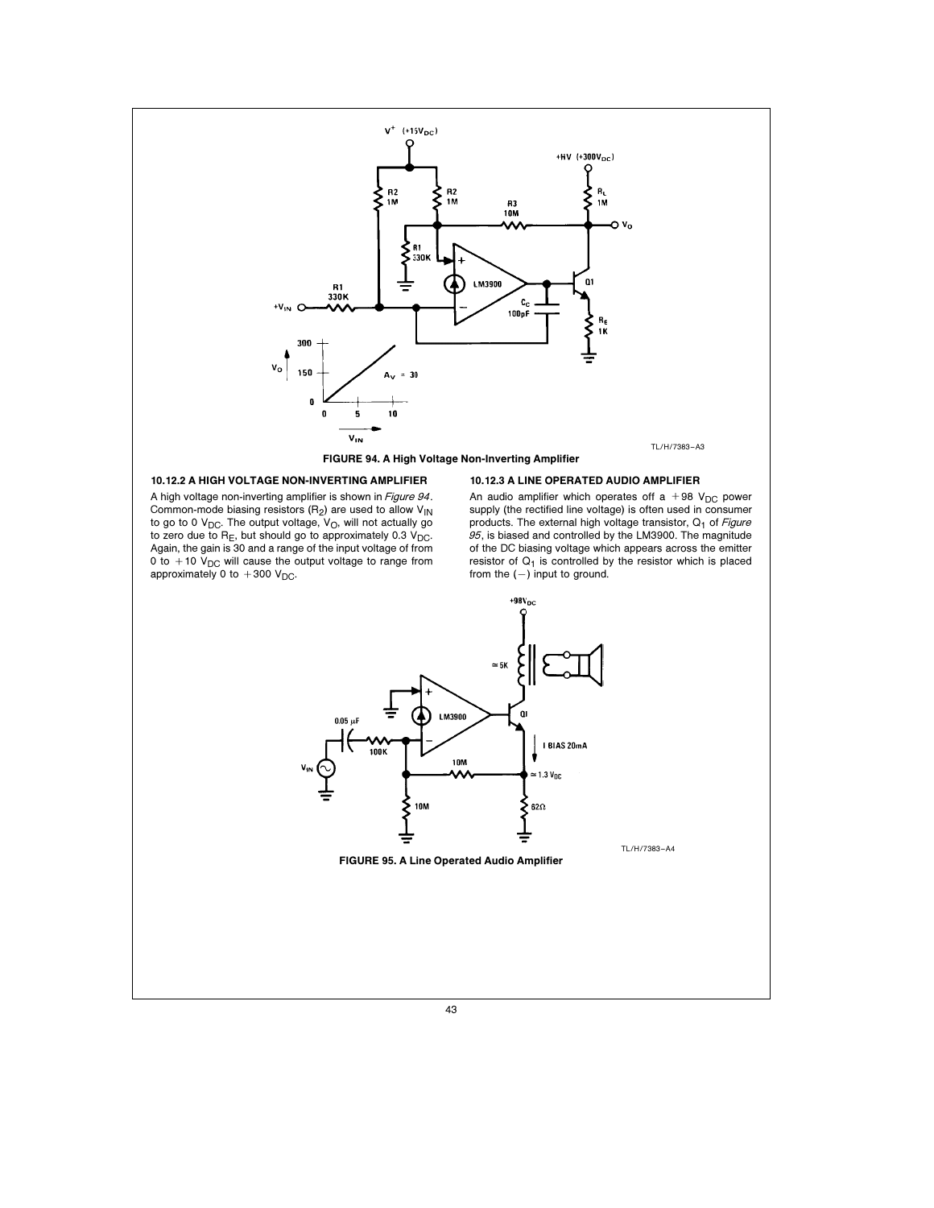FIGURE 94. A High Voltage Non-Inverting Amplifier

### 10.12.2 A HIGH VOLTAGE NON-INVERTING AMPLIFIER

A high voltage non-inverting amplifier is shown in *Figure 94*. Common-mode biasing resistors ($R_2$) are used to allow $V_{IN}$ to go to 0 $V_{DC}$. The output voltage, $V_O$, will not actually go to zero due to $R_E$, but should go to approximately 0.3 $V_{DC}$. Again, the gain is 30 and a range of the input voltage of from 0 to +10 $V_{DC}$ will cause the output voltage to range from approximately 0 to +300 $V_{DC}$.

### 10.12.3 A LINE OPERATED AUDIO AMPLIFIER

An audio amplifier which operates off a +98 $V_{DC}$ power supply (the rectified line voltage) is often used in consumer products. The external high voltage transistor, $Q_1$ of *Figure 95*, is biased and controlled by the LM3900. The magnitude of the DC biasing voltage which appears across the emitter resistor of $Q_1$ is controlled by the resistor which is placed from the (−) input to ground.

FIGURE 95. A Line Operated Audio Amplifier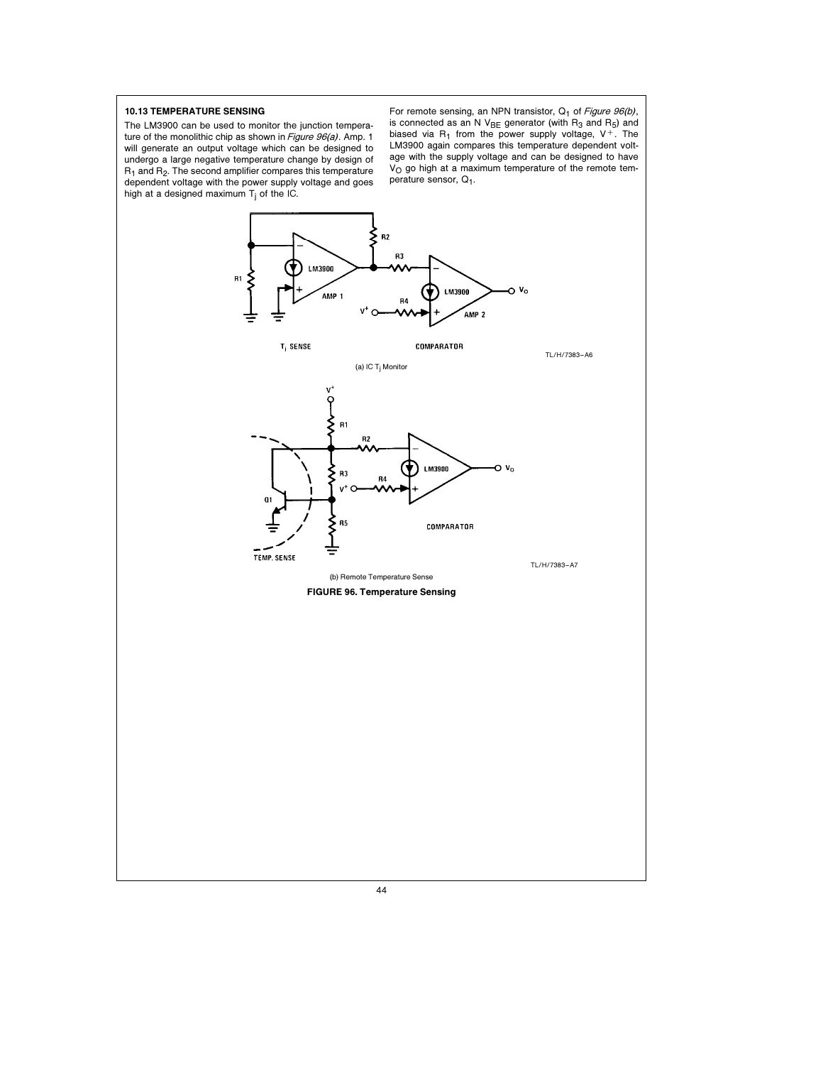### 10.13 TEMPERATURE SENSING

The LM3900 can be used to monitor the junction temperature of the monolithic chip as shown in *Figure 96(a)*. Amp. 1 will generate an output voltage which can be designed to undergo a large negative temperature change by design of $R_1$ and $R_2$. The second amplifier compares this temperature dependent voltage with the power supply voltage and goes high at a designed maximum $T_j$ of the IC.

For remote sensing, an NPN transistor, $Q_1$ of *Figure 96(b)*, is connected as an N $V_{BE}$ generator (with $R_3$ and $R_5$) and biased via $R_1$ from the power supply voltage, $V^+$. The LM3900 again compares this temperature dependent voltage with the supply voltage and can be designed to have $V_O$ go high at a maximum temperature of the remote temperature sensor, $Q_1$.

TL/H/7383–A6

(a) IC $T_j$ Monitor

TL/H/7383–A7

(b) Remote Temperature Sense

**FIGURE 96. Temperature Sensing**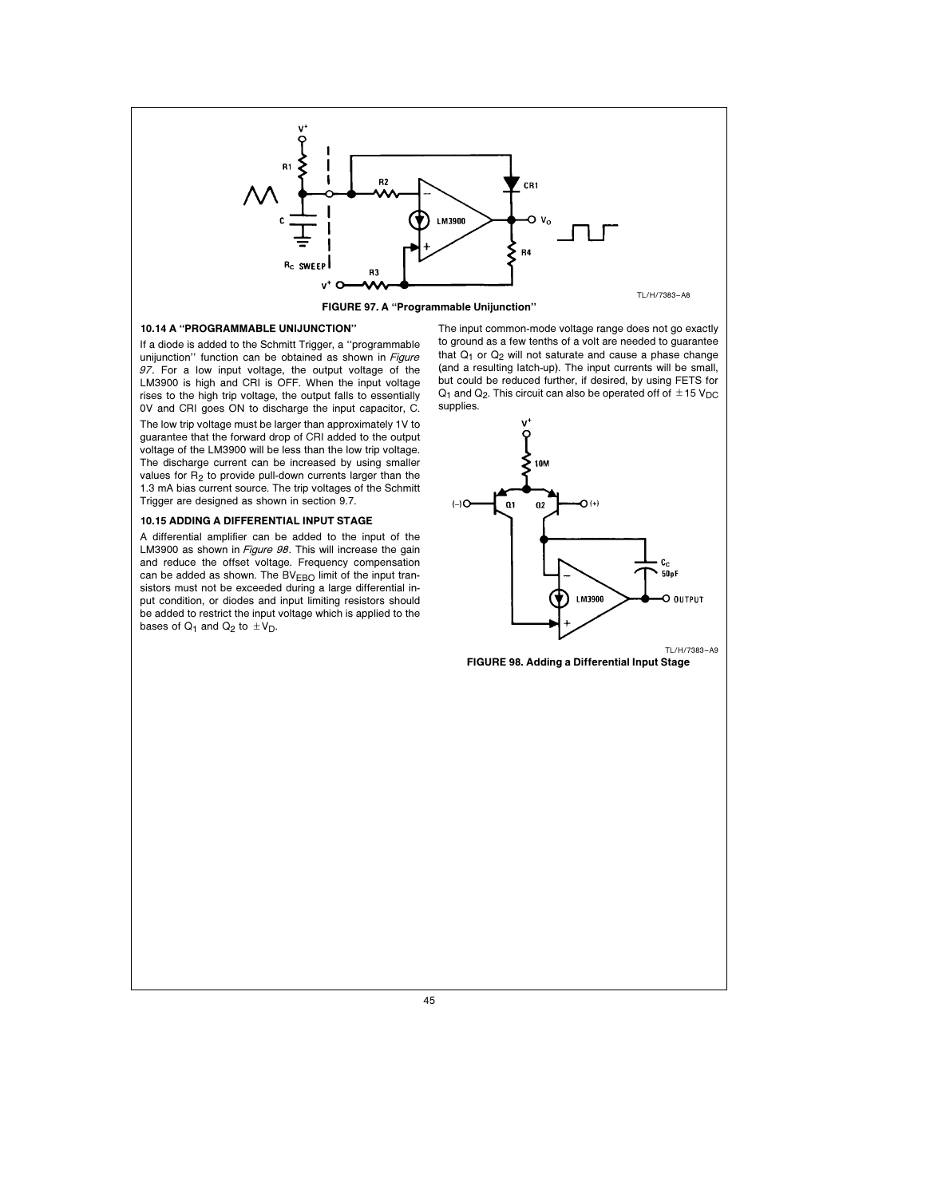FIGURE 97. A "Programmable Unijunction"

### 10.14 A "PROGRAMMABLE UNIJUNCTION"

If a diode is added to the Schmitt Trigger, a "programmable unijunction" function can be obtained as shown in *Figure 97*. For a low input voltage, the output voltage of the LM3900 is high and CRI is OFF. When the input voltage rises to the high trip voltage, the output falls to essentially 0V and CRI goes ON to discharge the input capacitor, C.

The low trip voltage must be larger than approximately 1V to guarantee that the forward drop of CRI added to the output voltage of the LM3900 will be less than the low trip voltage. The discharge current can be increased by using smaller values for $R_2$ to provide pull-down currents larger than the 1.3 mA bias current source. The trip voltages of the Schmitt Trigger are designed as shown in section 9.7.

### 10.15 ADDING A DIFFERENTIAL INPUT STAGE

A differential amplifier can be added to the input of the LM3900 as shown in *Figure 98*. This will increase the gain and reduce the offset voltage. Frequency compensation can be added as shown. The $BV_{EBO}$ limit of the input transistors must not be exceeded during a large differential input condition, or diodes and input limiting resistors should be added to restrict the input voltage which is applied to the bases of $Q_1$ and $Q_2$ to $\pm V_D$.

The input common-mode voltage range does not go exactly to ground as a few tenths of a volt are needed to guarantee that $Q_1$ or $Q_2$ will not saturate and cause a phase change (and a resulting latch-up). The input currents will be small, but could be reduced further, if desired, by using FETS for $Q_1$ and $Q_2$. This circuit can also be operated off of $\pm 15\ V_{DC}$ supplies.

FIGURE 98. Adding a Differential Input Stage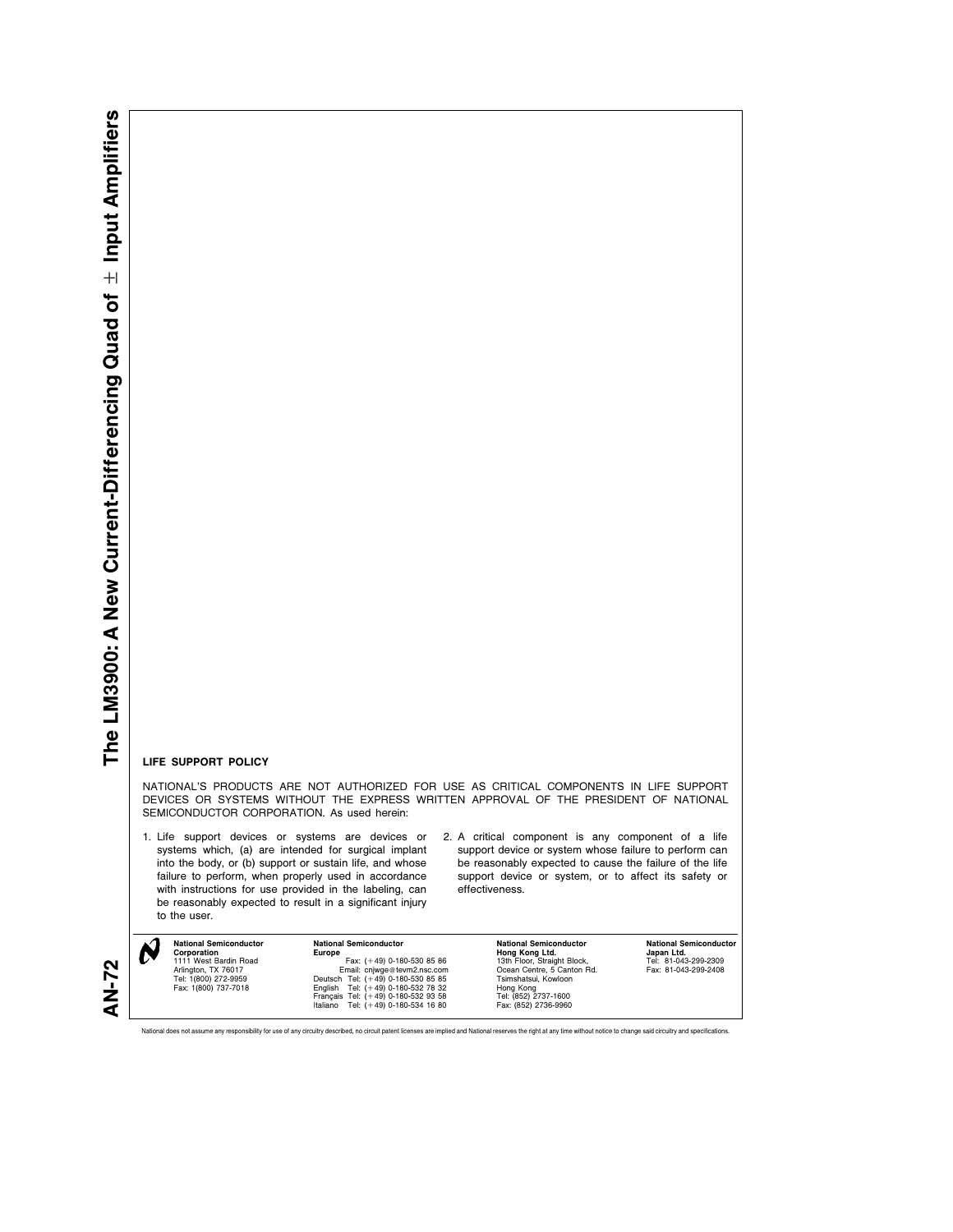**LIFE SUPPORT POLICY**

NATIONAL'S PRODUCTS ARE NOT AUTHORIZED FOR USE AS CRITICAL COMPONENTS IN LIFE SUPPORT DEVICES OR SYSTEMS WITHOUT THE EXPRESS WRITTEN APPROVAL OF THE PRESIDENT OF NATIONAL SEMICONDUCTOR CORPORATION. As used herein:

1. Life support devices or systems are devices or systems which, (a) are intended for surgical implant into the body, or (b) support or sustain life, and whose failure to perform, when properly used in accordance with instructions for use provided in the labeling, can be reasonably expected to result in a significant injury to the user.
2. A critical component is any component of a life support device or system whose failure to perform can be reasonably expected to cause the failure of the life support device or system, or to affect its safety or effectiveness.

**National Semiconductor Corporation**
1111 West Bardin Road
Arlington, TX 76017
Tel: 1(800) 272-9959
Fax: 1(800) 737-7018

**National Semiconductor Europe**
Fax: (+49) 0-180-530 85 86
Email: cnjwge@tevm2.nsc.com
Deutsch Tel: (+49) 0-180-530 85 85
English Tel: (+49) 0-180-532 78 32
Français Tel: (+49) 0-180-532 93 58
Italiano Tel: (+49) 0-180-534 16 80

**National Semiconductor Hong Kong Ltd.**
13th Floor, Straight Block,
Ocean Centre, 5 Canton Rd.
Tsimshatsui, Kowloon
Hong Kong
Tel: (852) 2737-1600
Fax: (852) 2736-9960

**National Semiconductor Japan Ltd.**
Tel: 81-043-299-2309
Fax: 81-043-299-2408

National does not assume any responsibility for use of any circuitry described, no circuit patent licenses are implied and National reserves the right at any time without notice to change said circuitry and specifications.